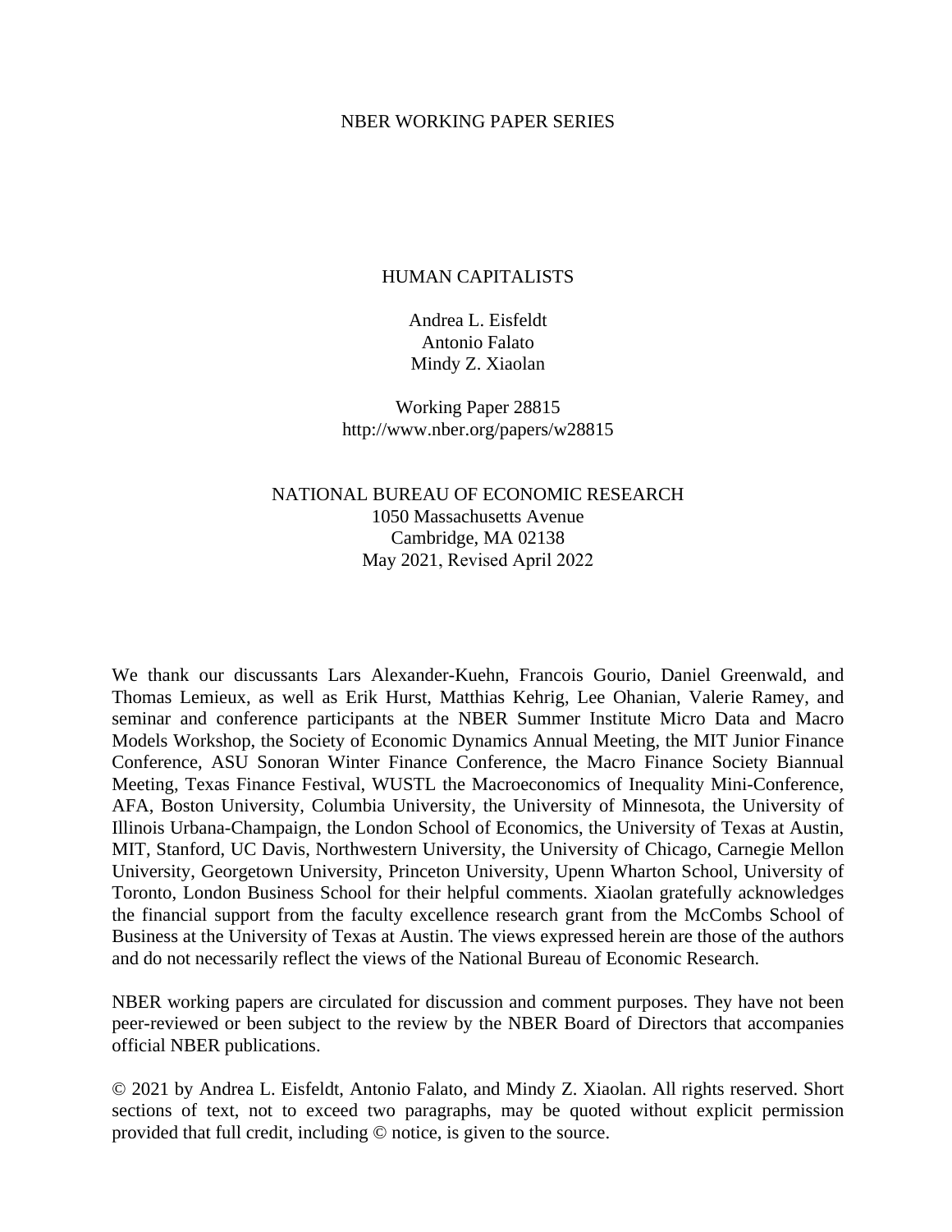NBER WORKING PAPER SERIES

# HUMAN CAPITALISTS

Andrea L. Eisfeldt
Antonio Falato
Mindy Z. Xiaolan

Working Paper 28815
http://www.nber.org/papers/w28815

NATIONAL BUREAU OF ECONOMIC RESEARCH
1050 Massachusetts Avenue
Cambridge, MA 02138
May 2021, Revised April 2022

We thank our discussants Lars Alexander-Kuehn, Francois Gourio, Daniel Greenwald, and Thomas Lemieux, as well as Erik Hurst, Matthias Kehrig, Lee Ohanian, Valerie Ramey, and seminar and conference participants at the NBER Summer Institute Micro Data and Macro Models Workshop, the Society of Economic Dynamics Annual Meeting, the MIT Junior Finance Conference, ASU Sonoran Winter Finance Conference, the Macro Finance Society Biannual Meeting, Texas Finance Festival, WUSTL the Macroeconomics of Inequality Mini-Conference, AFA, Boston University, Columbia University, the University of Minnesota, the University of Illinois Urbana-Champaign, the London School of Economics, the University of Texas at Austin, MIT, Stanford, UC Davis, Northwestern University, the University of Chicago, Carnegie Mellon University, Georgetown University, Princeton University, Upenn Wharton School, University of Toronto, London Business School for their helpful comments. Xiaolan gratefully acknowledges the financial support from the faculty excellence research grant from the McCombs School of Business at the University of Texas at Austin. The views expressed herein are those of the authors and do not necessarily reflect the views of the National Bureau of Economic Research.

NBER working papers are circulated for discussion and comment purposes. They have not been peer-reviewed or been subject to the review by the NBER Board of Directors that accompanies official NBER publications.

© 2021 by Andrea L. Eisfeldt, Antonio Falato, and Mindy Z. Xiaolan. All rights reserved. Short sections of text, not to exceed two paragraphs, may be quoted without explicit permission provided that full credit, including © notice, is given to the source.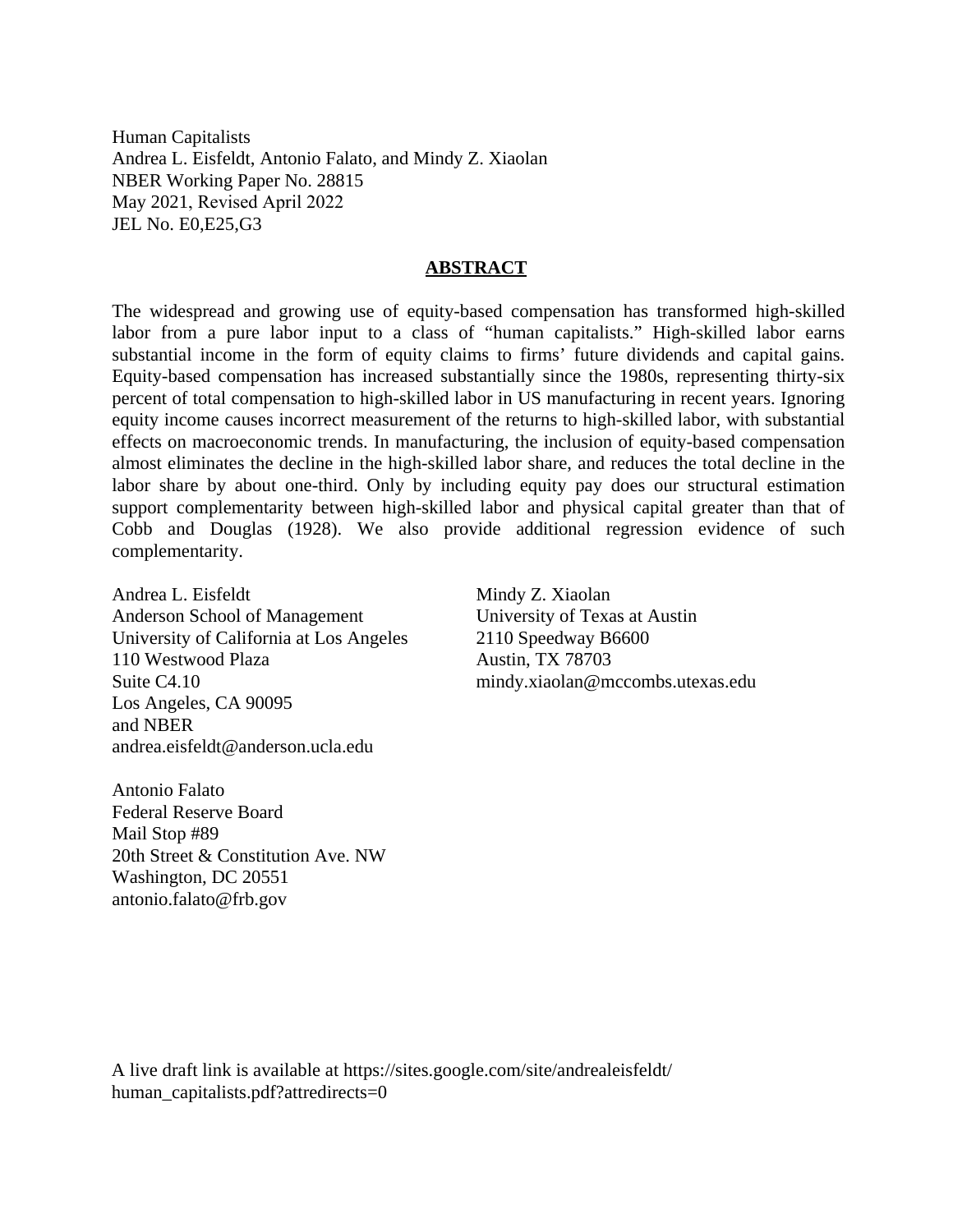Human Capitalists
Andrea L. Eisfeldt, Antonio Falato, and Mindy Z. Xiaolan
NBER Working Paper No. 28815
May 2021, Revised April 2022
JEL No. E0,E25,G3

## ABSTRACT

The widespread and growing use of equity-based compensation has transformed high-skilled labor from a pure labor input to a class of "human capitalists." High-skilled labor earns substantial income in the form of equity claims to firms' future dividends and capital gains. Equity-based compensation has increased substantially since the 1980s, representing thirty-six percent of total compensation to high-skilled labor in US manufacturing in recent years. Ignoring equity income causes incorrect measurement of the returns to high-skilled labor, with substantial effects on macroeconomic trends. In manufacturing, the inclusion of equity-based compensation almost eliminates the decline in the high-skilled labor share, and reduces the total decline in the labor share by about one-third. Only by including equity pay does our structural estimation support complementarity between high-skilled labor and physical capital greater than that of Cobb and Douglas (1928). We also provide additional regression evidence of such complementarity.

Andrea L. Eisfeldt
Anderson School of Management
University of California at Los Angeles
110 Westwood Plaza
Suite C4.10
Los Angeles, CA 90095
and NBER
andrea.eisfeldt@anderson.ucla.edu

Antonio Falato
Federal Reserve Board
Mail Stop #89
20th Street & Constitution Ave. NW
Washington, DC 20551
antonio.falato@frb.gov

Mindy Z. Xiaolan
University of Texas at Austin
2110 Speedway B6600
Austin, TX 78703
mindy.xiaolan@mccombs.utexas.edu

A live draft link is available at https://sites.google.com/site/andrealeisfeldt/human_capitalists.pdf?attredirects=0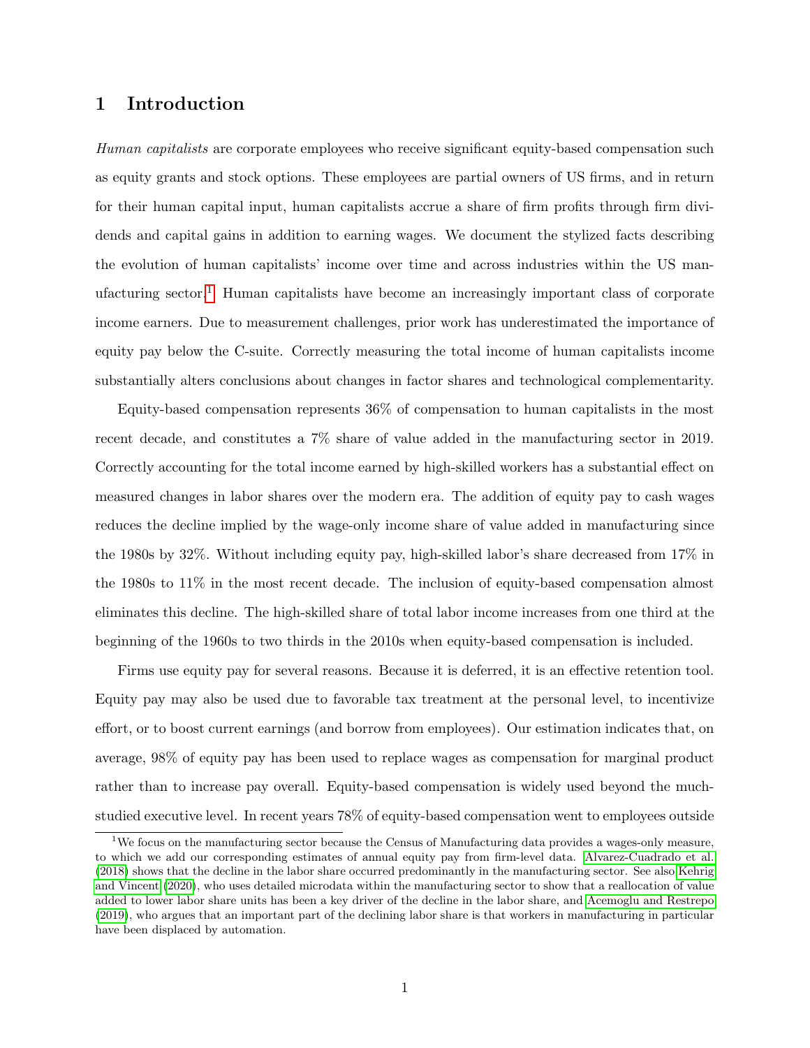# 1 Introduction

*Human capitalists* are corporate employees who receive significant equity-based compensation such as equity grants and stock options. These employees are partial owners of US firms, and in return for their human capital input, human capitalists accrue a share of firm profits through firm dividends and capital gains in addition to earning wages. We document the stylized facts describing the evolution of human capitalists' income over time and across industries within the US manufacturing sector.[1] Human capitalists have become an increasingly important class of corporate income earners. Due to measurement challenges, prior work has underestimated the importance of equity pay below the C-suite. Correctly measuring the total income of human capitalists income substantially alters conclusions about changes in factor shares and technological complementarity.

Equity-based compensation represents 36% of compensation to human capitalists in the most recent decade, and constitutes a 7% share of value added in the manufacturing sector in 2019. Correctly accounting for the total income earned by high-skilled workers has a substantial effect on measured changes in labor shares over the modern era. The addition of equity pay to cash wages reduces the decline implied by the wage-only income share of value added in manufacturing since the 1980s by 32%. Without including equity pay, high-skilled labor's share decreased from 17% in the 1980s to 11% in the most recent decade. The inclusion of equity-based compensation almost eliminates this decline. The high-skilled share of total labor income increases from one third at the beginning of the 1960s to two thirds in the 2010s when equity-based compensation is included.

Firms use equity pay for several reasons. Because it is deferred, it is an effective retention tool. Equity pay may also be used due to favorable tax treatment at the personal level, to incentivize effort, or to boost current earnings (and borrow from employees). Our estimation indicates that, on average, 98% of equity pay has been used to replace wages as compensation for marginal product rather than to increase pay overall. Equity-based compensation is widely used beyond the much-studied executive level. In recent years 78% of equity-based compensation went to employees outside

[1] We focus on the manufacturing sector because the Census of Manufacturing data provides a wages-only measure, to which we add our corresponding estimates of annual equity pay from firm-level data. Alvarez-Cuadrado et al. (2018) shows that the decline in the labor share occurred predominantly in the manufacturing sector. See also Kehrig and Vincent (2020), who uses detailed microdata within the manufacturing sector to show that a reallocation of value added to lower labor share units has been a key driver of the decline in the labor share, and Acemoglu and Restrepo (2019), who argues that an important part of the declining labor share is that workers in manufacturing in particular have been displaced by automation.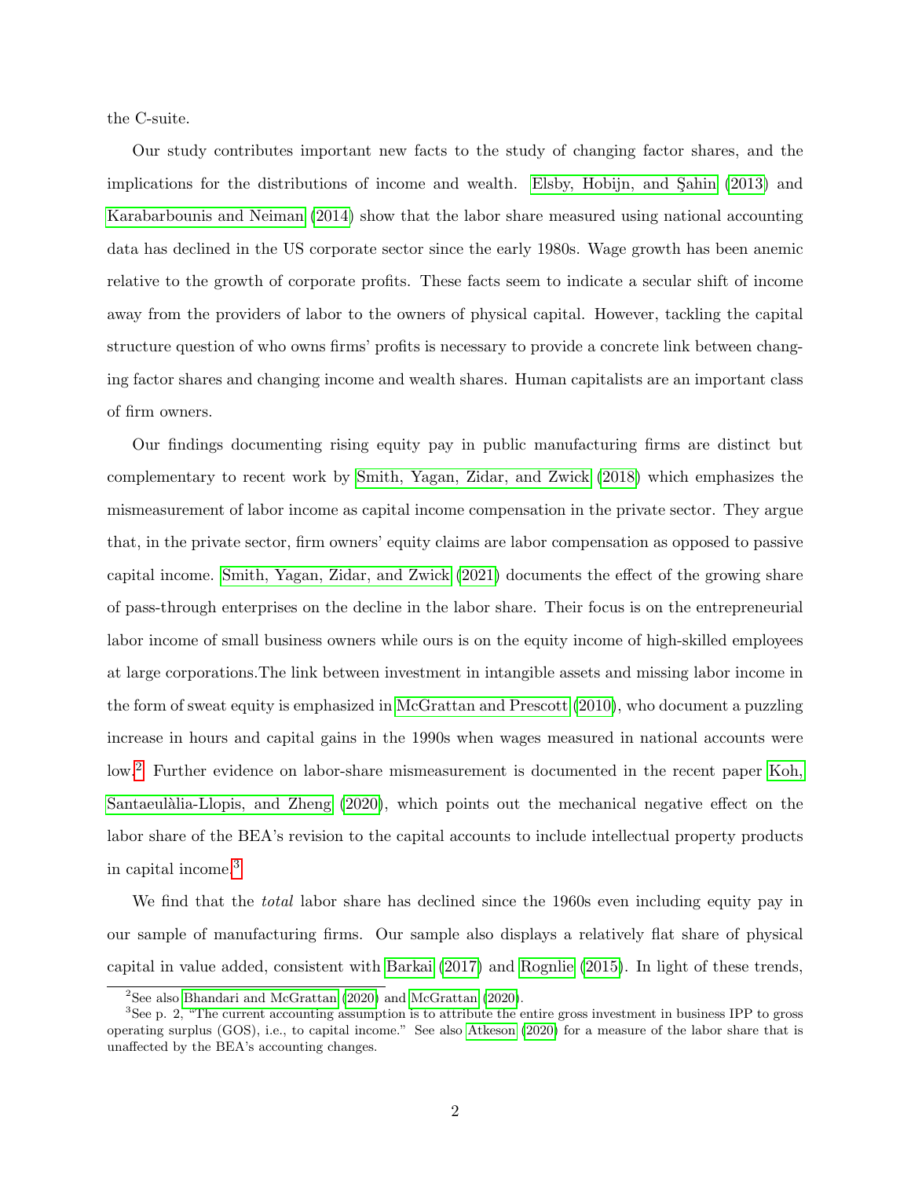the C-suite.

Our study contributes important new facts to the study of changing factor shares, and the implications for the distributions of income and wealth. Elsby, Hobijn, and Şahin (2013) and Karabarbounis and Neiman (2014) show that the labor share measured using national accounting data has declined in the US corporate sector since the early 1980s. Wage growth has been anemic relative to the growth of corporate profits. These facts seem to indicate a secular shift of income away from the providers of labor to the owners of physical capital. However, tackling the capital structure question of who owns firms' profits is necessary to provide a concrete link between changing factor shares and changing income and wealth shares. Human capitalists are an important class of firm owners.

Our findings documenting rising equity pay in public manufacturing firms are distinct but complementary to recent work by Smith, Yagan, Zidar, and Zwick (2018) which emphasizes the mismeasurement of labor income as capital income compensation in the private sector. They argue that, in the private sector, firm owners' equity claims are labor compensation as opposed to passive capital income. Smith, Yagan, Zidar, and Zwick (2021) documents the effect of the growing share of pass-through enterprises on the decline in the labor share. Their focus is on the entrepreneurial labor income of small business owners while ours is on the equity income of high-skilled employees at large corporations.The link between investment in intangible assets and missing labor income in the form of sweat equity is emphasized in McGrattan and Prescott (2010), who document a puzzling increase in hours and capital gains in the 1990s when wages measured in national accounts were low.[2] Further evidence on labor-share mismeasurement is documented in the recent paper Koh, Santaeulàlia-Llopis, and Zheng (2020), which points out the mechanical negative effect on the labor share of the BEA's revision to the capital accounts to include intellectual property products in capital income.[3]

We find that the *total* labor share has declined since the 1960s even including equity pay in our sample of manufacturing firms. Our sample also displays a relatively flat share of physical capital in value added, consistent with Barkai (2017) and Rognlie (2015). In light of these trends,

[2] See also Bhandari and McGrattan (2020) and McGrattan (2020).

[3] See p. 2, "The current accounting assumption is to attribute the entire gross investment in business IPP to gross operating surplus (GOS), i.e., to capital income." See also Atkeson (2020) for a measure of the labor share that is unaffected by the BEA's accounting changes.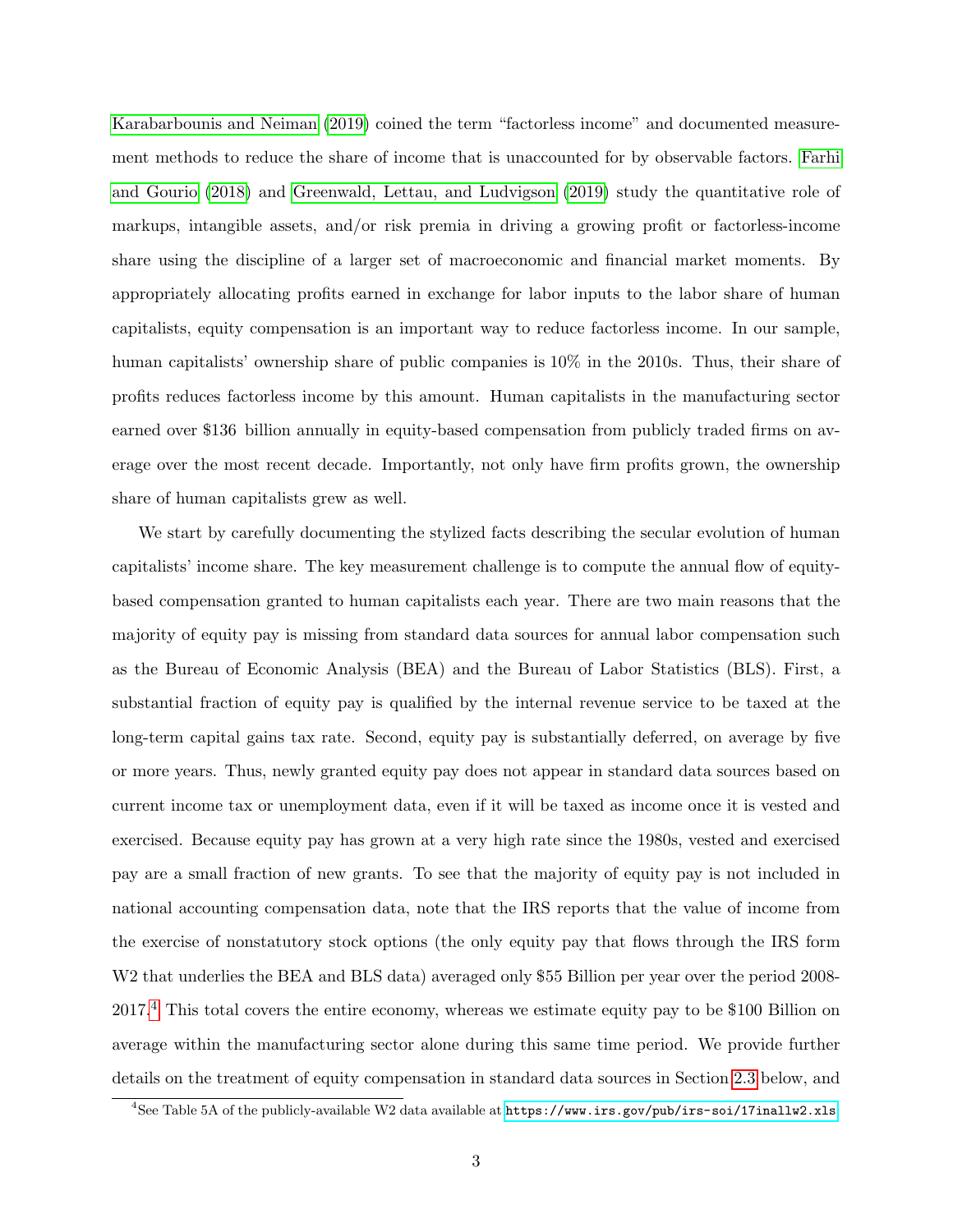Karabarbounis and Neiman (2019) coined the term "factorless income" and documented measurement methods to reduce the share of income that is unaccounted for by observable factors. Farhi and Gourio (2018) and Greenwald, Lettau, and Ludvigson (2019) study the quantitative role of markups, intangible assets, and/or risk premia in driving a growing profit or factorless-income share using the discipline of a larger set of macroeconomic and financial market moments. By appropriately allocating profits earned in exchange for labor inputs to the labor share of human capitalists, equity compensation is an important way to reduce factorless income. In our sample, human capitalists' ownership share of public companies is 10% in the 2010s. Thus, their share of profits reduces factorless income by this amount. Human capitalists in the manufacturing sector earned over \$136 billion annually in equity-based compensation from publicly traded firms on average over the most recent decade. Importantly, not only have firm profits grown, the ownership share of human capitalists grew as well.

We start by carefully documenting the stylized facts describing the secular evolution of human capitalists' income share. The key measurement challenge is to compute the annual flow of equity-based compensation granted to human capitalists each year. There are two main reasons that the majority of equity pay is missing from standard data sources for annual labor compensation such as the Bureau of Economic Analysis (BEA) and the Bureau of Labor Statistics (BLS). First, a substantial fraction of equity pay is qualified by the internal revenue service to be taxed at the long-term capital gains tax rate. Second, equity pay is substantially deferred, on average by five or more years. Thus, newly granted equity pay does not appear in standard data sources based on current income tax or unemployment data, even if it will be taxed as income once it is vested and exercised. Because equity pay has grown at a very high rate since the 1980s, vested and exercised pay are a small fraction of new grants. To see that the majority of equity pay is not included in national accounting compensation data, note that the IRS reports that the value of income from the exercise of nonstatutory stock options (the only equity pay that flows through the IRS form W2 that underlies the BEA and BLS data) averaged only \$55 Billion per year over the period 2008-2017.[4] This total covers the entire economy, whereas we estimate equity pay to be \$100 Billion on average within the manufacturing sector alone during this same time period. We provide further details on the treatment of equity compensation in standard data sources in Section 2.3 below, and

[4] See Table 5A of the publicly-available W2 data available at https://www.irs.gov/pub/irs-soi/17inallw2.xls.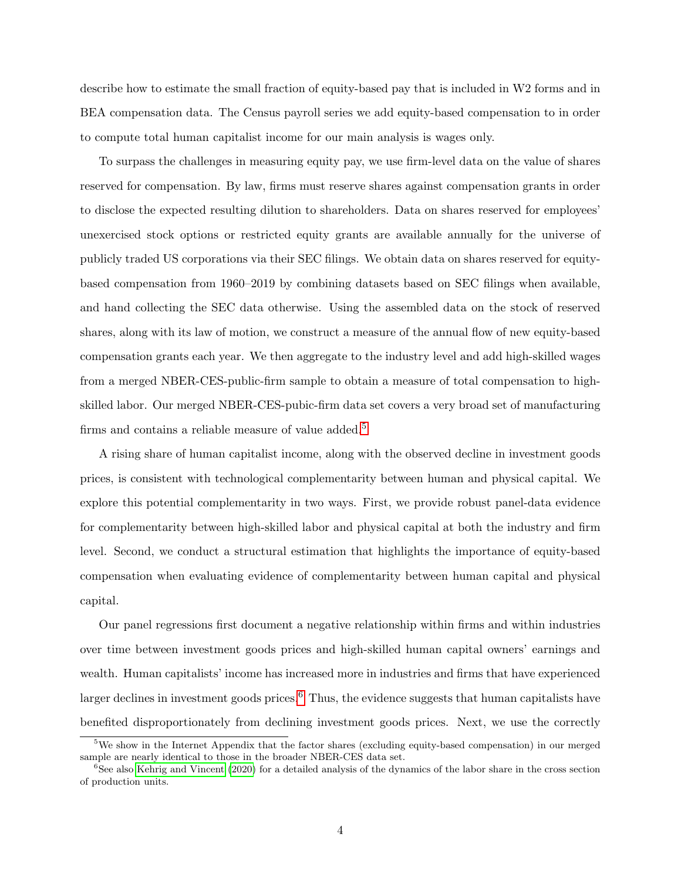describe how to estimate the small fraction of equity-based pay that is included in W2 forms and in BEA compensation data. The Census payroll series we add equity-based compensation to in order to compute total human capitalist income for our main analysis is wages only.

To surpass the challenges in measuring equity pay, we use firm-level data on the value of shares reserved for compensation. By law, firms must reserve shares against compensation grants in order to disclose the expected resulting dilution to shareholders. Data on shares reserved for employees' unexercised stock options or restricted equity grants are available annually for the universe of publicly traded US corporations via their SEC filings. We obtain data on shares reserved for equity-based compensation from 1960–2019 by combining datasets based on SEC filings when available, and hand collecting the SEC data otherwise. Using the assembled data on the stock of reserved shares, along with its law of motion, we construct a measure of the annual flow of new equity-based compensation grants each year. We then aggregate to the industry level and add high-skilled wages from a merged NBER-CES-public-firm sample to obtain a measure of total compensation to high-skilled labor. Our merged NBER-CES-pubic-firm data set covers a very broad set of manufacturing firms and contains a reliable measure of value added.[5]

A rising share of human capitalist income, along with the observed decline in investment goods prices, is consistent with technological complementarity between human and physical capital. We explore this potential complementarity in two ways. First, we provide robust panel-data evidence for complementarity between high-skilled labor and physical capital at both the industry and firm level. Second, we conduct a structural estimation that highlights the importance of equity-based compensation when evaluating evidence of complementarity between human capital and physical capital.

Our panel regressions first document a negative relationship within firms and within industries over time between investment goods prices and high-skilled human capital owners' earnings and wealth. Human capitalists' income has increased more in industries and firms that have experienced larger declines in investment goods prices.[6] Thus, the evidence suggests that human capitalists have benefited disproportionately from declining investment goods prices. Next, we use the correctly

---

[5] We show in the Internet Appendix that the factor shares (excluding equity-based compensation) in our merged sample are nearly identical to those in the broader NBER-CES data set.

[6] See also Kehrig and Vincent (2020) for a detailed analysis of the dynamics of the labor share in the cross section of production units.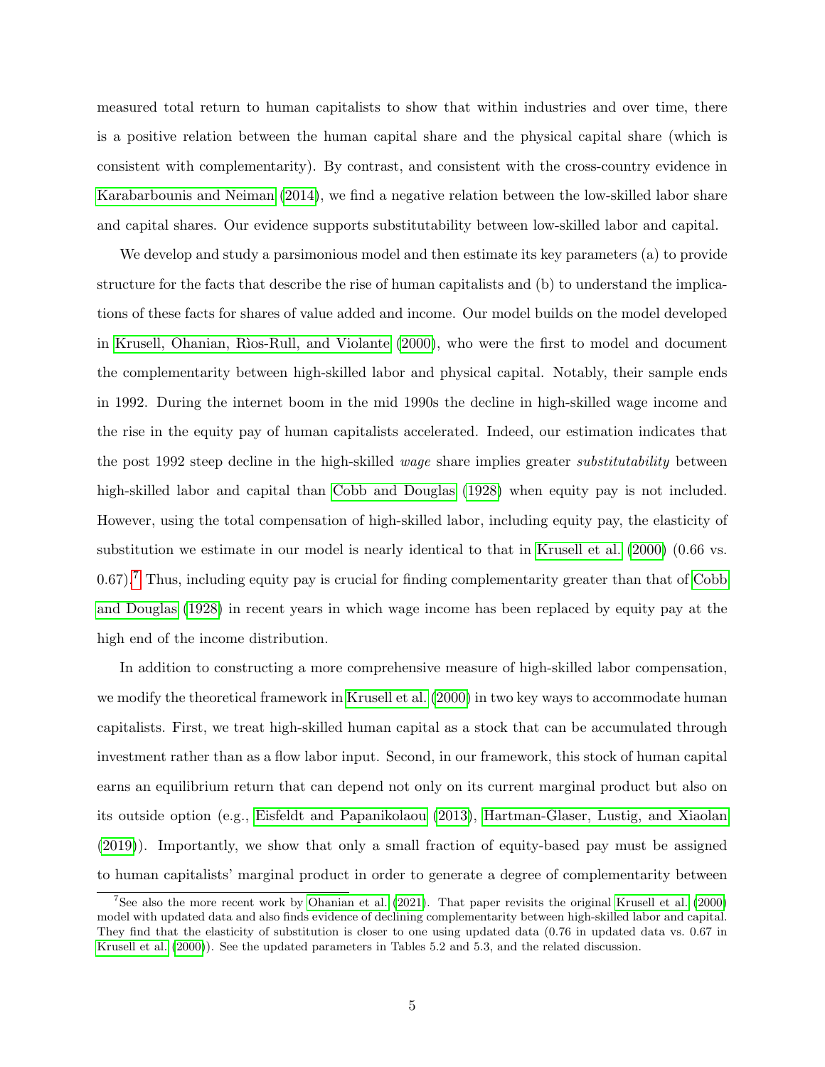measured total return to human capitalists to show that within industries and over time, there is a positive relation between the human capital share and the physical capital share (which is consistent with complementarity). By contrast, and consistent with the cross-country evidence in Karabarbounis and Neiman (2014), we find a negative relation between the low-skilled labor share and capital shares. Our evidence supports substitutability between low-skilled labor and capital.

We develop and study a parsimonious model and then estimate its key parameters (a) to provide structure for the facts that describe the rise of human capitalists and (b) to understand the implications of these facts for shares of value added and income. Our model builds on the model developed in Krusell, Ohanian, Rìos-Rull, and Violante (2000), who were the first to model and document the complementarity between high-skilled labor and physical capital. Notably, their sample ends in 1992. During the internet boom in the mid 1990s the decline in high-skilled wage income and the rise in the equity pay of human capitalists accelerated. Indeed, our estimation indicates that the post 1992 steep decline in the high-skilled *wage* share implies greater *substitutability* between high-skilled labor and capital than Cobb and Douglas (1928) when equity pay is not included. However, using the total compensation of high-skilled labor, including equity pay, the elasticity of substitution we estimate in our model is nearly identical to that in Krusell et al. (2000) (0.66 vs. 0.67).[7] Thus, including equity pay is crucial for finding complementarity greater than that of Cobb and Douglas (1928) in recent years in which wage income has been replaced by equity pay at the high end of the income distribution.

In addition to constructing a more comprehensive measure of high-skilled labor compensation, we modify the theoretical framework in Krusell et al. (2000) in two key ways to accommodate human capitalists. First, we treat high-skilled human capital as a stock that can be accumulated through investment rather than as a flow labor input. Second, in our framework, this stock of human capital earns an equilibrium return that can depend not only on its current marginal product but also on its outside option (e.g., Eisfeldt and Papanikolaou (2013), Hartman-Glaser, Lustig, and Xiaolan (2019)). Importantly, we show that only a small fraction of equity-based pay must be assigned to human capitalists' marginal product in order to generate a degree of complementarity between

[7] See also the more recent work by Ohanian et al. (2021). That paper revisits the original Krusell et al. (2000) model with updated data and also finds evidence of declining complementarity between high-skilled labor and capital. They find that the elasticity of substitution is closer to one using updated data (0.76 in updated data vs. 0.67 in Krusell et al. (2000)). See the updated parameters in Tables 5.2 and 5.3, and the related discussion.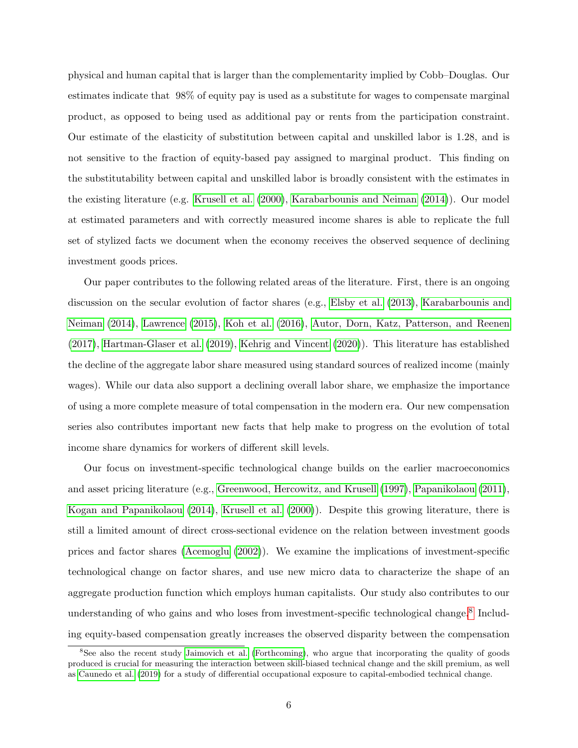physical and human capital that is larger than the complementarity implied by Cobb–Douglas. Our estimates indicate that 98% of equity pay is used as a substitute for wages to compensate marginal product, as opposed to being used as additional pay or rents from the participation constraint. Our estimate of the elasticity of substitution between capital and unskilled labor is 1.28, and is not sensitive to the fraction of equity-based pay assigned to marginal product. This finding on the substitutability between capital and unskilled labor is broadly consistent with the estimates in the existing literature (e.g. Krusell et al. (2000), Karabarbounis and Neiman (2014)). Our model at estimated parameters and with correctly measured income shares is able to replicate the full set of stylized facts we document when the economy receives the observed sequence of declining investment goods prices.

Our paper contributes to the following related areas of the literature. First, there is an ongoing discussion on the secular evolution of factor shares (e.g., Elsby et al. (2013), Karabarbounis and Neiman (2014), Lawrence (2015), Koh et al. (2016), Autor, Dorn, Katz, Patterson, and Reenen (2017), Hartman-Glaser et al. (2019), Kehrig and Vincent (2020)). This literature has established the decline of the aggregate labor share measured using standard sources of realized income (mainly wages). While our data also support a declining overall labor share, we emphasize the importance of using a more complete measure of total compensation in the modern era. Our new compensation series also contributes important new facts that help make to progress on the evolution of total income share dynamics for workers of different skill levels.

Our focus on investment-specific technological change builds on the earlier macroeconomics and asset pricing literature (e.g., Greenwood, Hercowitz, and Krusell (1997), Papanikolaou (2011), Kogan and Papanikolaou (2014), Krusell et al. (2000)). Despite this growing literature, there is still a limited amount of direct cross-sectional evidence on the relation between investment goods prices and factor shares (Acemoglu (2002)). We examine the implications of investment-specific technological change on factor shares, and use new micro data to characterize the shape of an aggregate production function which employs human capitalists. Our study also contributes to our understanding of who gains and who loses from investment-specific technological change.[8] Including equity-based compensation greatly increases the observed disparity between the compensation

[8] See also the recent study Jaimovich et al. (Forthcoming), who argue that incorporating the quality of goods produced is crucial for measuring the interaction between skill-biased technical change and the skill premium, as well as Caunedo et al. (2019) for a study of differential occupational exposure to capital-embodied technical change.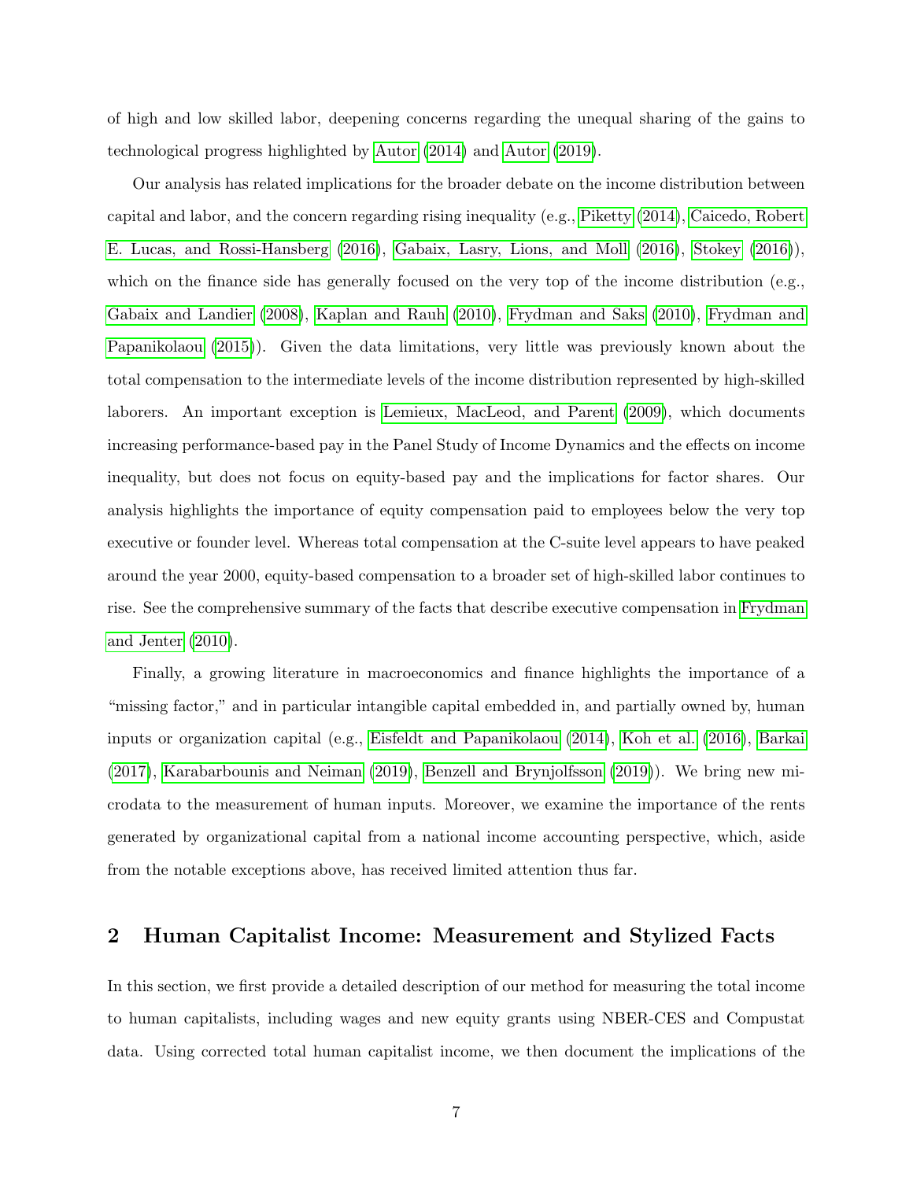of high and low skilled labor, deepening concerns regarding the unequal sharing of the gains to technological progress highlighted by Autor (2014) and Autor (2019).

Our analysis has related implications for the broader debate on the income distribution between capital and labor, and the concern regarding rising inequality (e.g., Piketty (2014), Caicedo, Robert E. Lucas, and Rossi-Hansberg (2016), Gabaix, Lasry, Lions, and Moll (2016), Stokey (2016)), which on the finance side has generally focused on the very top of the income distribution (e.g., Gabaix and Landier (2008), Kaplan and Rauh (2010), Frydman and Saks (2010), Frydman and Papanikolaou (2015)). Given the data limitations, very little was previously known about the total compensation to the intermediate levels of the income distribution represented by high-skilled laborers. An important exception is Lemieux, MacLeod, and Parent (2009), which documents increasing performance-based pay in the Panel Study of Income Dynamics and the effects on income inequality, but does not focus on equity-based pay and the implications for factor shares. Our analysis highlights the importance of equity compensation paid to employees below the very top executive or founder level. Whereas total compensation at the C-suite level appears to have peaked around the year 2000, equity-based compensation to a broader set of high-skilled labor continues to rise. See the comprehensive summary of the facts that describe executive compensation in Frydman and Jenter (2010).

Finally, a growing literature in macroeconomics and finance highlights the importance of a "missing factor," and in particular intangible capital embedded in, and partially owned by, human inputs or organization capital (e.g., Eisfeldt and Papanikolaou (2014), Koh et al. (2016), Barkai (2017), Karabarbounis and Neiman (2019), Benzell and Brynjolfsson (2019)). We bring new microdata to the measurement of human inputs. Moreover, we examine the importance of the rents generated by organizational capital from a national income accounting perspective, which, aside from the notable exceptions above, has received limited attention thus far.

## 2 Human Capitalist Income: Measurement and Stylized Facts

In this section, we first provide a detailed description of our method for measuring the total income to human capitalists, including wages and new equity grants using NBER-CES and Compustat data. Using corrected total human capitalist income, we then document the implications of the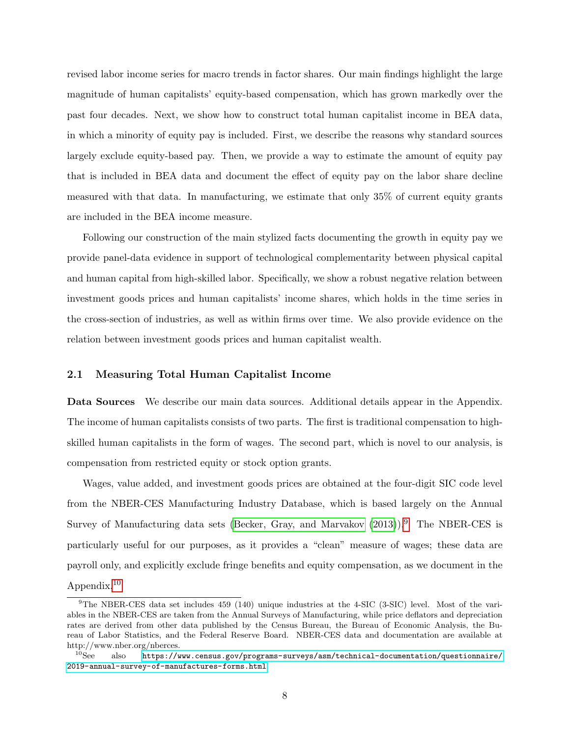revised labor income series for macro trends in factor shares. Our main findings highlight the large magnitude of human capitalists' equity-based compensation, which has grown markedly over the past four decades. Next, we show how to construct total human capitalist income in BEA data, in which a minority of equity pay is included. First, we describe the reasons why standard sources largely exclude equity-based pay. Then, we provide a way to estimate the amount of equity pay that is included in BEA data and document the effect of equity pay on the labor share decline measured with that data. In manufacturing, we estimate that only 35% of current equity grants are included in the BEA income measure.

Following our construction of the main stylized facts documenting the growth in equity pay we provide panel-data evidence in support of technological complementarity between physical capital and human capital from high-skilled labor. Specifically, we show a robust negative relation between investment goods prices and human capitalists' income shares, which holds in the time series in the cross-section of industries, as well as within firms over time. We also provide evidence on the relation between investment goods prices and human capitalist wealth.

## 2.1 Measuring Total Human Capitalist Income

**Data Sources** We describe our main data sources. Additional details appear in the Appendix. The income of human capitalists consists of two parts. The first is traditional compensation to high-skilled human capitalists in the form of wages. The second part, which is novel to our analysis, is compensation from restricted equity or stock option grants.

Wages, value added, and investment goods prices are obtained at the four-digit SIC code level from the NBER-CES Manufacturing Industry Database, which is based largely on the Annual Survey of Manufacturing data sets (Becker, Gray, and Marvakov (2013)).[9] The NBER-CES is particularly useful for our purposes, as it provides a "clean" measure of wages; these data are payroll only, and explicitly exclude fringe benefits and equity compensation, as we document in the Appendix.[10]

[9] The NBER-CES data set includes 459 (140) unique industries at the 4-SIC (3-SIC) level. Most of the variables in the NBER-CES are taken from the Annual Surveys of Manufacturing, while price deflators and depreciation rates are derived from other data published by the Census Bureau, the Bureau of Economic Analysis, the Bureau of Labor Statistics, and the Federal Reserve Board. NBER-CES data and documentation are available at http://www.nber.org/nberces.

[10] See also https://www.census.gov/programs-surveys/asm/technical-documentation/questionnaire/2019-annual-survey-of-manufactures-forms.html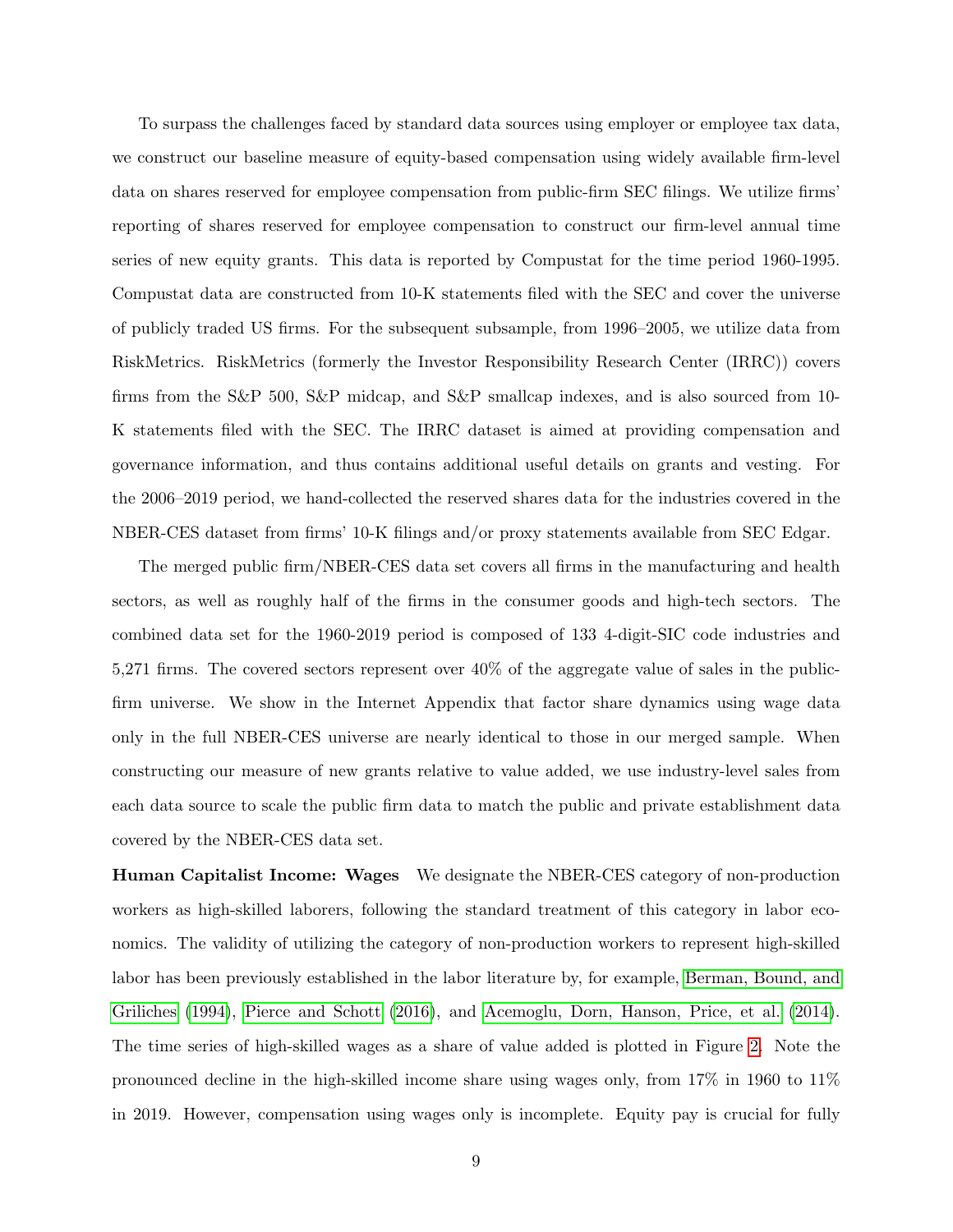To surpass the challenges faced by standard data sources using employer or employee tax data, we construct our baseline measure of equity-based compensation using widely available firm-level data on shares reserved for employee compensation from public-firm SEC filings. We utilize firms' reporting of shares reserved for employee compensation to construct our firm-level annual time series of new equity grants. This data is reported by Compustat for the time period 1960-1995. Compustat data are constructed from 10-K statements filed with the SEC and cover the universe of publicly traded US firms. For the subsequent subsample, from 1996–2005, we utilize data from RiskMetrics. RiskMetrics (formerly the Investor Responsibility Research Center (IRRC)) covers firms from the S&P 500, S&P midcap, and S&P smallcap indexes, and is also sourced from 10-K statements filed with the SEC. The IRRC dataset is aimed at providing compensation and governance information, and thus contains additional useful details on grants and vesting. For the 2006–2019 period, we hand-collected the reserved shares data for the industries covered in the NBER-CES dataset from firms' 10-K filings and/or proxy statements available from SEC Edgar.

The merged public firm/NBER-CES data set covers all firms in the manufacturing and health sectors, as well as roughly half of the firms in the consumer goods and high-tech sectors. The combined data set for the 1960-2019 period is composed of 133 4-digit-SIC code industries and 5,271 firms. The covered sectors represent over 40% of the aggregate value of sales in the public-firm universe. We show in the Internet Appendix that factor share dynamics using wage data only in the full NBER-CES universe are nearly identical to those in our merged sample. When constructing our measure of new grants relative to value added, we use industry-level sales from each data source to scale the public firm data to match the public and private establishment data covered by the NBER-CES data set.

**Human Capitalist Income: Wages** We designate the NBER-CES category of non-production workers as high-skilled laborers, following the standard treatment of this category in labor economics. The validity of utilizing the category of non-production workers to represent high-skilled labor has been previously established in the labor literature by, for example, Berman, Bound, and Griliches (1994), Pierce and Schott (2016), and Acemoglu, Dorn, Hanson, Price, et al. (2014). The time series of high-skilled wages as a share of value added is plotted in Figure 2. Note the pronounced decline in the high-skilled income share using wages only, from 17% in 1960 to 11% in 2019. However, compensation using wages only is incomplete. Equity pay is crucial for fully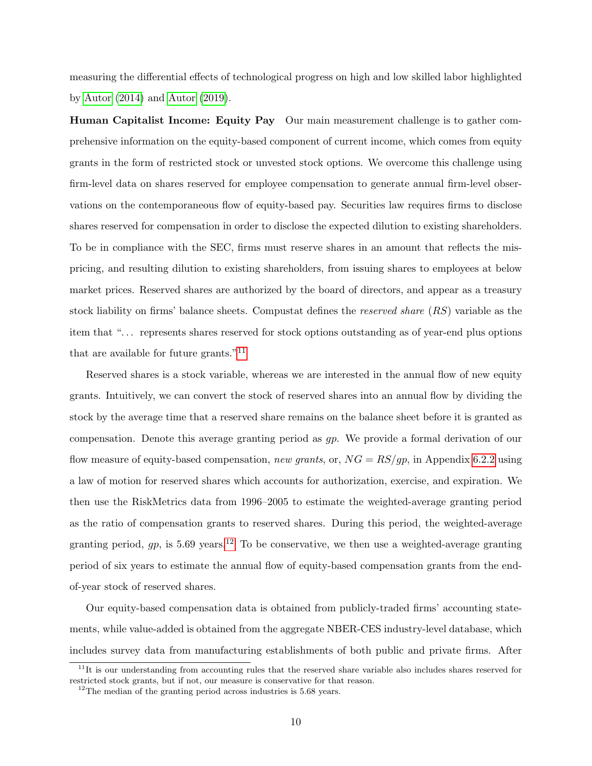measuring the differential effects of technological progress on high and low skilled labor highlighted by Autor (2014) and Autor (2019).

**Human Capitalist Income: Equity Pay** Our main measurement challenge is to gather comprehensive information on the equity-based component of current income, which comes from equity grants in the form of restricted stock or unvested stock options. We overcome this challenge using firm-level data on shares reserved for employee compensation to generate annual firm-level observations on the contemporaneous flow of equity-based pay. Securities law requires firms to disclose shares reserved for compensation in order to disclose the expected dilution to existing shareholders. To be in compliance with the SEC, firms must reserve shares in an amount that reflects the mispricing, and resulting dilution to existing shareholders, from issuing shares to employees at below market prices. Reserved shares are authorized by the board of directors, and appear as a treasury stock liability on firms' balance sheets. Compustat defines the *reserved share* ($RS$) variable as the item that "... represents shares reserved for stock options outstanding as of year-end plus options that are available for future grants."[11]

Reserved shares is a stock variable, whereas we are interested in the annual flow of new equity grants. Intuitively, we can convert the stock of reserved shares into an annual flow by dividing the stock by the average time that a reserved share remains on the balance sheet before it is granted as compensation. Denote this average granting period as $gp$. We provide a formal derivation of our flow measure of equity-based compensation, *new grants*, or, $NG = RS/gp$, in Appendix 6.2.2 using a law of motion for reserved shares which accounts for authorization, exercise, and expiration. We then use the RiskMetrics data from 1996–2005 to estimate the weighted-average granting period as the ratio of compensation grants to reserved shares. During this period, the weighted-average granting period, $gp$, is 5.69 years.[12] To be conservative, we then use a weighted-average granting period of six years to estimate the annual flow of equity-based compensation grants from the end-of-year stock of reserved shares.

Our equity-based compensation data is obtained from publicly-traded firms' accounting statements, while value-added is obtained from the aggregate NBER-CES industry-level database, which includes survey data from manufacturing establishments of both public and private firms. After

[11] It is our understanding from accounting rules that the reserved share variable also includes shares reserved for restricted stock grants, but if not, our measure is conservative for that reason.

[12] The median of the granting period across industries is 5.68 years.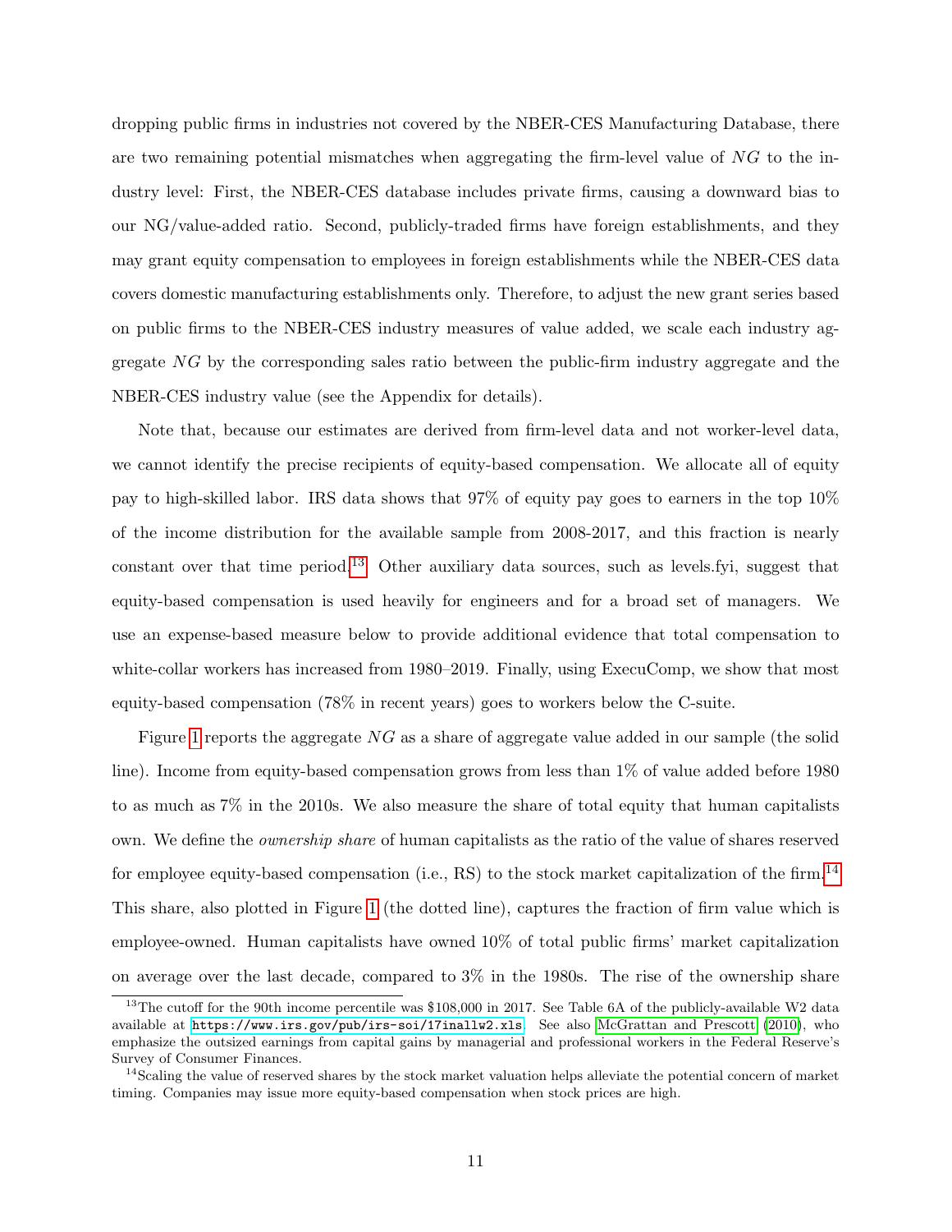dropping public firms in industries not covered by the NBER-CES Manufacturing Database, there are two remaining potential mismatches when aggregating the firm-level value of $NG$ to the industry level: First, the NBER-CES database includes private firms, causing a downward bias to our NG/value-added ratio. Second, publicly-traded firms have foreign establishments, and they may grant equity compensation to employees in foreign establishments while the NBER-CES data covers domestic manufacturing establishments only. Therefore, to adjust the new grant series based on public firms to the NBER-CES industry measures of value added, we scale each industry aggregate $NG$ by the corresponding sales ratio between the public-firm industry aggregate and the NBER-CES industry value (see the Appendix for details).

Note that, because our estimates are derived from firm-level data and not worker-level data, we cannot identify the precise recipients of equity-based compensation. We allocate all of equity pay to high-skilled labor. IRS data shows that 97% of equity pay goes to earners in the top 10% of the income distribution for the available sample from 2008-2017, and this fraction is nearly constant over that time period.[13] Other auxiliary data sources, such as levels.fyi, suggest that equity-based compensation is used heavily for engineers and for a broad set of managers. We use an expense-based measure below to provide additional evidence that total compensation to white-collar workers has increased from 1980–2019. Finally, using ExecuComp, we show that most equity-based compensation (78% in recent years) goes to workers below the C-suite.

Figure 1 reports the aggregate $NG$ as a share of aggregate value added in our sample (the solid line). Income from equity-based compensation grows from less than 1% of value added before 1980 to as much as 7% in the 2010s. We also measure the share of total equity that human capitalists own. We define the *ownership share* of human capitalists as the ratio of the value of shares reserved for employee equity-based compensation (i.e., RS) to the stock market capitalization of the firm.[14] This share, also plotted in Figure 1 (the dotted line), captures the fraction of firm value which is employee-owned. Human capitalists have owned 10% of total public firms' market capitalization on average over the last decade, compared to 3% in the 1980s. The rise of the ownership share

[13] The cutoff for the 90th income percentile was $108,000 in 2017. See Table 6A of the publicly-available W2 data available at https://www.irs.gov/pub/irs-soi/17inallw2.xls. See also McGrattan and Prescott (2010), who emphasize the outsized earnings from capital gains by managerial and professional workers in the Federal Reserve's Survey of Consumer Finances.

[14] Scaling the value of reserved shares by the stock market valuation helps alleviate the potential concern of market timing. Companies may issue more equity-based compensation when stock prices are high.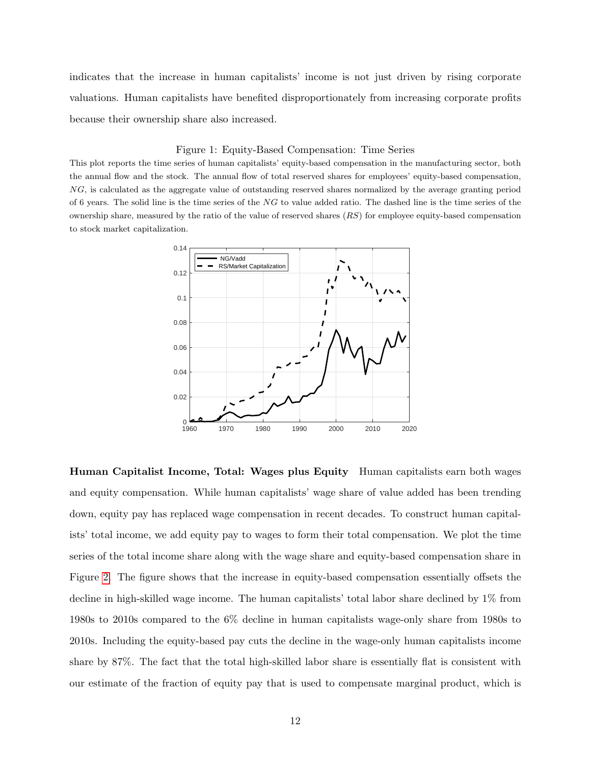indicates that the increase in human capitalists' income is not just driven by rising corporate valuations. Human capitalists have benefited disproportionately from increasing corporate profits because their ownership share also increased.

Figure 1: Equity-Based Compensation: Time Series

This plot reports the time series of human capitalists' equity-based compensation in the manufacturing sector, both the annual flow and the stock. The annual flow of total reserved shares for employees' equity-based compensation, $NG$, is calculated as the aggregate value of outstanding reserved shares normalized by the average granting period of 6 years. The solid line is the time series of the $NG$ to value added ratio. The dashed line is the time series of the ownership share, measured by the ratio of the value of reserved shares ($RS$) for employee equity-based compensation to stock market capitalization.

**Human Capitalist Income, Total: Wages plus Equity** Human capitalists earn both wages and equity compensation. While human capitalists' wage share of value added has been trending down, equity pay has replaced wage compensation in recent decades. To construct human capitalists' total income, we add equity pay to wages to form their total compensation. We plot the time series of the total income share along with the wage share and equity-based compensation share in Figure 2. The figure shows that the increase in equity-based compensation essentially offsets the decline in high-skilled wage income. The human capitalists' total labor share declined by 1% from 1980s to 2010s compared to the 6% decline in human capitalists wage-only share from 1980s to 2010s. Including the equity-based pay cuts the decline in the wage-only human capitalists income share by 87%. The fact that the total high-skilled labor share is essentially flat is consistent with our estimate of the fraction of equity pay that is used to compensate marginal product, which is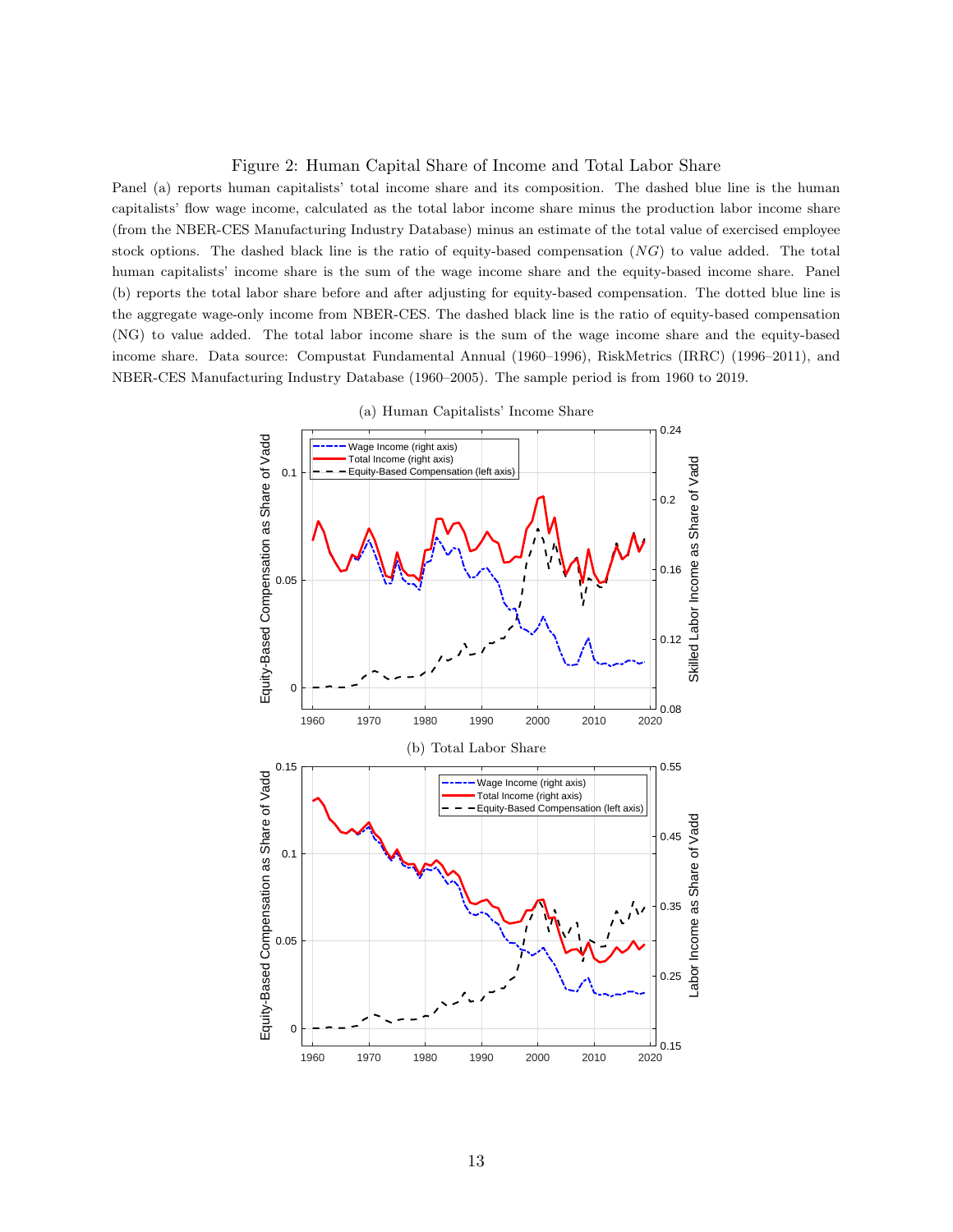Figure 2: Human Capital Share of Income and Total Labor Share

Panel (a) reports human capitalists' total income share and its composition. The dashed blue line is the human capitalists' flow wage income, calculated as the total labor income share minus the production labor income share (from the NBER-CES Manufacturing Industry Database) minus an estimate of the total value of exercised employee stock options. The dashed black line is the ratio of equity-based compensation ($NG$) to value added. The total human capitalists' income share is the sum of the wage income share and the equity-based income share. Panel (b) reports the total labor share before and after adjusting for equity-based compensation. The dotted blue line is the aggregate wage-only income from NBER-CES. The dashed black line is the ratio of equity-based compensation (NG) to value added. The total labor income share is the sum of the wage income share and the equity-based income share. Data source: Compustat Fundamental Annual (1960–1996), RiskMetrics (IRRC) (1996–2011), and NBER-CES Manufacturing Industry Database (1960–2005). The sample period is from 1960 to 2019.

(a) Human Capitalists' Income Share

(b) Total Labor Share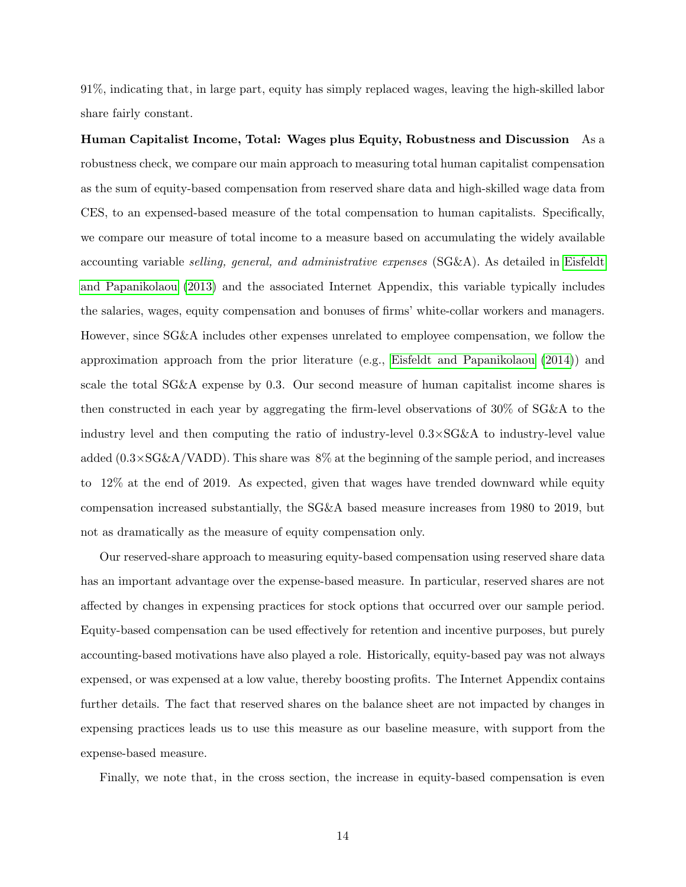91%, indicating that, in large part, equity has simply replaced wages, leaving the high-skilled labor share fairly constant.

**Human Capitalist Income, Total: Wages plus Equity, Robustness and Discussion** As a robustness check, we compare our main approach to measuring total human capitalist compensation as the sum of equity-based compensation from reserved share data and high-skilled wage data from CES, to an expensed-based measure of the total compensation to human capitalists. Specifically, we compare our measure of total income to a measure based on accumulating the widely available accounting variable *selling, general, and administrative expenses* (SG&A). As detailed in Eisfeldt and Papanikolaou (2013) and the associated Internet Appendix, this variable typically includes the salaries, wages, equity compensation and bonuses of firms' white-collar workers and managers. However, since SG&A includes other expenses unrelated to employee compensation, we follow the approximation approach from the prior literature (e.g., Eisfeldt and Papanikolaou (2014)) and scale the total SG&A expense by 0.3. Our second measure of human capitalist income shares is then constructed in each year by aggregating the firm-level observations of 30% of SG&A to the industry level and then computing the ratio of industry-level $0.3 \times$SG&A to industry-level value added ($0.3 \times$SG&A/VADD). This share was 8% at the beginning of the sample period, and increases to 12% at the end of 2019. As expected, given that wages have trended downward while equity compensation increased substantially, the SG&A based measure increases from 1980 to 2019, but not as dramatically as the measure of equity compensation only.

Our reserved-share approach to measuring equity-based compensation using reserved share data has an important advantage over the expense-based measure. In particular, reserved shares are not affected by changes in expensing practices for stock options that occurred over our sample period. Equity-based compensation can be used effectively for retention and incentive purposes, but purely accounting-based motivations have also played a role. Historically, equity-based pay was not always expensed, or was expensed at a low value, thereby boosting profits. The Internet Appendix contains further details. The fact that reserved shares on the balance sheet are not impacted by changes in expensing practices leads us to use this measure as our baseline measure, with support from the expense-based measure.

Finally, we note that, in the cross section, the increase in equity-based compensation is even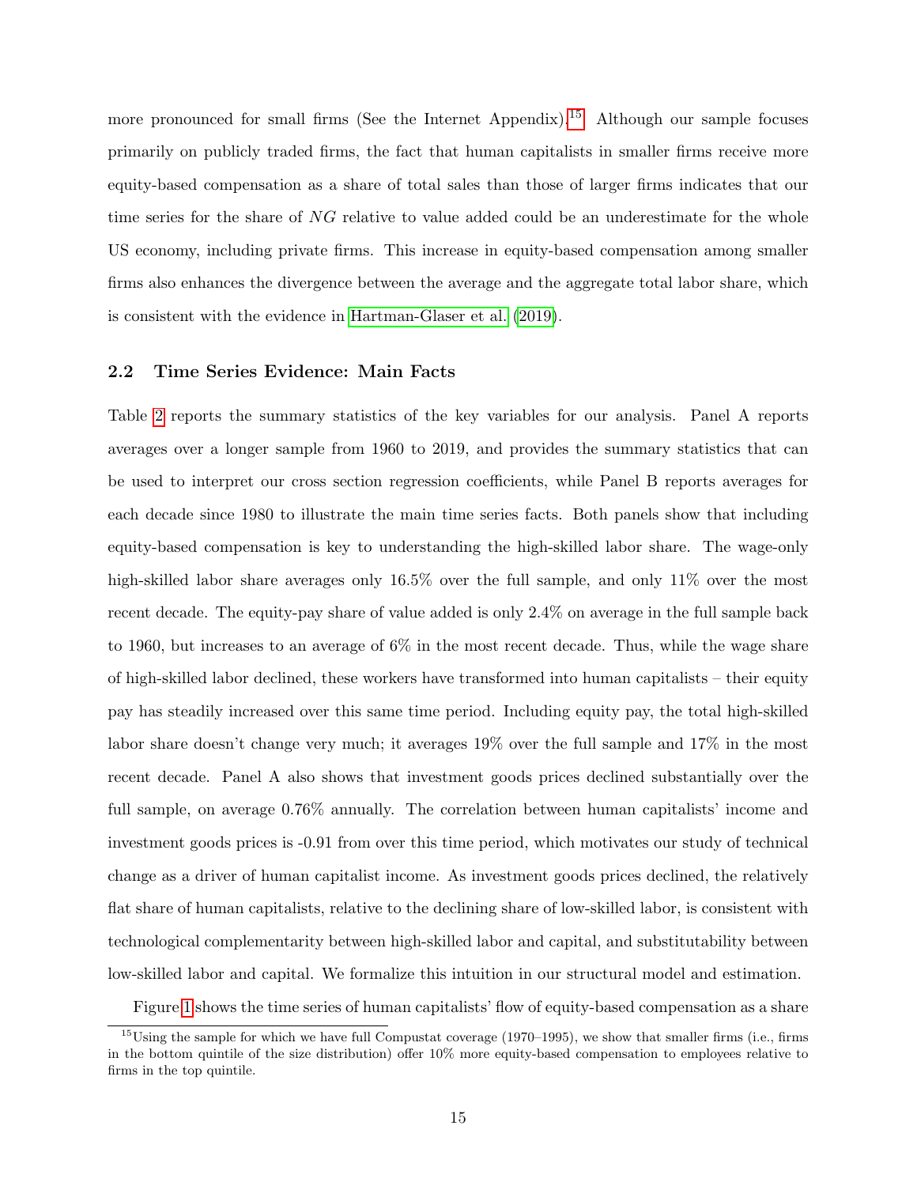more pronounced for small firms (See the Internet Appendix).[15] Although our sample focuses primarily on publicly traded firms, the fact that human capitalists in smaller firms receive more equity-based compensation as a share of total sales than those of larger firms indicates that our time series for the share of $NG$ relative to value added could be an underestimate for the whole US economy, including private firms. This increase in equity-based compensation among smaller firms also enhances the divergence between the average and the aggregate total labor share, which is consistent with the evidence in Hartman-Glaser et al. (2019).

## 2.2 Time Series Evidence: Main Facts

Table 2 reports the summary statistics of the key variables for our analysis. Panel A reports averages over a longer sample from 1960 to 2019, and provides the summary statistics that can be used to interpret our cross section regression coefficients, while Panel B reports averages for each decade since 1980 to illustrate the main time series facts. Both panels show that including equity-based compensation is key to understanding the high-skilled labor share. The wage-only high-skilled labor share averages only 16.5% over the full sample, and only 11% over the most recent decade. The equity-pay share of value added is only 2.4% on average in the full sample back to 1960, but increases to an average of 6% in the most recent decade. Thus, while the wage share of high-skilled labor declined, these workers have transformed into human capitalists – their equity pay has steadily increased over this same time period. Including equity pay, the total high-skilled labor share doesn't change very much; it averages 19% over the full sample and 17% in the most recent decade. Panel A also shows that investment goods prices declined substantially over the full sample, on average 0.76% annually. The correlation between human capitalists' income and investment goods prices is -0.91 from over this time period, which motivates our study of technical change as a driver of human capitalist income. As investment goods prices declined, the relatively flat share of human capitalists, relative to the declining share of low-skilled labor, is consistent with technological complementarity between high-skilled labor and capital, and substitutability between low-skilled labor and capital. We formalize this intuition in our structural model and estimation.

Figure 1 shows the time series of human capitalists' flow of equity-based compensation as a share

[15] Using the sample for which we have full Compustat coverage (1970–1995), we show that smaller firms (i.e., firms in the bottom quintile of the size distribution) offer 10% more equity-based compensation to employees relative to firms in the top quintile.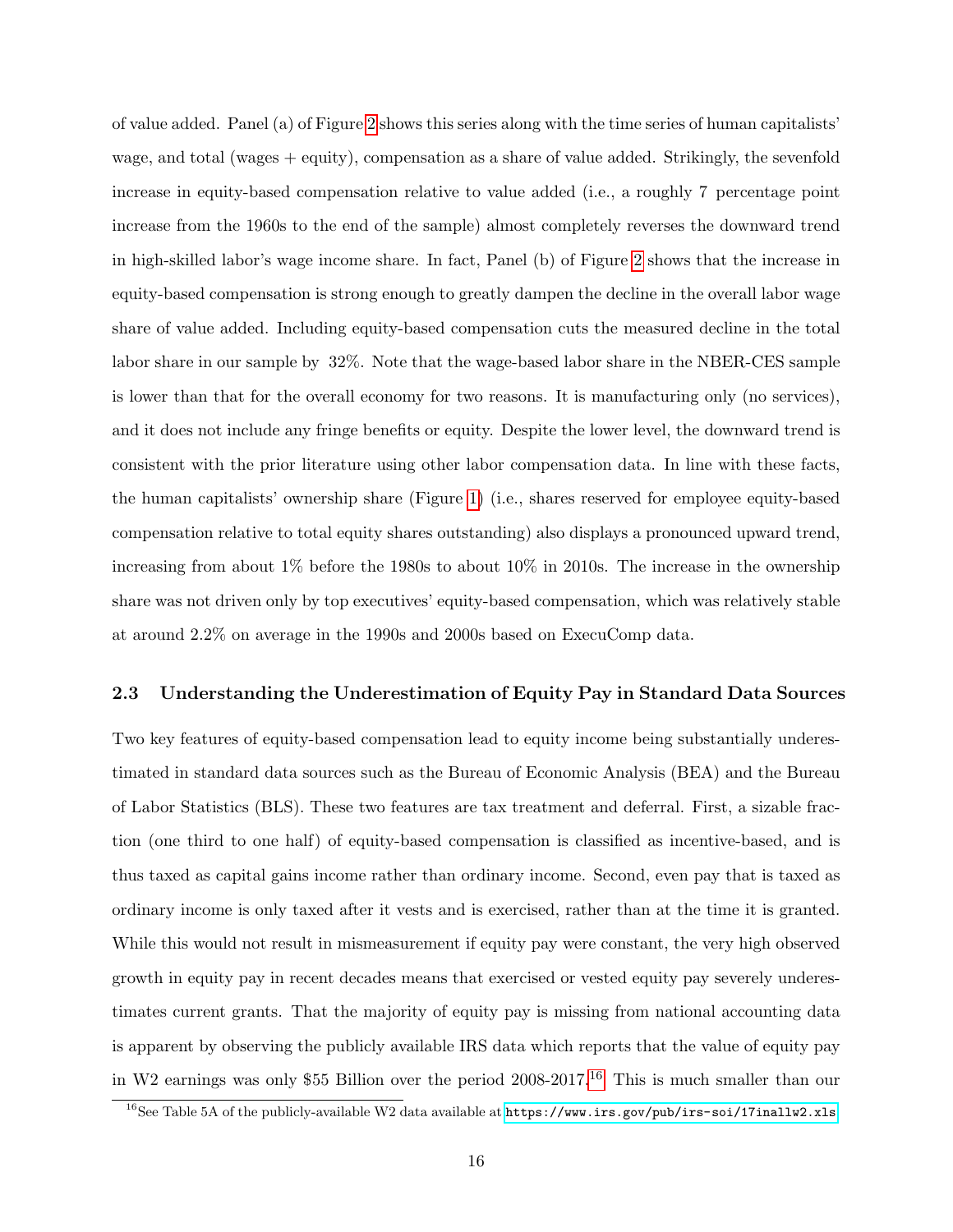of value added. Panel (a) of Figure 2 shows this series along with the time series of human capitalists' wage, and total (wages + equity), compensation as a share of value added. Strikingly, the sevenfold increase in equity-based compensation relative to value added (i.e., a roughly 7 percentage point increase from the 1960s to the end of the sample) almost completely reverses the downward trend in high-skilled labor's wage income share. In fact, Panel (b) of Figure 2 shows that the increase in equity-based compensation is strong enough to greatly dampen the decline in the overall labor wage share of value added. Including equity-based compensation cuts the measured decline in the total labor share in our sample by 32%. Note that the wage-based labor share in the NBER-CES sample is lower than that for the overall economy for two reasons. It is manufacturing only (no services), and it does not include any fringe benefits or equity. Despite the lower level, the downward trend is consistent with the prior literature using other labor compensation data. In line with these facts, the human capitalists' ownership share (Figure 1) (i.e., shares reserved for employee equity-based compensation relative to total equity shares outstanding) also displays a pronounced upward trend, increasing from about 1% before the 1980s to about 10% in 2010s. The increase in the ownership share was not driven only by top executives' equity-based compensation, which was relatively stable at around 2.2% on average in the 1990s and 2000s based on ExecuComp data.

### 2.3 Understanding the Underestimation of Equity Pay in Standard Data Sources

Two key features of equity-based compensation lead to equity income being substantially underestimated in standard data sources such as the Bureau of Economic Analysis (BEA) and the Bureau of Labor Statistics (BLS). These two features are tax treatment and deferral. First, a sizable fraction (one third to one half) of equity-based compensation is classified as incentive-based, and is thus taxed as capital gains income rather than ordinary income. Second, even pay that is taxed as ordinary income is only taxed after it vests and is exercised, rather than at the time it is granted. While this would not result in mismeasurement if equity pay were constant, the very high observed growth in equity pay in recent decades means that exercised or vested equity pay severely underestimates current grants. That the majority of equity pay is missing from national accounting data is apparent by observing the publicly available IRS data which reports that the value of equity pay in W2 earnings was only $55 Billion over the period 2008-2017.[16] This is much smaller than our

[16] See Table 5A of the publicly-available W2 data available at https://www.irs.gov/pub/irs-soi/17inallw2.xls.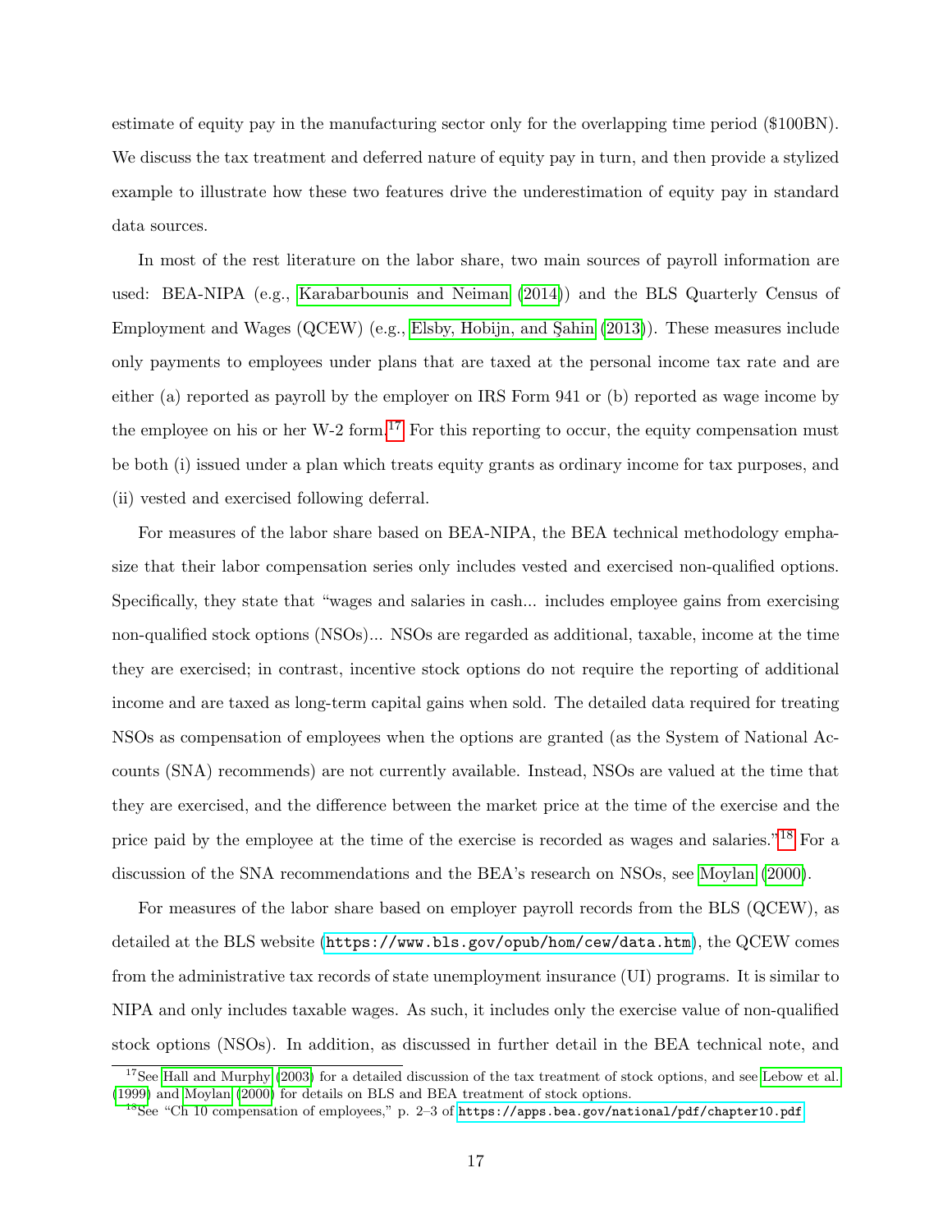estimate of equity pay in the manufacturing sector only for the overlapping time period ($100BN). We discuss the tax treatment and deferred nature of equity pay in turn, and then provide a stylized example to illustrate how these two features drive the underestimation of equity pay in standard data sources.

In most of the rest literature on the labor share, two main sources of payroll information are used: BEA-NIPA (e.g., Karabarbounis and Neiman (2014)) and the BLS Quarterly Census of Employment and Wages (QCEW) (e.g., Elsby, Hobijn, and Şahin (2013)). These measures include only payments to employees under plans that are taxed at the personal income tax rate and are either (a) reported as payroll by the employer on IRS Form 941 or (b) reported as wage income by the employee on his or her W-2 form.[17] For this reporting to occur, the equity compensation must be both (i) issued under a plan which treats equity grants as ordinary income for tax purposes, and (ii) vested and exercised following deferral.

For measures of the labor share based on BEA-NIPA, the BEA technical methodology emphasize that their labor compensation series only includes vested and exercised non-qualified options. Specifically, they state that "wages and salaries in cash... includes employee gains from exercising non-qualified stock options (NSOs)... NSOs are regarded as additional, taxable, income at the time they are exercised; in contrast, incentive stock options do not require the reporting of additional income and are taxed as long-term capital gains when sold. The detailed data required for treating NSOs as compensation of employees when the options are granted (as the System of National Accounts (SNA) recommends) are not currently available. Instead, NSOs are valued at the time that they are exercised, and the difference between the market price at the time of the exercise and the price paid by the employee at the time of the exercise is recorded as wages and salaries."[18] For a discussion of the SNA recommendations and the BEA's research on NSOs, see Moylan (2000).

For measures of the labor share based on employer payroll records from the BLS (QCEW), as detailed at the BLS website (`https://www.bls.gov/opub/hom/cew/data.htm`), the QCEW comes from the administrative tax records of state unemployment insurance (UI) programs. It is similar to NIPA and only includes taxable wages. As such, it includes only the exercise value of non-qualified stock options (NSOs). In addition, as discussed in further detail in the BEA technical note, and

[17] See Hall and Murphy (2003) for a detailed discussion of the tax treatment of stock options, and see Lebow et al. (1999) and Moylan (2000) for details on BLS and BEA treatment of stock options.

[18] See "Ch 10 compensation of employees," p. 2–3 of `https://apps.bea.gov/national/pdf/chapter10.pdf`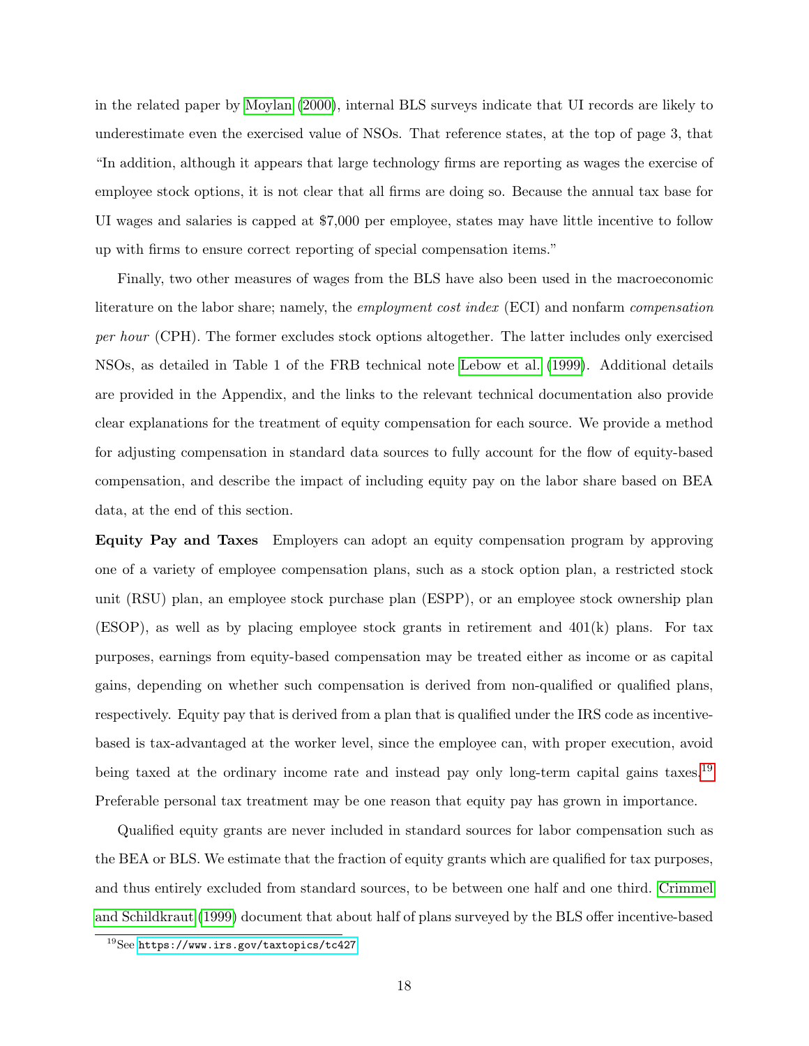in the related paper by Moylan (2000), internal BLS surveys indicate that UI records are likely to underestimate even the exercised value of NSOs. That reference states, at the top of page 3, that "In addition, although it appears that large technology firms are reporting as wages the exercise of employee stock options, it is not clear that all firms are doing so. Because the annual tax base for UI wages and salaries is capped at $7,000 per employee, states may have little incentive to follow up with firms to ensure correct reporting of special compensation items."

Finally, two other measures of wages from the BLS have also been used in the macroeconomic literature on the labor share; namely, the *employment cost index* (ECI) and nonfarm *compensation per hour* (CPH). The former excludes stock options altogether. The latter includes only exercised NSOs, as detailed in Table 1 of the FRB technical note Lebow et al. (1999). Additional details are provided in the Appendix, and the links to the relevant technical documentation also provide clear explanations for the treatment of equity compensation for each source. We provide a method for adjusting compensation in standard data sources to fully account for the flow of equity-based compensation, and describe the impact of including equity pay on the labor share based on BEA data, at the end of this section.

**Equity Pay and Taxes** Employers can adopt an equity compensation program by approving one of a variety of employee compensation plans, such as a stock option plan, a restricted stock unit (RSU) plan, an employee stock purchase plan (ESPP), or an employee stock ownership plan (ESOP), as well as by placing employee stock grants in retirement and 401(k) plans. For tax purposes, earnings from equity-based compensation may be treated either as income or as capital gains, depending on whether such compensation is derived from non-qualified or qualified plans, respectively. Equity pay that is derived from a plan that is qualified under the IRS code as incentive-based is tax-advantaged at the worker level, since the employee can, with proper execution, avoid being taxed at the ordinary income rate and instead pay only long-term capital gains taxes.[19] Preferable personal tax treatment may be one reason that equity pay has grown in importance.

Qualified equity grants are never included in standard sources for labor compensation such as the BEA or BLS. We estimate that the fraction of equity grants which are qualified for tax purposes, and thus entirely excluded from standard sources, to be between one half and one third. Crimmel and Schildkraut (1999) document that about half of plans surveyed by the BLS offer incentive-based

[19] See https://www.irs.gov/taxtopics/tc427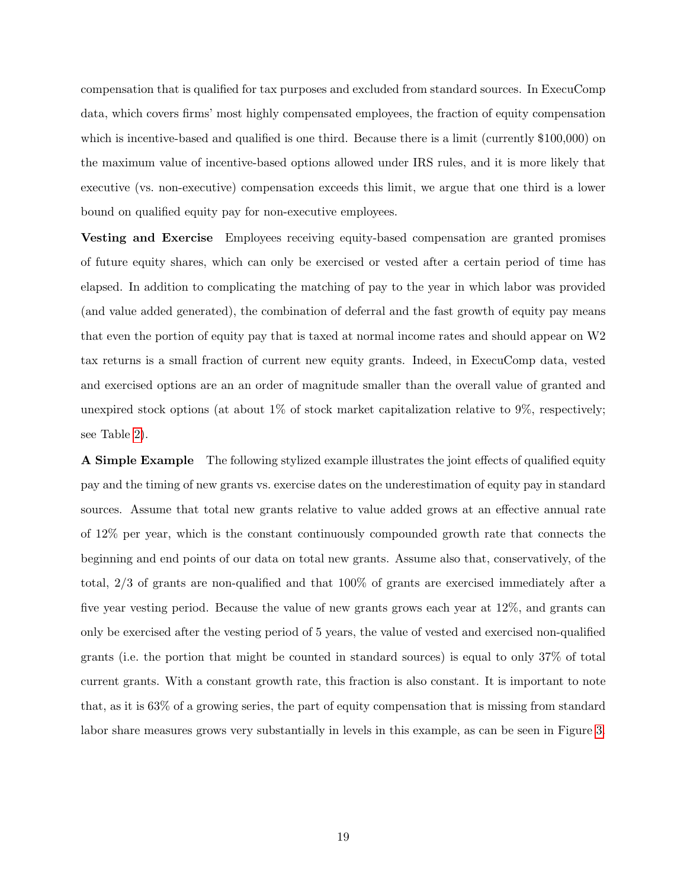compensation that is qualified for tax purposes and excluded from standard sources. In ExecuComp data, which covers firms' most highly compensated employees, the fraction of equity compensation which is incentive-based and qualified is one third. Because there is a limit (currently $100,000) on the maximum value of incentive-based options allowed under IRS rules, and it is more likely that executive (vs. non-executive) compensation exceeds this limit, we argue that one third is a lower bound on qualified equity pay for non-executive employees.

**Vesting and Exercise** Employees receiving equity-based compensation are granted promises of future equity shares, which can only be exercised or vested after a certain period of time has elapsed. In addition to complicating the matching of pay to the year in which labor was provided (and value added generated), the combination of deferral and the fast growth of equity pay means that even the portion of equity pay that is taxed at normal income rates and should appear on W2 tax returns is a small fraction of current new equity grants. Indeed, in ExecuComp data, vested and exercised options are an an order of magnitude smaller than the overall value of granted and unexpired stock options (at about 1% of stock market capitalization relative to 9%, respectively; see Table 2).

**A Simple Example** The following stylized example illustrates the joint effects of qualified equity pay and the timing of new grants vs. exercise dates on the underestimation of equity pay in standard sources. Assume that total new grants relative to value added grows at an effective annual rate of 12% per year, which is the constant continuously compounded growth rate that connects the beginning and end points of our data on total new grants. Assume also that, conservatively, of the total, 2/3 of grants are non-qualified and that 100% of grants are exercised immediately after a five year vesting period. Because the value of new grants grows each year at 12%, and grants can only be exercised after the vesting period of 5 years, the value of vested and exercised non-qualified grants (i.e. the portion that might be counted in standard sources) is equal to only 37% of total current grants. With a constant growth rate, this fraction is also constant. It is important to note that, as it is 63% of a growing series, the part of equity compensation that is missing from standard labor share measures grows very substantially in levels in this example, as can be seen in Figure 3.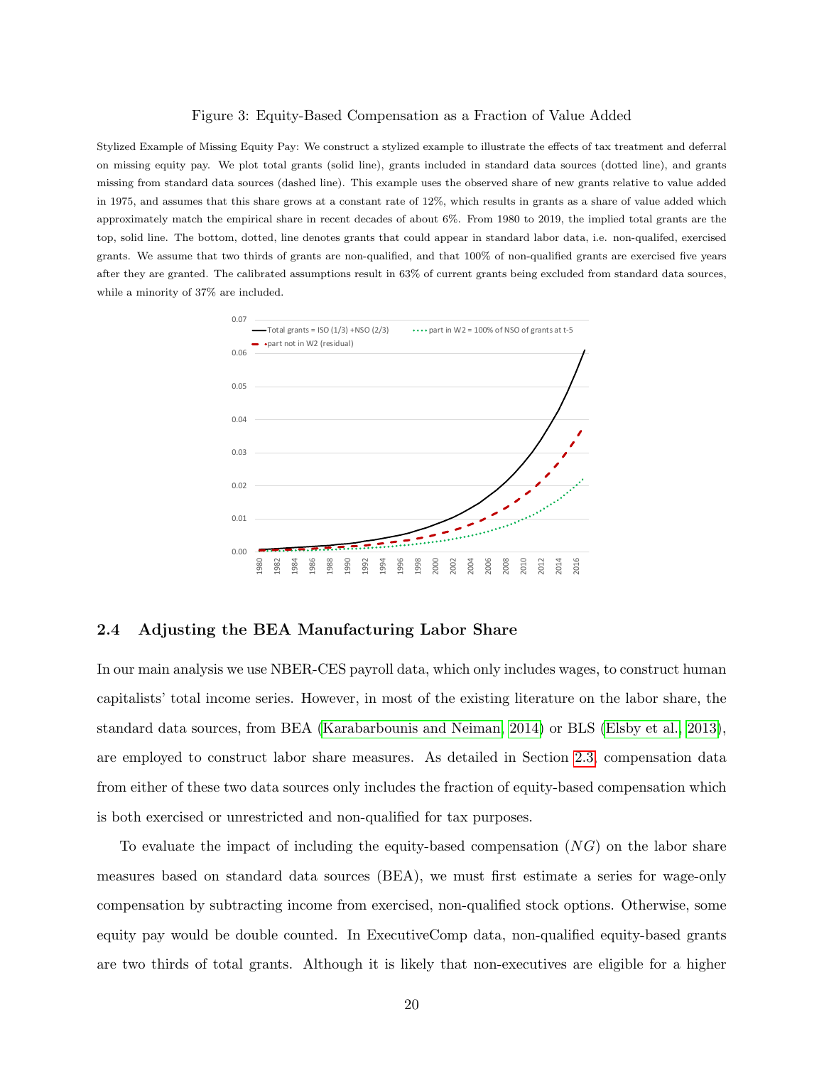Figure 3: Equity-Based Compensation as a Fraction of Value Added

Stylized Example of Missing Equity Pay: We construct a stylized example to illustrate the effects of tax treatment and deferral on missing equity pay. We plot total grants (solid line), grants included in standard data sources (dotted line), and grants missing from standard data sources (dashed line). This example uses the observed share of new grants relative to value added in 1975, and assumes that this share grows at a constant rate of 12%, which results in grants as a share of value added which approximately match the empirical share in recent decades of about 6%. From 1980 to 2019, the implied total grants are the top, solid line. The bottom, dotted, line denotes grants that could appear in standard labor data, i.e. non-qualifed, exercised grants. We assume that two thirds of grants are non-qualified, and that 100% of non-qualified grants are exercised five years after they are granted. The calibrated assumptions result in 63% of current grants being excluded from standard data sources, while a minority of 37% are included.

## 2.4 Adjusting the BEA Manufacturing Labor Share

In our main analysis we use NBER-CES payroll data, which only includes wages, to construct human capitalists' total income series. However, in most of the existing literature on the labor share, the standard data sources, from BEA (Karabarbounis and Neiman, 2014) or BLS (Elsby et al., 2013), are employed to construct labor share measures. As detailed in Section 2.3, compensation data from either of these two data sources only includes the fraction of equity-based compensation which is both exercised or unrestricted and non-qualified for tax purposes.

To evaluate the impact of including the equity-based compensation ($NG$) on the labor share measures based on standard data sources (BEA), we must first estimate a series for wage-only compensation by subtracting income from exercised, non-qualified stock options. Otherwise, some equity pay would be double counted. In ExecutiveComp data, non-qualified equity-based grants are two thirds of total grants. Although it is likely that non-executives are eligible for a higher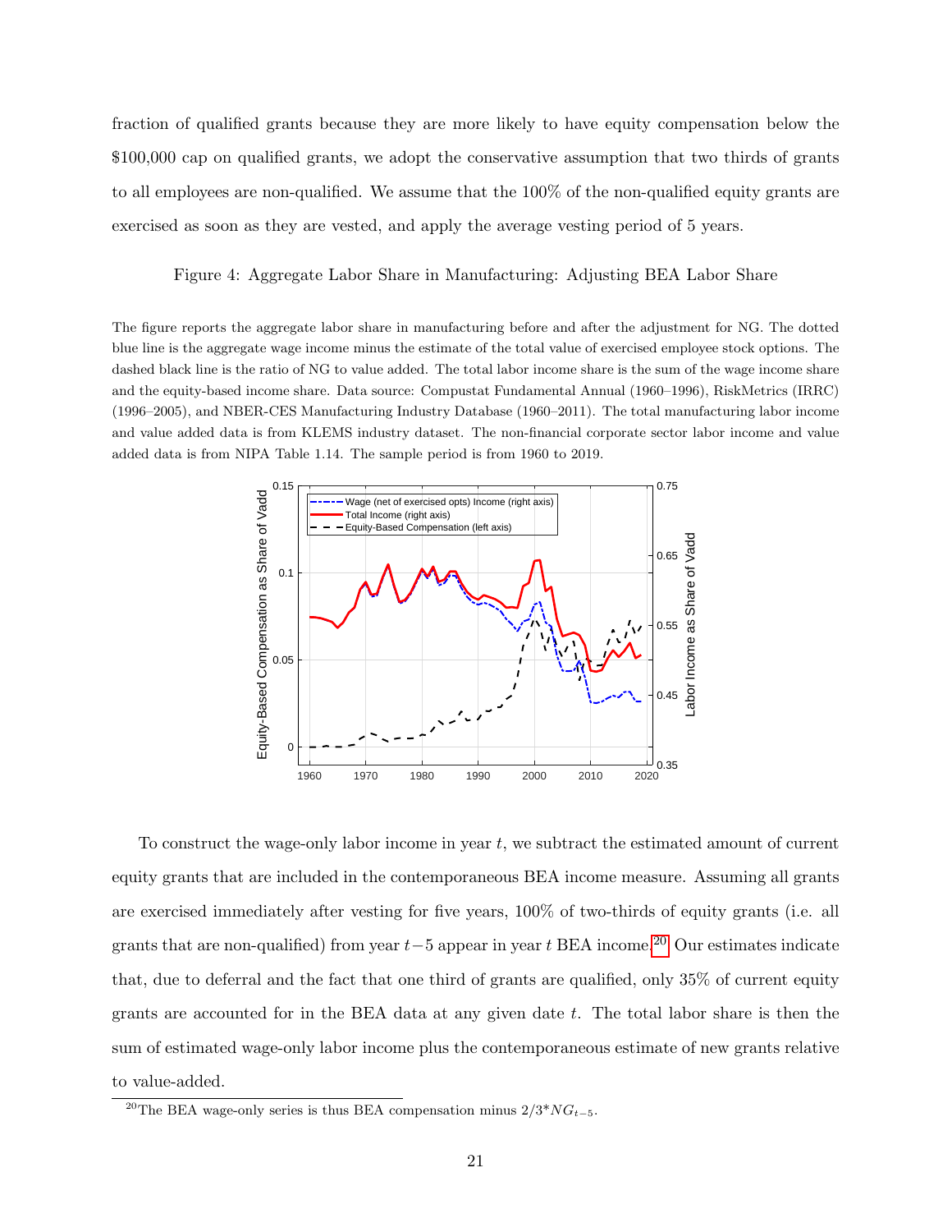fraction of qualified grants because they are more likely to have equity compensation below the $100,000 cap on qualified grants, we adopt the conservative assumption that two thirds of grants to all employees are non-qualified. We assume that the 100% of the non-qualified equity grants are exercised as soon as they are vested, and apply the average vesting period of 5 years.

Figure 4: Aggregate Labor Share in Manufacturing: Adjusting BEA Labor Share

The figure reports the aggregate labor share in manufacturing before and after the adjustment for NG. The dotted blue line is the aggregate wage income minus the estimate of the total value of exercised employee stock options. The dashed black line is the ratio of NG to value added. The total labor income share is the sum of the wage income share and the equity-based income share. Data source: Compustat Fundamental Annual (1960–1996), RiskMetrics (IRRC) (1996–2005), and NBER-CES Manufacturing Industry Database (1960–2011). The total manufacturing labor income and value added data is from KLEMS industry dataset. The non-financial corporate sector labor income and value added data is from NIPA Table 1.14. The sample period is from 1960 to 2019.

To construct the wage-only labor income in year $t$, we subtract the estimated amount of current equity grants that are included in the contemporaneous BEA income measure. Assuming all grants are exercised immediately after vesting for five years, 100% of two-thirds of equity grants (i.e. all grants that are non-qualified) from year $t-5$ appear in year $t$ BEA income.[20] Our estimates indicate that, due to deferral and the fact that one third of grants are qualified, only 35% of current equity grants are accounted for in the BEA data at any given date $t$. The total labor share is then the sum of estimated wage-only labor income plus the contemporaneous estimate of new grants relative to value-added.

[20] The BEA wage-only series is thus BEA compensation minus $2/3 * NG_{t-5}$.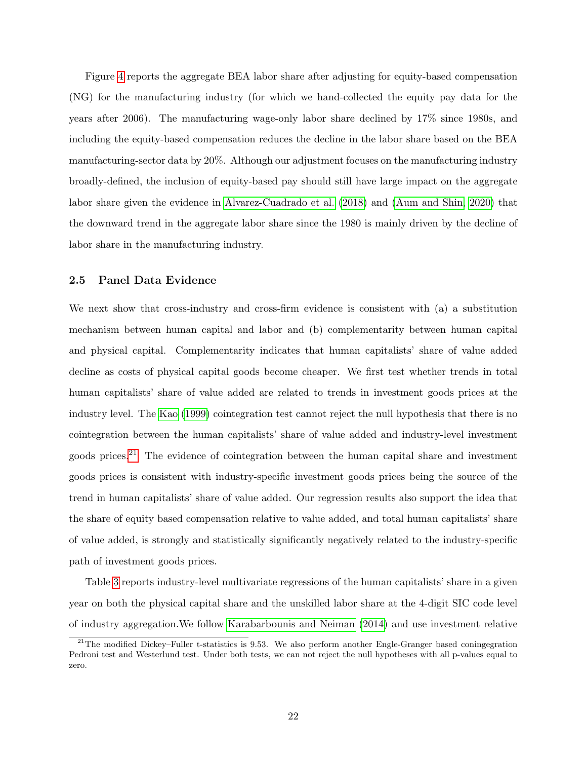Figure 4 reports the aggregate BEA labor share after adjusting for equity-based compensation (NG) for the manufacturing industry (for which we hand-collected the equity pay data for the years after 2006). The manufacturing wage-only labor share declined by 17% since 1980s, and including the equity-based compensation reduces the decline in the labor share based on the BEA manufacturing-sector data by 20%. Although our adjustment focuses on the manufacturing industry broadly-defined, the inclusion of equity-based pay should still have large impact on the aggregate labor share given the evidence in Alvarez-Cuadrado et al. (2018) and (Aum and Shin, 2020) that the downward trend in the aggregate labor share since the 1980 is mainly driven by the decline of labor share in the manufacturing industry.

### 2.5 Panel Data Evidence

We next show that cross-industry and cross-firm evidence is consistent with (a) a substitution mechanism between human capital and labor and (b) complementarity between human capital and physical capital. Complementarity indicates that human capitalists' share of value added decline as costs of physical capital goods become cheaper. We first test whether trends in total human capitalists' share of value added are related to trends in investment goods prices at the industry level. The Kao (1999) cointegration test cannot reject the null hypothesis that there is no cointegration between the human capitalists' share of value added and industry-level investment goods prices.[21] The evidence of cointegration between the human capital share and investment goods prices is consistent with industry-specific investment goods prices being the source of the trend in human capitalists' share of value added. Our regression results also support the idea that the share of equity based compensation relative to value added, and total human capitalists' share of value added, is strongly and statistically significantly negatively related to the industry-specific path of investment goods prices.

Table 3 reports industry-level multivariate regressions of the human capitalists' share in a given year on both the physical capital share and the unskilled labor share at the 4-digit SIC code level of industry aggregation.We follow Karabarbounis and Neiman (2014) and use investment relative

[21] The modified Dickey–Fuller t-statistics is 9.53. We also perform another Engle-Granger based coningegration Pedroni test and Westerlund test. Under both tests, we can not reject the null hypotheses with all p-values equal to zero.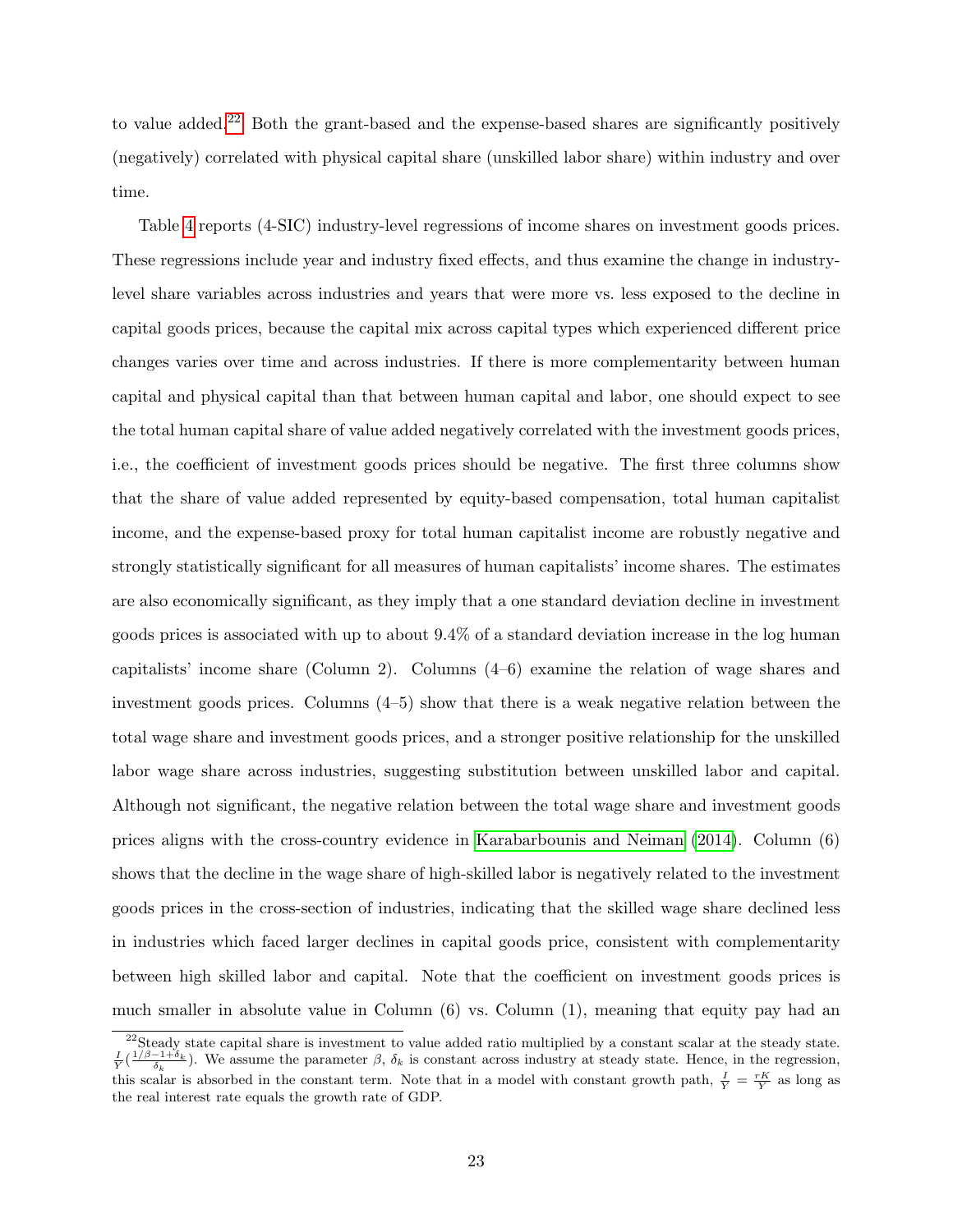to value added.[22] Both the grant-based and the expense-based shares are significantly positively (negatively) correlated with physical capital share (unskilled labor share) within industry and over time.

Table 4 reports (4-SIC) industry-level regressions of income shares on investment goods prices. These regressions include year and industry fixed effects, and thus examine the change in industry-level share variables across industries and years that were more vs. less exposed to the decline in capital goods prices, because the capital mix across capital types which experienced different price changes varies over time and across industries. If there is more complementarity between human capital and physical capital than that between human capital and labor, one should expect to see the total human capital share of value added negatively correlated with the investment goods prices, i.e., the coefficient of investment goods prices should be negative. The first three columns show that the share of value added represented by equity-based compensation, total human capitalist income, and the expense-based proxy for total human capitalist income are robustly negative and strongly statistically significant for all measures of human capitalists' income shares. The estimates are also economically significant, as they imply that a one standard deviation decline in investment goods prices is associated with up to about 9.4% of a standard deviation increase in the log human capitalists' income share (Column 2). Columns (4–6) examine the relation of wage shares and investment goods prices. Columns (4–5) show that there is a weak negative relation between the total wage share and investment goods prices, and a stronger positive relationship for the unskilled labor wage share across industries, suggesting substitution between unskilled labor and capital. Although not significant, the negative relation between the total wage share and investment goods prices aligns with the cross-country evidence in Karabarbounis and Neiman (2014). Column (6) shows that the decline in the wage share of high-skilled labor is negatively related to the investment goods prices in the cross-section of industries, indicating that the skilled wage share declined less in industries which faced larger declines in capital goods price, consistent with complementarity between high skilled labor and capital. Note that the coefficient on investment goods prices is much smaller in absolute value in Column (6) vs. Column (1), meaning that equity pay had an

[22] Steady state capital share is investment to value added ratio multiplied by a constant scalar at the steady state. $\frac{I}{Y}(\frac{1/\beta-1+\delta_k}{\delta_k})$. We assume the parameter $\beta$, $\delta_k$ is constant across industry at steady state. Hence, in the regression, this scalar is absorbed in the constant term. Note that in a model with constant growth path, $\frac{I}{Y}=\frac{rK}{Y}$ as long as the real interest rate equals the growth rate of GDP.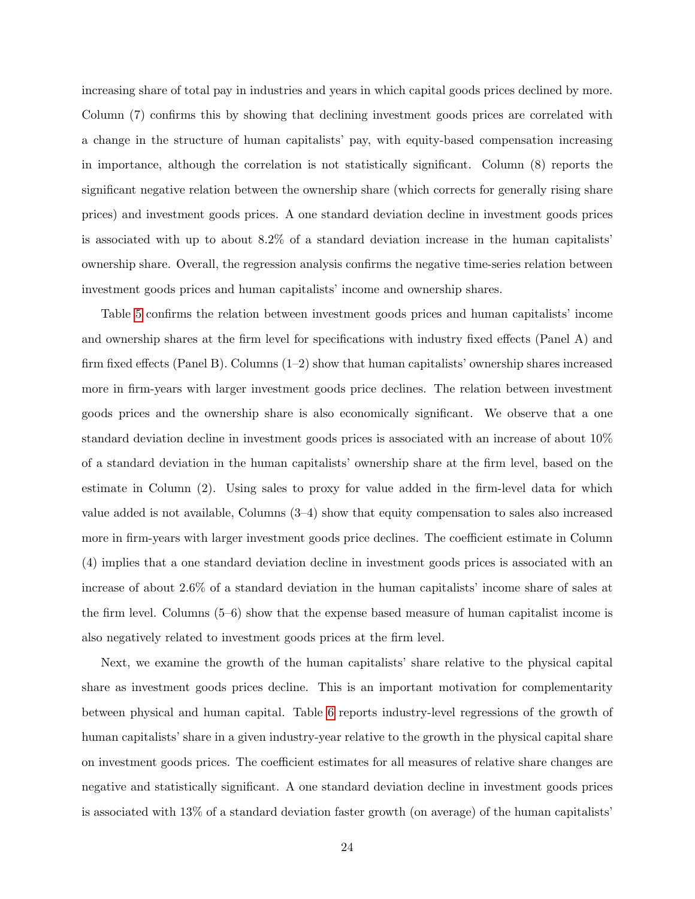increasing share of total pay in industries and years in which capital goods prices declined by more. Column (7) confirms this by showing that declining investment goods prices are correlated with a change in the structure of human capitalists' pay, with equity-based compensation increasing in importance, although the correlation is not statistically significant. Column (8) reports the significant negative relation between the ownership share (which corrects for generally rising share prices) and investment goods prices. A one standard deviation decline in investment goods prices is associated with up to about 8.2% of a standard deviation increase in the human capitalists' ownership share. Overall, the regression analysis confirms the negative time-series relation between investment goods prices and human capitalists' income and ownership shares.

Table 5 confirms the relation between investment goods prices and human capitalists' income and ownership shares at the firm level for specifications with industry fixed effects (Panel A) and firm fixed effects (Panel B). Columns (1–2) show that human capitalists' ownership shares increased more in firm-years with larger investment goods price declines. The relation between investment goods prices and the ownership share is also economically significant. We observe that a one standard deviation decline in investment goods prices is associated with an increase of about 10% of a standard deviation in the human capitalists' ownership share at the firm level, based on the estimate in Column (2). Using sales to proxy for value added in the firm-level data for which value added is not available, Columns (3–4) show that equity compensation to sales also increased more in firm-years with larger investment goods price declines. The coefficient estimate in Column (4) implies that a one standard deviation decline in investment goods prices is associated with an increase of about 2.6% of a standard deviation in the human capitalists' income share of sales at the firm level. Columns (5–6) show that the expense based measure of human capitalist income is also negatively related to investment goods prices at the firm level.

Next, we examine the growth of the human capitalists' share relative to the physical capital share as investment goods prices decline. This is an important motivation for complementarity between physical and human capital. Table 6 reports industry-level regressions of the growth of human capitalists' share in a given industry-year relative to the growth in the physical capital share on investment goods prices. The coefficient estimates for all measures of relative share changes are negative and statistically significant. A one standard deviation decline in investment goods prices is associated with 13% of a standard deviation faster growth (on average) of the human capitalists'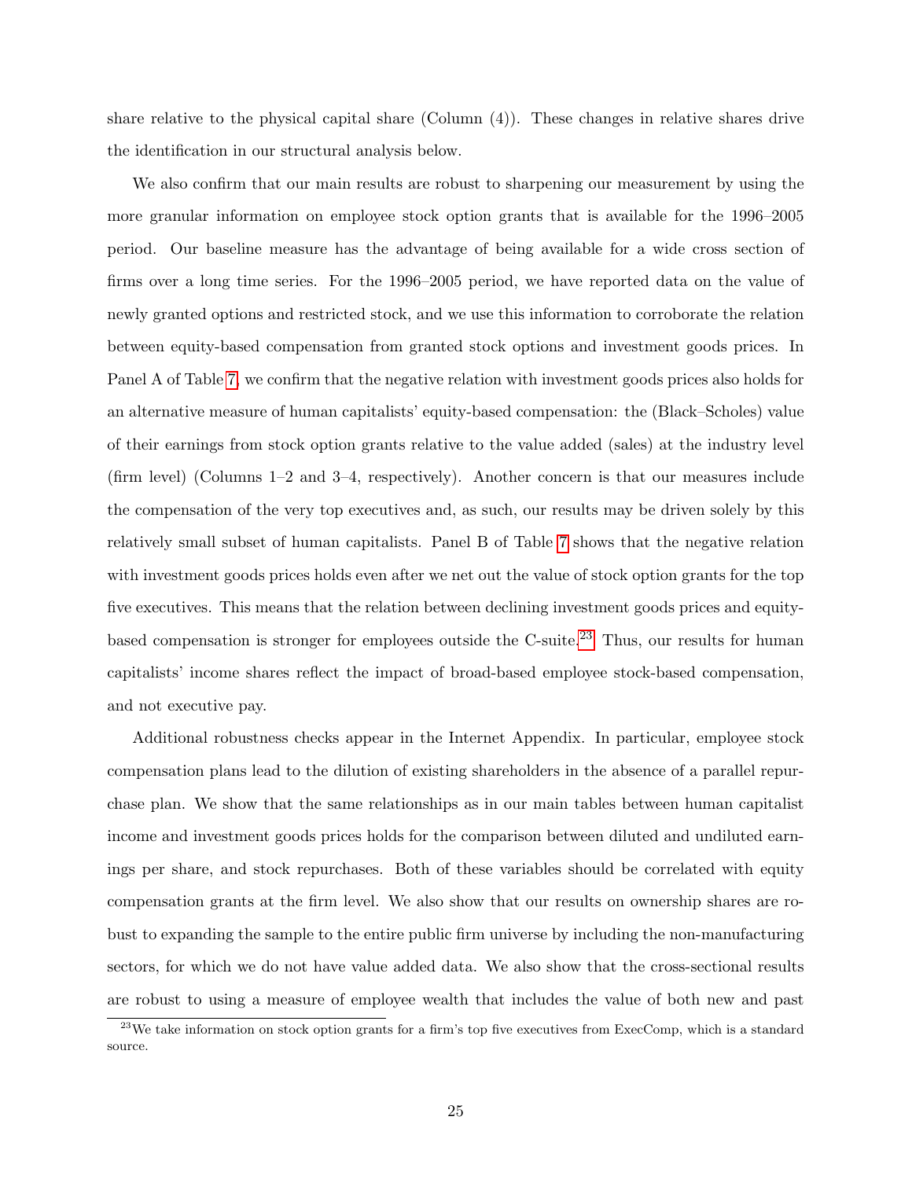share relative to the physical capital share (Column (4)). These changes in relative shares drive the identification in our structural analysis below.

We also confirm that our main results are robust to sharpening our measurement by using the more granular information on employee stock option grants that is available for the 1996–2005 period. Our baseline measure has the advantage of being available for a wide cross section of firms over a long time series. For the 1996–2005 period, we have reported data on the value of newly granted options and restricted stock, and we use this information to corroborate the relation between equity-based compensation from granted stock options and investment goods prices. In Panel A of Table 7, we confirm that the negative relation with investment goods prices also holds for an alternative measure of human capitalists' equity-based compensation: the (Black–Scholes) value of their earnings from stock option grants relative to the value added (sales) at the industry level (firm level) (Columns 1–2 and 3–4, respectively). Another concern is that our measures include the compensation of the very top executives and, as such, our results may be driven solely by this relatively small subset of human capitalists. Panel B of Table 7 shows that the negative relation with investment goods prices holds even after we net out the value of stock option grants for the top five executives. This means that the relation between declining investment goods prices and equity-based compensation is stronger for employees outside the C-suite.[23] Thus, our results for human capitalists' income shares reflect the impact of broad-based employee stock-based compensation, and not executive pay.

Additional robustness checks appear in the Internet Appendix. In particular, employee stock compensation plans lead to the dilution of existing shareholders in the absence of a parallel repurchase plan. We show that the same relationships as in our main tables between human capitalist income and investment goods prices holds for the comparison between diluted and undiluted earnings per share, and stock repurchases. Both of these variables should be correlated with equity compensation grants at the firm level. We also show that our results on ownership shares are robust to expanding the sample to the entire public firm universe by including the non-manufacturing sectors, for which we do not have value added data. We also show that the cross-sectional results are robust to using a measure of employee wealth that includes the value of both new and past

[23] We take information on stock option grants for a firm's top five executives from ExecComp, which is a standard source.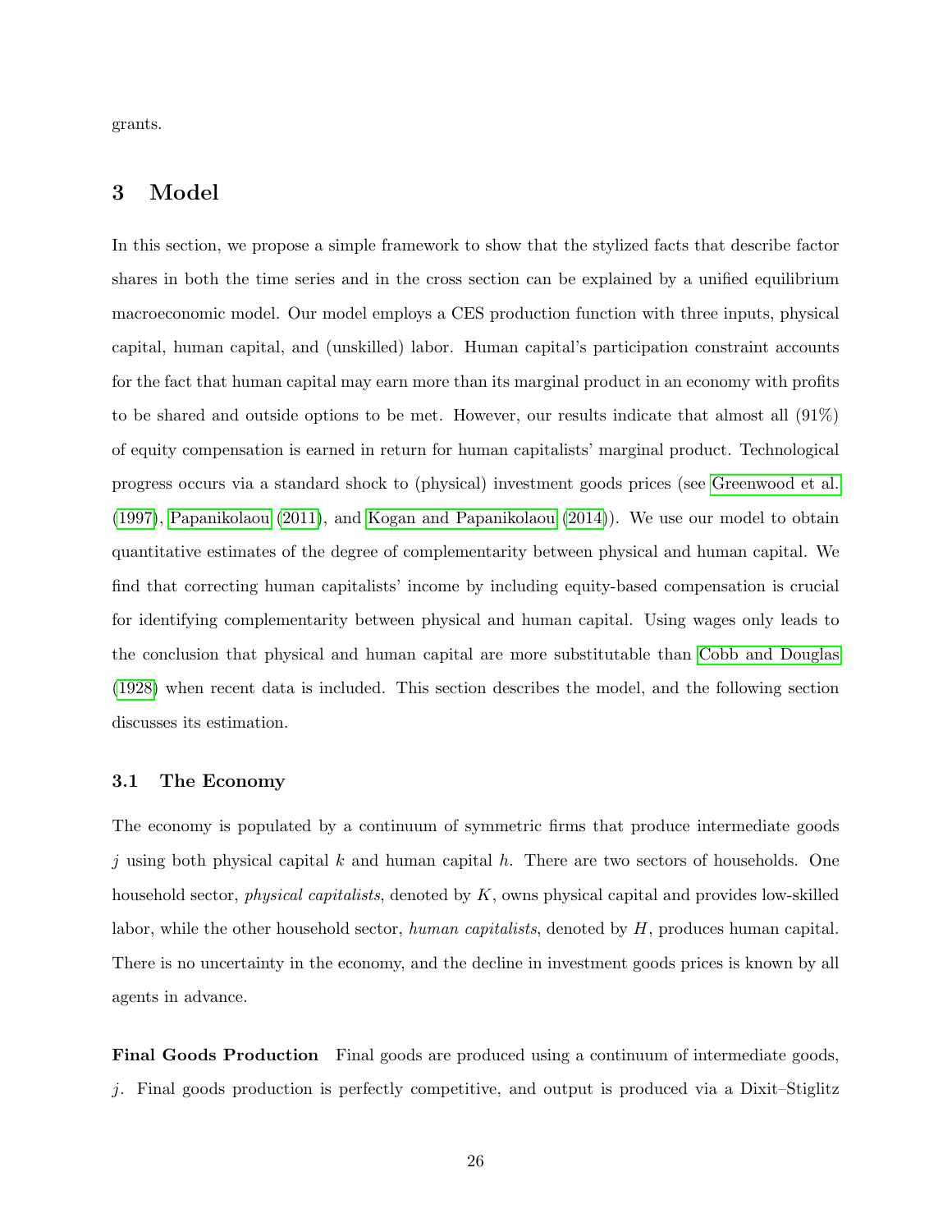grants.

## 3 Model

In this section, we propose a simple framework to show that the stylized facts that describe factor shares in both the time series and in the cross section can be explained by a unified equilibrium macroeconomic model. Our model employs a CES production function with three inputs, physical capital, human capital, and (unskilled) labor. Human capital's participation constraint accounts for the fact that human capital may earn more than its marginal product in an economy with profits to be shared and outside options to be met. However, our results indicate that almost all (91%) of equity compensation is earned in return for human capitalists' marginal product. Technological progress occurs via a standard shock to (physical) investment goods prices (see Greenwood et al. (1997), Papanikolaou (2011), and Kogan and Papanikolaou (2014)). We use our model to obtain quantitative estimates of the degree of complementarity between physical and human capital. We find that correcting human capitalists' income by including equity-based compensation is crucial for identifying complementarity between physical and human capital. Using wages only leads to the conclusion that physical and human capital are more substitutable than Cobb and Douglas (1928) when recent data is included. This section describes the model, and the following section discusses its estimation.

### 3.1 The Economy

The economy is populated by a continuum of symmetric firms that produce intermediate goods $j$ using both physical capital $k$ and human capital $h$. There are two sectors of households. One household sector, *physical capitalists*, denoted by $K$, owns physical capital and provides low-skilled labor, while the other household sector, *human capitalists*, denoted by $H$, produces human capital. There is no uncertainty in the economy, and the decline in investment goods prices is known by all agents in advance.

**Final Goods Production** Final goods are produced using a continuum of intermediate goods, $j$. Final goods production is perfectly competitive, and output is produced via a Dixit–Stiglitz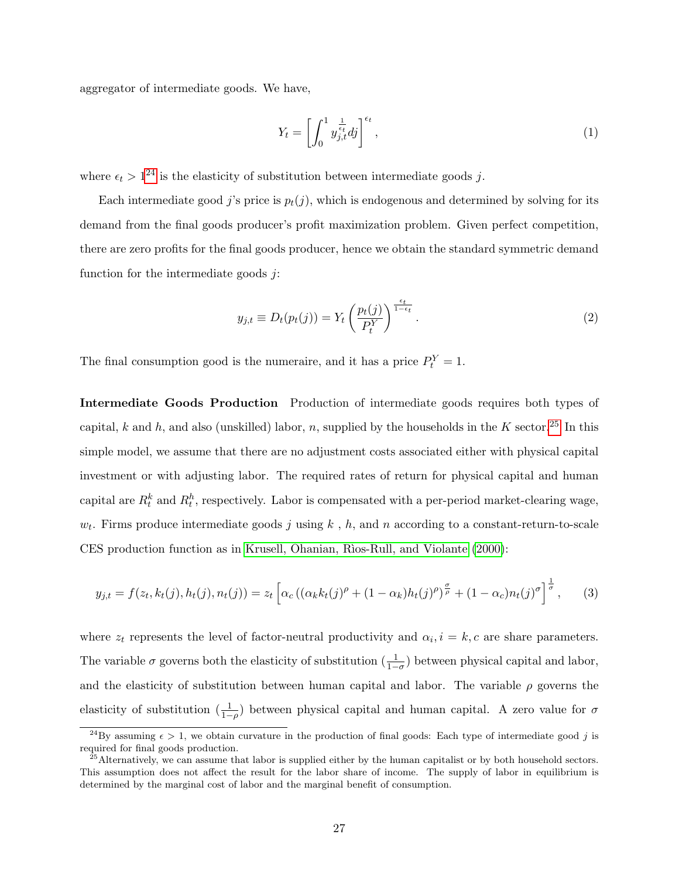aggregator of intermediate goods. We have,

$$Y_t = \left[ \int_0^1 y_{j,t}^{\frac{1}{\epsilon_t}} dj \right]^{\epsilon_t}, \tag{1}$$

where $\epsilon_t > 1$[24] is the elasticity of substitution between intermediate goods $j$.

Each intermediate good $j$'s price is $p_t(j)$, which is endogenous and determined by solving for its demand from the final goods producer's profit maximization problem. Given perfect competition, there are zero profits for the final goods producer, hence we obtain the standard symmetric demand function for the intermediate goods $j$:

$$y_{j,t} \equiv D_t(p_t(j)) = Y_t \left( \frac{p_t(j)}{P_t^Y} \right)^{\frac{\epsilon_t}{1-\epsilon_t}}. \tag{2}$$

The final consumption good is the numeraire, and it has a price $P_t^Y = 1$.

**Intermediate Goods Production** Production of intermediate goods requires both types of capital, $k$ and $h$, and also (unskilled) labor, $n$, supplied by the households in the $K$ sector.[25] In this simple model, we assume that there are no adjustment costs associated either with physical capital investment or with adjusting labor. The required rates of return for physical capital and human capital are $R_t^k$ and $R_t^h$, respectively. Labor is compensated with a per-period market-clearing wage, $w_t$. Firms produce intermediate goods $j$ using $k$ , $h$, and $n$ according to a constant-return-to-scale CES production function as in Krusell, Ohanian, Rìos-Rull, and Violante (2000):

$$y_{j,t} = f(z_t, k_t(j), h_t(j), n_t(j)) = z_t \left[ \alpha_c \left( (\alpha_k k_t(j)^\rho + (1-\alpha_k) h_t(j)^\rho \right)^{\frac{\sigma}{\rho}} + (1-\alpha_c) n_t(j)^\sigma \right]^{\frac{1}{\sigma}}, \tag{3}$$

where $z_t$ represents the level of factor-neutral productivity and $\alpha_i, i = k, c$ are share parameters. The variable $\sigma$ governs both the elasticity of substitution ($\frac{1}{1-\sigma}$) between physical capital and labor, and the elasticity of substitution between human capital and labor. The variable $\rho$ governs the elasticity of substitution ($\frac{1}{1-\rho}$) between physical capital and human capital. A zero value for $\sigma$

---

[24] By assuming $\epsilon > 1$, we obtain curvature in the production of final goods: Each type of intermediate good $j$ is required for final goods production.

[25] Alternatively, we can assume that labor is supplied either by the human capitalist or by both household sectors. This assumption does not affect the result for the labor share of income. The supply of labor in equilibrium is determined by the marginal cost of labor and the marginal benefit of consumption.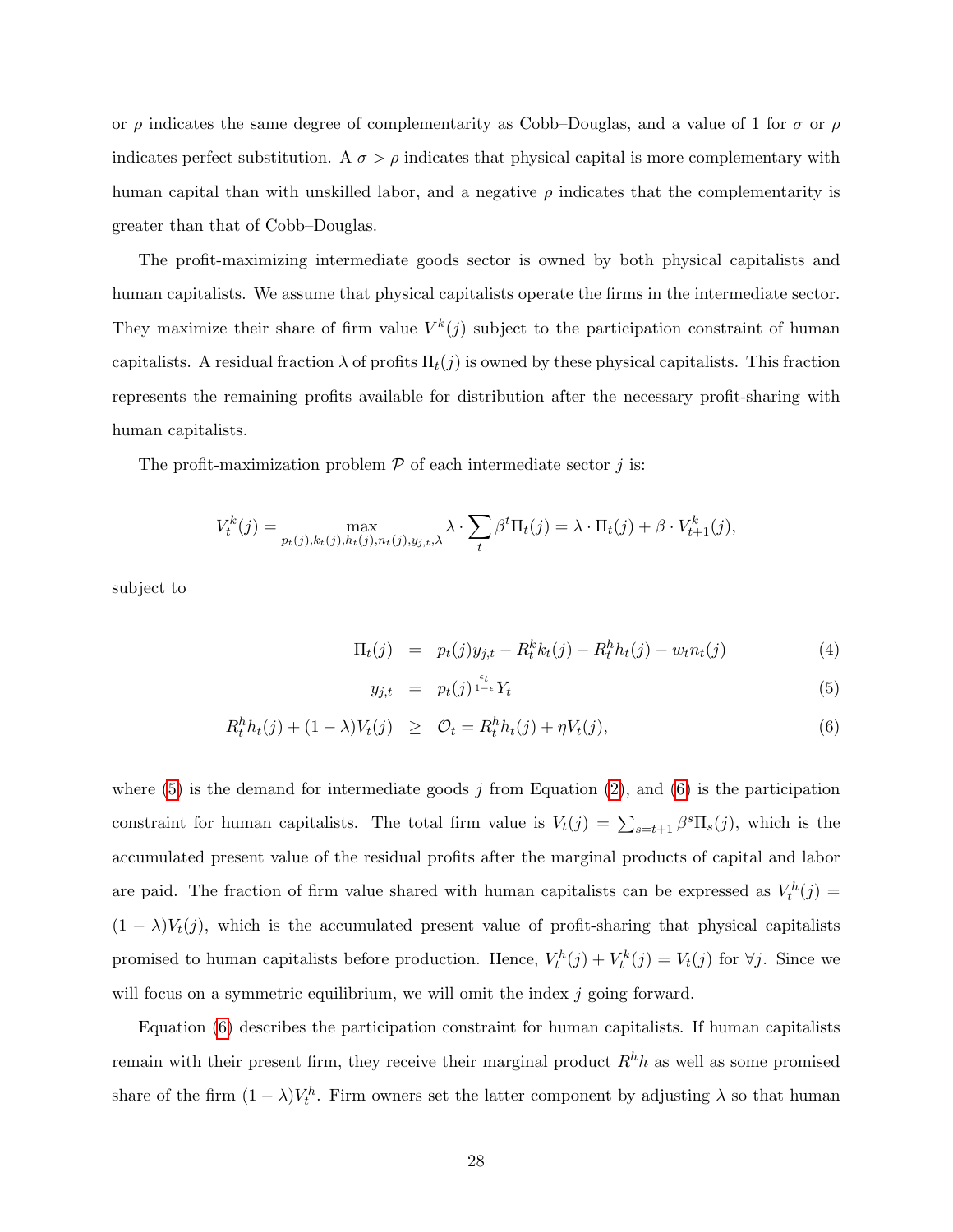or $\rho$ indicates the same degree of complementarity as Cobb–Douglas, and a value of 1 for $\sigma$ or $\rho$ indicates perfect substitution. A $\sigma > \rho$ indicates that physical capital is more complementary with human capital than with unskilled labor, and a negative $\rho$ indicates that the complementarity is greater than that of Cobb–Douglas.

The profit-maximizing intermediate goods sector is owned by both physical capitalists and human capitalists. We assume that physical capitalists operate the firms in the intermediate sector. They maximize their share of firm value $V^k(j)$ subject to the participation constraint of human capitalists. A residual fraction $\lambda$ of profits $\Pi_t(j)$ is owned by these physical capitalists. This fraction represents the remaining profits available for distribution after the necessary profit-sharing with human capitalists.

The profit-maximization problem $\mathcal{P}$ of each intermediate sector $j$ is:

$$V_t^k(j) = \max_{p_t(j), k_t(j), h_t(j), n_t(j), y_{j,t}, \lambda} \lambda \cdot \sum_t \beta^t \Pi_t(j) = \lambda \cdot \Pi_t(j) + \beta \cdot V_{t+1}^k(j),$$

subject to

$$\Pi_t(j) = p_t(j) y_{j,t} - R_t^k k_t(j) - R_t^h h_t(j) - w_t n_t(j) \tag{4}$$

$$y_{j,t} = p_t(j)^{\frac{\epsilon_t}{1-\epsilon}} Y_t \tag{5}$$

$$R_t^h h_t(j) + (1-\lambda) V_t(j) \geq \mathcal{O}_t = R_t^h h_t(j) + \eta V_t(j), \tag{6}$$

where (5) is the demand for intermediate goods $j$ from Equation (2), and (6) is the participation constraint for human capitalists. The total firm value is $V_t(j) = \sum_{s=t+1} \beta^s \Pi_s(j)$, which is the accumulated present value of the residual profits after the marginal products of capital and labor are paid. The fraction of firm value shared with human capitalists can be expressed as $V_t^h(j) = (1-\lambda)V_t(j)$, which is the accumulated present value of profit-sharing that physical capitalists promised to human capitalists before production. Hence, $V_t^h(j) + V_t^k(j) = V_t(j)$ for $\forall j$. Since we will focus on a symmetric equilibrium, we will omit the index $j$ going forward.

Equation (6) describes the participation constraint for human capitalists. If human capitalists remain with their present firm, they receive their marginal product $R^h h$ as well as some promised share of the firm $(1-\lambda)V_t^h$. Firm owners set the latter component by adjusting $\lambda$ so that human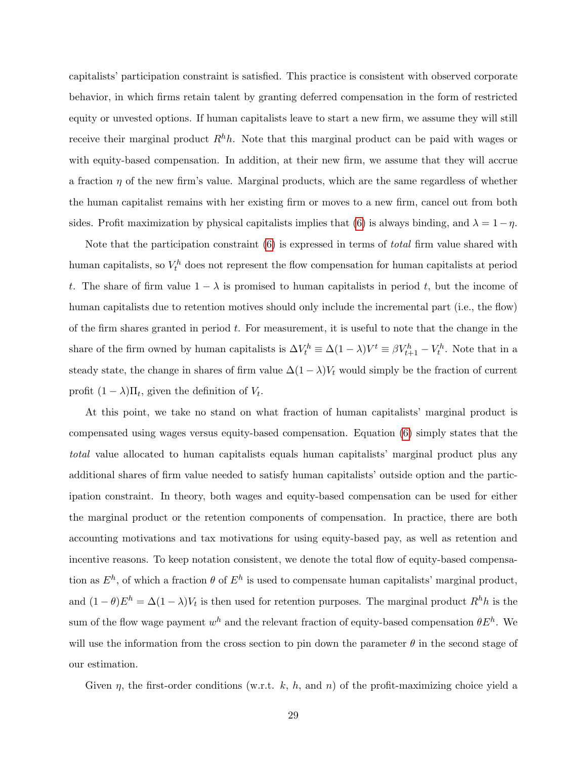capitalists' participation constraint is satisfied. This practice is consistent with observed corporate behavior, in which firms retain talent by granting deferred compensation in the form of restricted equity or unvested options. If human capitalists leave to start a new firm, we assume they will still receive their marginal product $R^h h$. Note that this marginal product can be paid with wages or with equity-based compensation. In addition, at their new firm, we assume that they will accrue a fraction $\eta$ of the new firm's value. Marginal products, which are the same regardless of whether the human capitalist remains with her existing firm or moves to a new firm, cancel out from both sides. Profit maximization by physical capitalists implies that (6) is always binding, and $\lambda = 1 - \eta$.

Note that the participation constraint (6) is expressed in terms of *total* firm value shared with human capitalists, so $V_t^h$ does not represent the flow compensation for human capitalists at period $t$. The share of firm value $1 - \lambda$ is promised to human capitalists in period $t$, but the income of human capitalists due to retention motives should only include the incremental part (i.e., the flow) of the firm shares granted in period $t$. For measurement, it is useful to note that the change in the share of the firm owned by human capitalists is $\Delta V_t^h \equiv \Delta(1 - \lambda)V^t \equiv \beta V_{t+1}^h - V_t^h$. Note that in a steady state, the change in shares of firm value $\Delta(1 - \lambda)V_t$ would simply be the fraction of current profit $(1 - \lambda)\Pi_t$, given the definition of $V_t$.

At this point, we take no stand on what fraction of human capitalists' marginal product is compensated using wages versus equity-based compensation. Equation (6) simply states that the *total* value allocated to human capitalists equals human capitalists' marginal product plus any additional shares of firm value needed to satisfy human capitalists' outside option and the participation constraint. In theory, both wages and equity-based compensation can be used for either the marginal product or the retention components of compensation. In practice, there are both accounting motivations and tax motivations for using equity-based pay, as well as retention and incentive reasons. To keep notation consistent, we denote the total flow of equity-based compensation as $E^h$, of which a fraction $\theta$ of $E^h$ is used to compensate human capitalists' marginal product, and $(1 - \theta)E^h = \Delta(1 - \lambda)V_t$ is then used for retention purposes. The marginal product $R^h h$ is the sum of the flow wage payment $w^h$ and the relevant fraction of equity-based compensation $\theta E^h$. We will use the information from the cross section to pin down the parameter $\theta$ in the second stage of our estimation.

Given $\eta$, the first-order conditions (w.r.t. $k$, $h$, and $n$) of the profit-maximizing choice yield a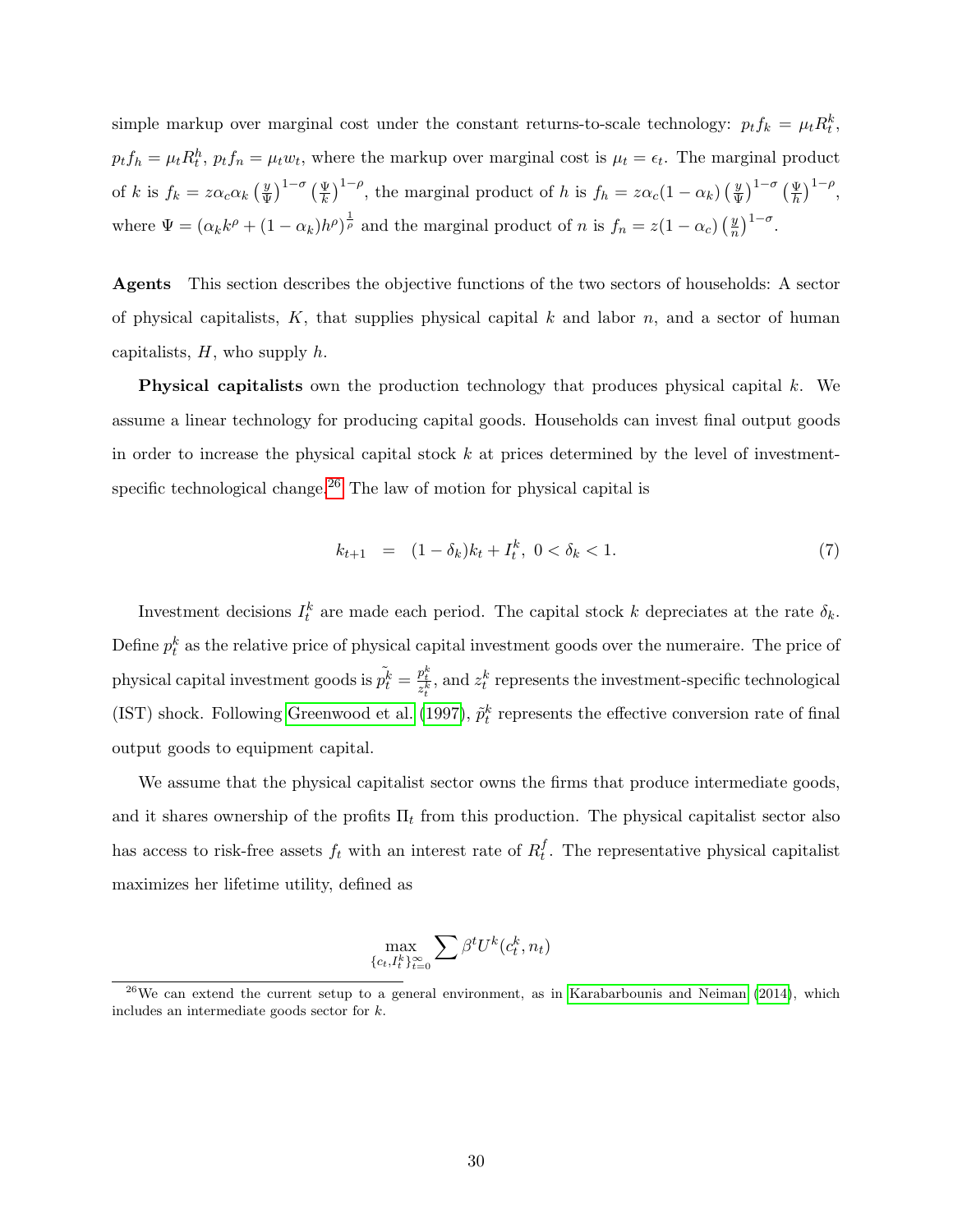simple markup over marginal cost under the constant returns-to-scale technology: $p_t f_k = \mu_t R^k_t$, $p_t f_h = \mu_t R^h_t$, $p_t f_n = \mu_t w_t$, where the markup over marginal cost is $\mu_t = \epsilon_t$. The marginal product of $k$ is $f_k = z\alpha_c\alpha_k \left(\frac{y}{\Psi}\right)^{1-\sigma}\left(\frac{\Psi}{k}\right)^{1-\rho}$, the marginal product of $h$ is $f_h = z\alpha_c(1-\alpha_k)\left(\frac{y}{\Psi}\right)^{1-\sigma}\left(\frac{\Psi}{h}\right)^{1-\rho}$, where $\Psi = (\alpha_k k^\rho + (1-\alpha_k)h^\rho)^{\frac{1}{\rho}}$ and the marginal product of $n$ is $f_n = z(1-\alpha_c)\left(\frac{y}{n}\right)^{1-\sigma}$.

**Agents** This section describes the objective functions of the two sectors of households: A sector of physical capitalists, $K$, that supplies physical capital $k$ and labor $n$, and a sector of human capitalists, $H$, who supply $h$.

**Physical capitalists** own the production technology that produces physical capital $k$. We assume a linear technology for producing capital goods. Households can invest final output goods in order to increase the physical capital stock $k$ at prices determined by the level of investment-specific technological change.[26] The law of motion for physical capital is

$$k_{t+1} \;\; = \;\; (1-\delta_k)k_t + I^k_t,\; 0 < \delta_k < 1. \tag{7}$$

Investment decisions $I^k_t$ are made each period. The capital stock $k$ depreciates at the rate $\delta_k$. Define $p^k_t$ as the relative price of physical capital investment goods over the numeraire. The price of physical capital investment goods is $\tilde{p}^k_t = \frac{p^k_t}{z^k_t}$, and $z^k_t$ represents the investment-specific technological (IST) shock. Following Greenwood et al. (1997), $\tilde{p}^k_t$ represents the effective conversion rate of final output goods to equipment capital.

We assume that the physical capitalist sector owns the firms that produce intermediate goods, and it shares ownership of the profits $\Pi_t$ from this production. The physical capitalist sector also has access to risk-free assets $f_t$ with an interest rate of $R^f_t$. The representative physical capitalist maximizes her lifetime utility, defined as

$$\max_{\{c_t, I^k_t\}_{t=0}^{\infty}} \sum \beta^t U^k(c^k_t, n_t)$$

[26] We can extend the current setup to a general environment, as in Karabarbounis and Neiman (2014), which includes an intermediate goods sector for $k$.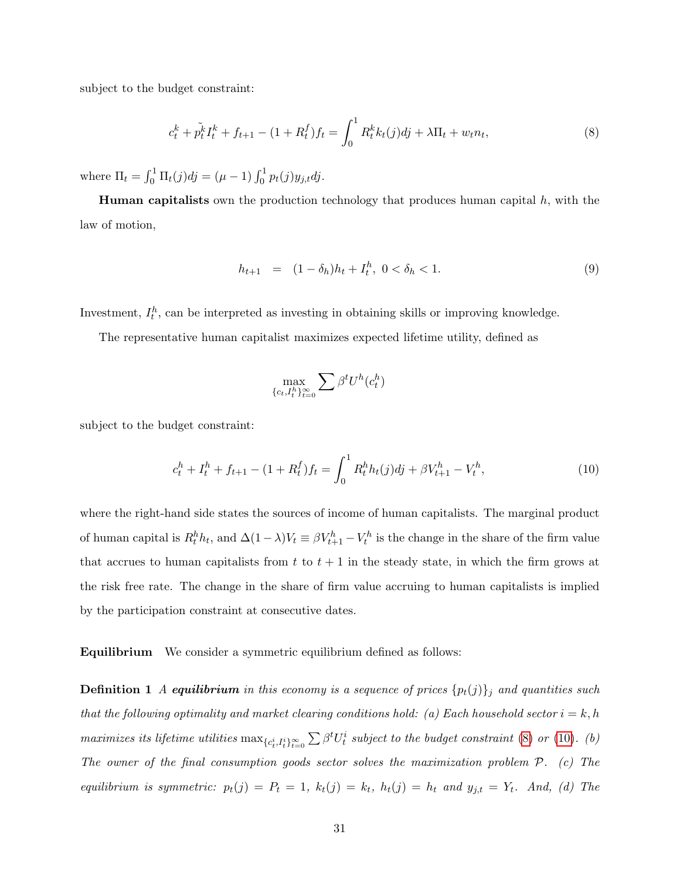subject to the budget constraint:

$$c_t^k + \tilde{p_t^k} I_t^k + f_{t+1} - (1 + R_t^f) f_t = \int_0^1 R_t^k k_t(j) dj + \lambda \Pi_t + w_t n_t, \tag{8}$$

where $\Pi_t = \int_0^1 \Pi_t(j) dj = (\mu - 1) \int_0^1 p_t(j) y_{j,t} dj$.

**Human capitalists** own the production technology that produces human capital $h$, with the law of motion,

$$h_{t+1} \quad = \quad (1 - \delta_h) h_t + I_t^h, \ 0 < \delta_h < 1. \tag{9}$$

Investment, $I_t^h$, can be interpreted as investing in obtaining skills or improving knowledge.

The representative human capitalist maximizes expected lifetime utility, defined as

$$\max_{\{c_t, I_t^h\}_{t=0}^{\infty}} \sum \beta^t U^h(c_t^h)$$

subject to the budget constraint:

$$c_t^h + I_t^h + f_{t+1} - (1 + R_t^f) f_t = \int_0^1 R_t^h h_t(j) dj + \beta V_{t+1}^h - V_t^h, \tag{10}$$

where the right-hand side states the sources of income of human capitalists. The marginal product of human capital is $R_t^h h_t$, and $\Delta(1 - \lambda) V_t \equiv \beta V_{t+1}^h - V_t^h$ is the change in the share of the firm value that accrues to human capitalists from $t$ to $t + 1$ in the steady state, in which the firm grows at the risk free rate. The change in the share of firm value accruing to human capitalists is implied by the participation constraint at consecutive dates.

**Equilibrium** We consider a symmetric equilibrium defined as follows:

**Definition 1** *A* ***equilibrium*** *in this economy is a sequence of prices* $\{p_t(j)\}_j$ *and quantities such that the following optimality and market clearing conditions hold: (a) Each household sector* $i = k, h$ *maximizes its lifetime utilities* $\max_{\{c_t^i, I_t^i\}_{t=0}^{\infty}} \sum \beta^t U_t^i$ *subject to the budget constraint (8) or (10). (b) The owner of the final consumption goods sector solves the maximization problem* $\mathcal{P}$*. (c) The equilibrium is symmetric:* $p_t(j) = P_t = 1$*,* $k_t(j) = k_t$*,* $h_t(j) = h_t$ *and* $y_{j,t} = Y_t$*. And, (d) The*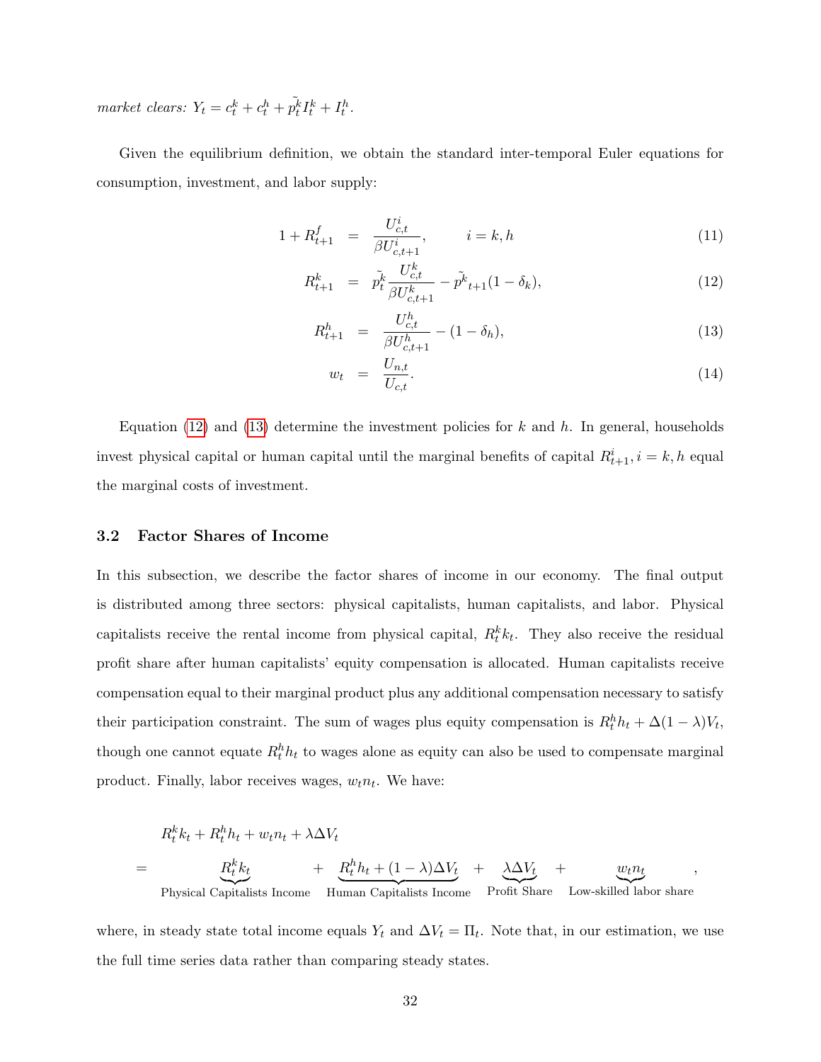*market clears:* $Y_t = c_t^k + c_t^h + \tilde{p_t^k} I_t^k + I_t^h$.

Given the equilibrium definition, we obtain the standard inter-temporal Euler equations for consumption, investment, and labor supply:

$$
\begin{aligned}
1 + R_{t+1}^f &= \frac{U_{c,t}^i}{\beta U_{c,t+1}^i}, \qquad i = k, h & (11)\\
R_{t+1}^k &= \tilde{p_t^k} \frac{U_{c,t}^k}{\beta U_{c,t+1}^k} - \tilde{p^k}_{t+1}(1 - \delta_k), & (12)\\
R_{t+1}^h &= \frac{U_{c,t}^h}{\beta U_{c,t+1}^h} - (1 - \delta_h), & (13)\\
w_t &= \frac{U_{n,t}}{U_{c,t}}. & (14)
\end{aligned}
$$

Equation (12) and (13) determine the investment policies for $k$ and $h$. In general, households invest physical capital or human capital until the marginal benefits of capital $R_{t+1}^i, i = k, h$ equal the marginal costs of investment.

### 3.2 Factor Shares of Income

In this subsection, we describe the factor shares of income in our economy. The final output is distributed among three sectors: physical capitalists, human capitalists, and labor. Physical capitalists receive the rental income from physical capital, $R_t^k k_t$. They also receive the residual profit share after human capitalists' equity compensation is allocated. Human capitalists receive compensation equal to their marginal product plus any additional compensation necessary to satisfy their participation constraint. The sum of wages plus equity compensation is $R_t^h h_t + \Delta(1 - \lambda)V_t$, though one cannot equate $R_t^h h_t$ to wages alone as equity can also be used to compensate marginal product. Finally, labor receives wages, $w_t n_t$. We have:

$$
\begin{aligned}
& R_t^k k_t + R_t^h h_t + w_t n_t + \lambda \Delta V_t \\
= \; & \underbrace{R_t^k k_t}_{\text{Physical Capitalists Income}} + \underbrace{R_t^h h_t + (1 - \lambda)\Delta V_t}_{\text{Human Capitalists Income}} + \underbrace{\lambda \Delta V_t}_{\text{Profit Share}} + \underbrace{w_t n_t}_{\text{Low-skilled labor share}},
\end{aligned}
$$

where, in steady state total income equals $Y_t$ and $\Delta V_t = \Pi_t$. Note that, in our estimation, we use the full time series data rather than comparing steady states.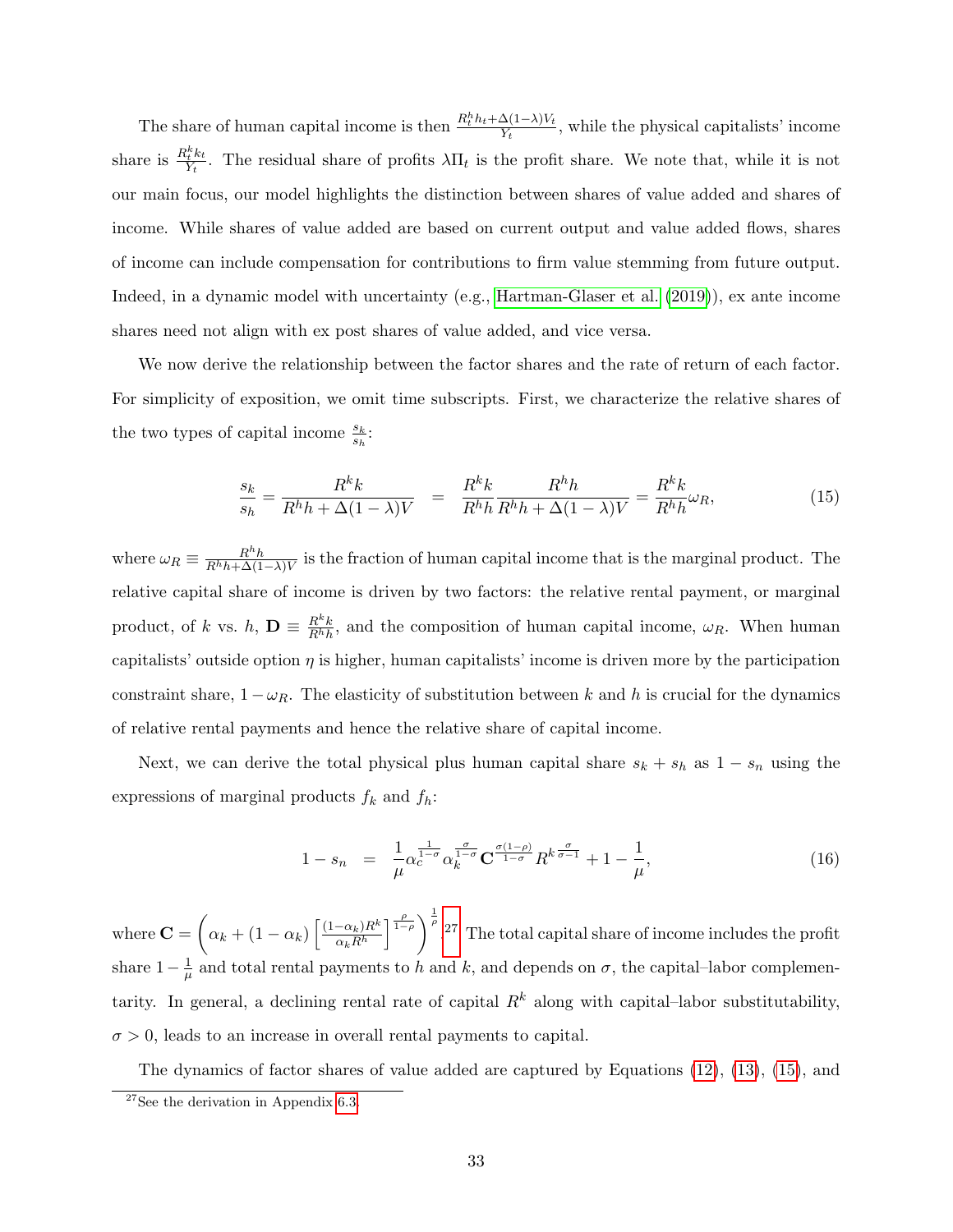The share of human capital income is then $\frac{R_t^h h_t + \Delta(1-\lambda)V_t}{Y_t}$, while the physical capitalists' income share is $\frac{R_t^k k_t}{Y_t}$. The residual share of profits $\lambda \Pi_t$ is the profit share. We note that, while it is not our main focus, our model highlights the distinction between shares of value added and shares of income. While shares of value added are based on current output and value added flows, shares of income can include compensation for contributions to firm value stemming from future output. Indeed, in a dynamic model with uncertainty (e.g., Hartman-Glaser et al. (2019)), ex ante income shares need not align with ex post shares of value added, and vice versa.

We now derive the relationship between the factor shares and the rate of return of each factor. For simplicity of exposition, we omit time subscripts. First, we characterize the relative shares of the two types of capital income $\frac{s_k}{s_h}$:

$$\frac{s_k}{s_h} = \frac{R^k k}{R^h h + \Delta(1-\lambda)V} = \frac{R^k k}{R^h h}\frac{R^h h}{R^h h + \Delta(1-\lambda)V} = \frac{R^k k}{R^h h}\omega_R, \tag{15}$$

where $\omega_R \equiv \frac{R^h h}{R^h h + \Delta(1-\lambda)V}$ is the fraction of human capital income that is the marginal product. The relative capital share of income is driven by two factors: the relative rental payment, or marginal product, of $k$ vs. $h$, $\mathbf{D} \equiv \frac{R^k k}{R^h h}$, and the composition of human capital income, $\omega_R$. When human capitalists' outside option $\eta$ is higher, human capitalists' income is driven more by the participation constraint share, $1-\omega_R$. The elasticity of substitution between $k$ and $h$ is crucial for the dynamics of relative rental payments and hence the relative share of capital income.

Next, we can derive the total physical plus human capital share $s_k + s_h$ as $1 - s_n$ using the expressions of marginal products $f_k$ and $f_h$:

$$1 - s_n = \frac{1}{\mu}\alpha_c^{\frac{1}{1-\sigma}}\alpha_k^{\frac{\sigma}{1-\sigma}}\mathbf{C}^{\frac{\sigma(1-\rho)}{1-\sigma}}{R^k}^{\frac{\sigma}{\sigma-1}} + 1 - \frac{1}{\mu}, \tag{16}$$

where $\mathbf{C} = \left(\alpha_k + (1-\alpha_k)\left[\frac{(1-\alpha_k)R^k}{\alpha_k R^h}\right]^{\frac{\rho}{1-\rho}}\right)^{\frac{1}{\rho}}$.[27] The total capital share of income includes the profit share $1 - \frac{1}{\mu}$ and total rental payments to $h$ and $k$, and depends on $\sigma$, the capital–labor complementarity. In general, a declining rental rate of capital $R^k$ along with capital–labor substitutability, $\sigma > 0$, leads to an increase in overall rental payments to capital.

The dynamics of factor shares of value added are captured by Equations (12), (13), (15), and

[27] See the derivation in Appendix 6.3.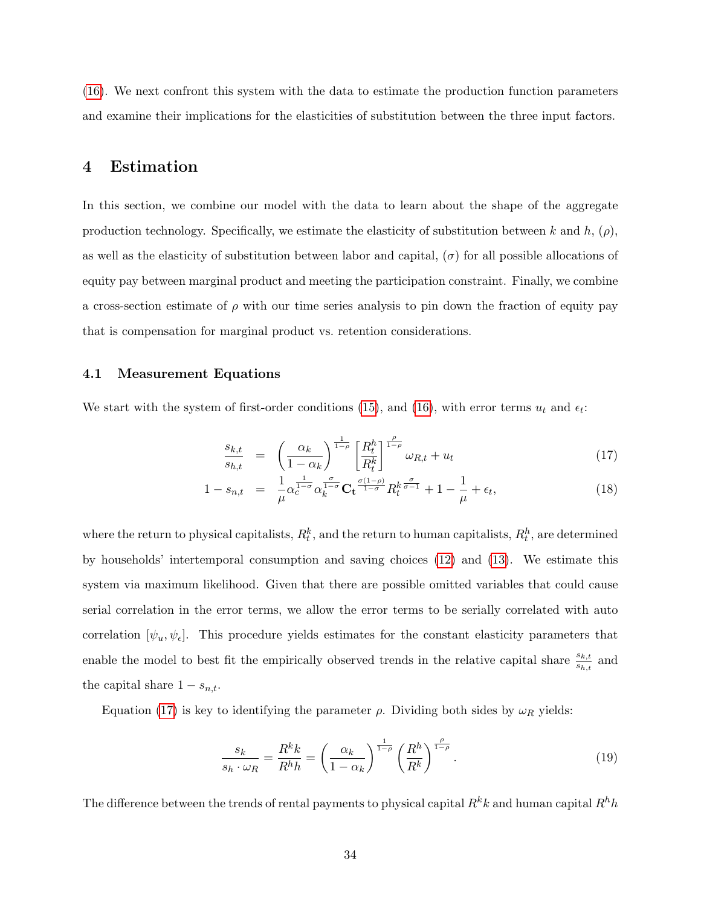(16). We next confront this system with the data to estimate the production function parameters and examine their implications for the elasticities of substitution between the three input factors.

# 4 Estimation

In this section, we combine our model with the data to learn about the shape of the aggregate production technology. Specifically, we estimate the elasticity of substitution between $k$ and $h$, ($\rho$), as well as the elasticity of substitution between labor and capital, ($\sigma$) for all possible allocations of equity pay between marginal product and meeting the participation constraint. Finally, we combine a cross-section estimate of $\rho$ with our time series analysis to pin down the fraction of equity pay that is compensation for marginal product vs. retention considerations.

## 4.1 Measurement Equations

We start with the system of first-order conditions (15), and (16), with error terms $u_t$ and $\epsilon_t$:

$$
\begin{aligned}
\frac{s_{k,t}}{s_{h,t}} &= \left(\frac{\alpha_k}{1-\alpha_k}\right)^{\frac{1}{1-\rho}} \left[\frac{R_t^h}{R_t^k}\right]^{\frac{\rho}{1-\rho}} \omega_{R,t} + u_t \qquad (17)\\
1 - s_{n,t} &= \frac{1}{\mu} \alpha_c^{\frac{1}{1-\sigma}} \alpha_k^{\frac{\sigma}{1-\sigma}} \mathbf{C_t}^{\frac{\sigma(1-\rho)}{1-\sigma}} R_t^{k\,\frac{\sigma}{\sigma-1}} + 1 - \frac{1}{\mu} + \epsilon_t, \qquad (18)
\end{aligned}
$$

where the return to physical capitalists, $R_t^k$, and the return to human capitalists, $R_t^h$, are determined by households' intertemporal consumption and saving choices (12) and (13). We estimate this system via maximum likelihood. Given that there are possible omitted variables that could cause serial correlation in the error terms, we allow the error terms to be serially correlated with auto correlation $[\psi_u, \psi_\epsilon]$. This procedure yields estimates for the constant elasticity parameters that enable the model to best fit the empirically observed trends in the relative capital share $\frac{s_{k,t}}{s_{h,t}}$ and the capital share $1 - s_{n,t}$.

Equation (17) is key to identifying the parameter $\rho$. Dividing both sides by $\omega_R$ yields:

$$
\frac{s_k}{s_h \cdot \omega_R} = \frac{R^k k}{R^h h} = \left(\frac{\alpha_k}{1-\alpha_k}\right)^{\frac{1}{1-\rho}} \left(\frac{R^h}{R^k}\right)^{\frac{\rho}{1-\rho}}. \qquad (19)
$$

The difference between the trends of rental payments to physical capital $R^k k$ and human capital $R^h h$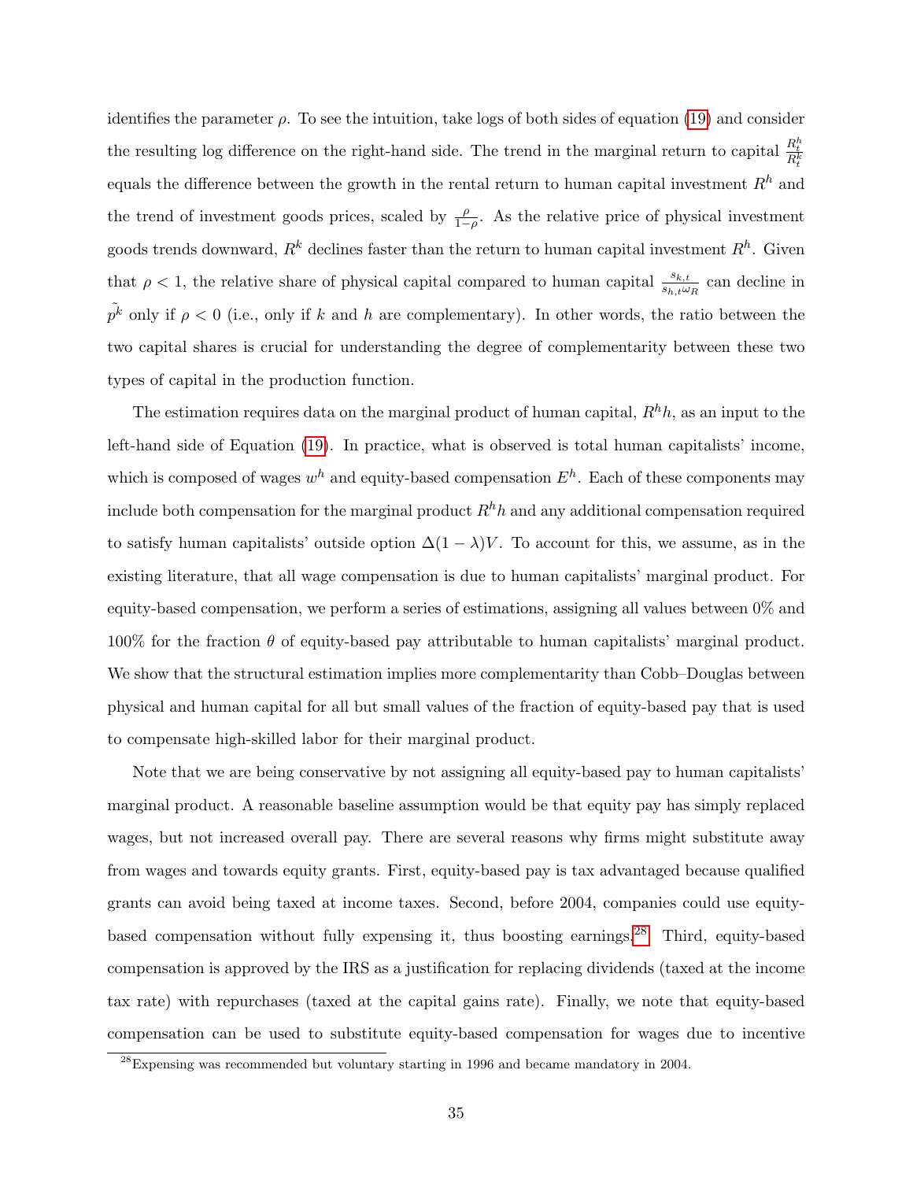identifies the parameter $\rho$. To see the intuition, take logs of both sides of equation (19) and consider the resulting log difference on the right-hand side. The trend in the marginal return to capital $\frac{R_t^h}{R_t^k}$ equals the difference between the growth in the rental return to human capital investment $R^h$ and the trend of investment goods prices, scaled by $\frac{\rho}{1-\rho}$. As the relative price of physical investment goods trends downward, $R^k$ declines faster than the return to human capital investment $R^h$. Given that $\rho < 1$, the relative share of physical capital compared to human capital $\frac{s_{k,t}}{s_{h,t}\omega_R}$ can decline in $\tilde{p^k}$ only if $\rho < 0$ (i.e., only if $k$ and $h$ are complementary). In other words, the ratio between the two capital shares is crucial for understanding the degree of complementarity between these two types of capital in the production function.

The estimation requires data on the marginal product of human capital, $R^h h$, as an input to the left-hand side of Equation (19). In practice, what is observed is total human capitalists' income, which is composed of wages $w^h$ and equity-based compensation $E^h$. Each of these components may include both compensation for the marginal product $R^h h$ and any additional compensation required to satisfy human capitalists' outside option $\Delta(1-\lambda)V$. To account for this, we assume, as in the existing literature, that all wage compensation is due to human capitalists' marginal product. For equity-based compensation, we perform a series of estimations, assigning all values between 0% and 100% for the fraction $\theta$ of equity-based pay attributable to human capitalists' marginal product. We show that the structural estimation implies more complementarity than Cobb–Douglas between physical and human capital for all but small values of the fraction of equity-based pay that is used to compensate high-skilled labor for their marginal product.

Note that we are being conservative by not assigning all equity-based pay to human capitalists' marginal product. A reasonable baseline assumption would be that equity pay has simply replaced wages, but not increased overall pay. There are several reasons why firms might substitute away from wages and towards equity grants. First, equity-based pay is tax advantaged because qualified grants can avoid being taxed at income taxes. Second, before 2004, companies could use equity-based compensation without fully expensing it, thus boosting earnings.[28] Third, equity-based compensation is approved by the IRS as a justification for replacing dividends (taxed at the income tax rate) with repurchases (taxed at the capital gains rate). Finally, we note that equity-based compensation can be used to substitute equity-based compensation for wages due to incentive

[28] Expensing was recommended but voluntary starting in 1996 and became mandatory in 2004.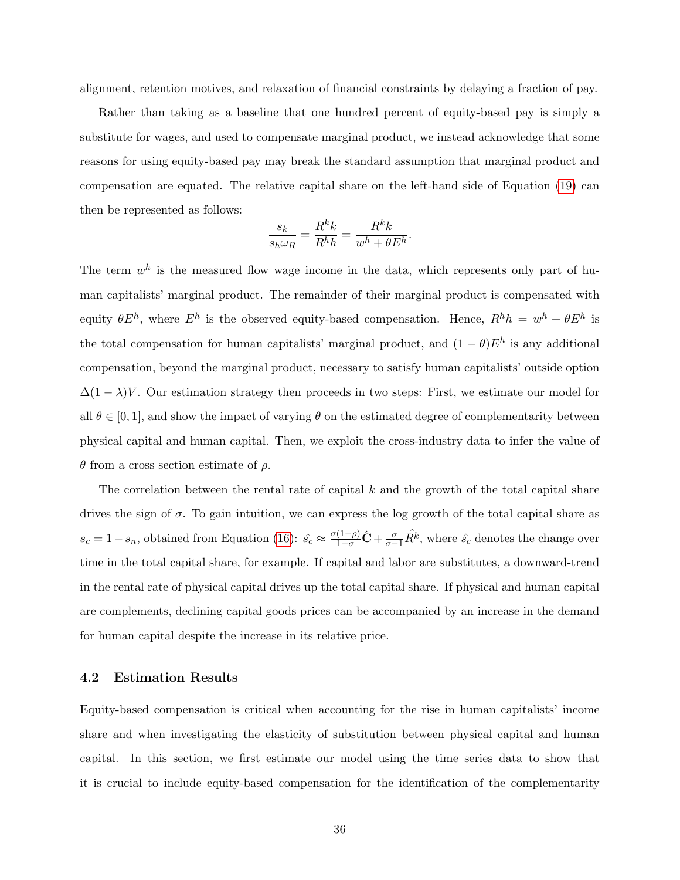alignment, retention motives, and relaxation of financial constraints by delaying a fraction of pay.

Rather than taking as a baseline that one hundred percent of equity-based pay is simply a substitute for wages, and used to compensate marginal product, we instead acknowledge that some reasons for using equity-based pay may break the standard assumption that marginal product and compensation are equated. The relative capital share on the left-hand side of Equation (19) can then be represented as follows:

$$\frac{s_k}{s_h \omega_R} = \frac{R^k k}{R^h h} = \frac{R^k k}{w^h + \theta E^h}.$$

The term $w^h$ is the measured flow wage income in the data, which represents only part of human capitalists' marginal product. The remainder of their marginal product is compensated with equity $\theta E^h$, where $E^h$ is the observed equity-based compensation. Hence, $R^h h = w^h + \theta E^h$ is the total compensation for human capitalists' marginal product, and $(1-\theta)E^h$ is any additional compensation, beyond the marginal product, necessary to satisfy human capitalists' outside option $\Delta(1-\lambda)V$. Our estimation strategy then proceeds in two steps: First, we estimate our model for all $\theta \in [0,1]$, and show the impact of varying $\theta$ on the estimated degree of complementarity between physical capital and human capital. Then, we exploit the cross-industry data to infer the value of $\theta$ from a cross section estimate of $\rho$.

The correlation between the rental rate of capital $k$ and the growth of the total capital share drives the sign of $\sigma$. To gain intuition, we can express the log growth of the total capital share as $s_c = 1 - s_n$, obtained from Equation (16): $\hat{s_c} \approx \frac{\sigma(1-\rho)}{1-\sigma}\hat{\mathbf{C}} + \frac{\sigma}{\sigma-1}\hat{R^k}$, where $\hat{s_c}$ denotes the change over time in the total capital share, for example. If capital and labor are substitutes, a downward-trend in the rental rate of physical capital drives up the total capital share. If physical and human capital are complements, declining capital goods prices can be accompanied by an increase in the demand for human capital despite the increase in its relative price.

### 4.2 Estimation Results

Equity-based compensation is critical when accounting for the rise in human capitalists' income share and when investigating the elasticity of substitution between physical capital and human capital. In this section, we first estimate our model using the time series data to show that it is crucial to include equity-based compensation for the identification of the complementarity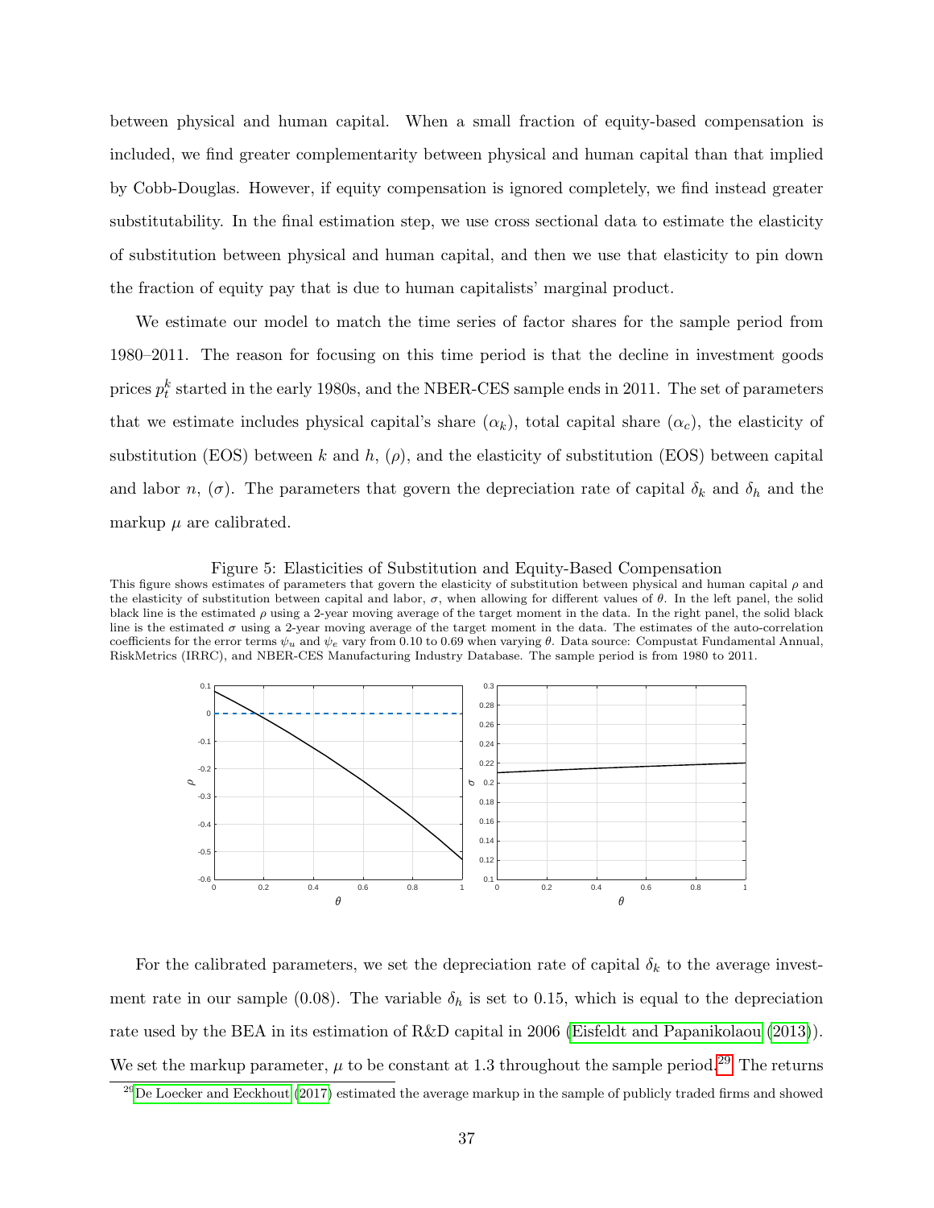between physical and human capital. When a small fraction of equity-based compensation is included, we find greater complementarity between physical and human capital than that implied by Cobb-Douglas. However, if equity compensation is ignored completely, we find instead greater substitutability. In the final estimation step, we use cross sectional data to estimate the elasticity of substitution between physical and human capital, and then we use that elasticity to pin down the fraction of equity pay that is due to human capitalists' marginal product.

We estimate our model to match the time series of factor shares for the sample period from 1980–2011. The reason for focusing on this time period is that the decline in investment goods prices $p_t^k$ started in the early 1980s, and the NBER-CES sample ends in 2011. The set of parameters that we estimate includes physical capital's share ($\alpha_k$), total capital share ($\alpha_c$), the elasticity of substitution (EOS) between $k$ and $h$, ($\rho$), and the elasticity of substitution (EOS) between capital and labor $n$, ($\sigma$). The parameters that govern the depreciation rate of capital $\delta_k$ and $\delta_h$ and the markup $\mu$ are calibrated.

Figure 5: Elasticities of Substitution and Equity-Based Compensation

This figure shows estimates of parameters that govern the elasticity of substitution between physical and human capital $\rho$ and the elasticity of substitution between capital and labor, $\sigma$, when allowing for different values of $\theta$. In the left panel, the solid black line is the estimated $\rho$ using a 2-year moving average of the target moment in the data. In the right panel, the solid black line is the estimated $\sigma$ using a 2-year moving average of the target moment in the data. The estimates of the auto-correlation coefficients for the error terms $\psi_u$ and $\psi_e$ vary from 0.10 to 0.69 when varying $\theta$. Data source: Compustat Fundamental Annual, RiskMetrics (IRRC), and NBER-CES Manufacturing Industry Database. The sample period is from 1980 to 2011.

For the calibrated parameters, we set the depreciation rate of capital $\delta_k$ to the average investment rate in our sample (0.08). The variable $\delta_h$ is set to 0.15, which is equal to the depreciation rate used by the BEA in its estimation of R&D capital in 2006 (Eisfeldt and Papanikolaou (2013)). We set the markup parameter, $\mu$ to be constant at 1.3 throughout the sample period.[29] The returns

[29] De Loecker and Eeckhout (2017) estimated the average markup in the sample of publicly traded firms and showed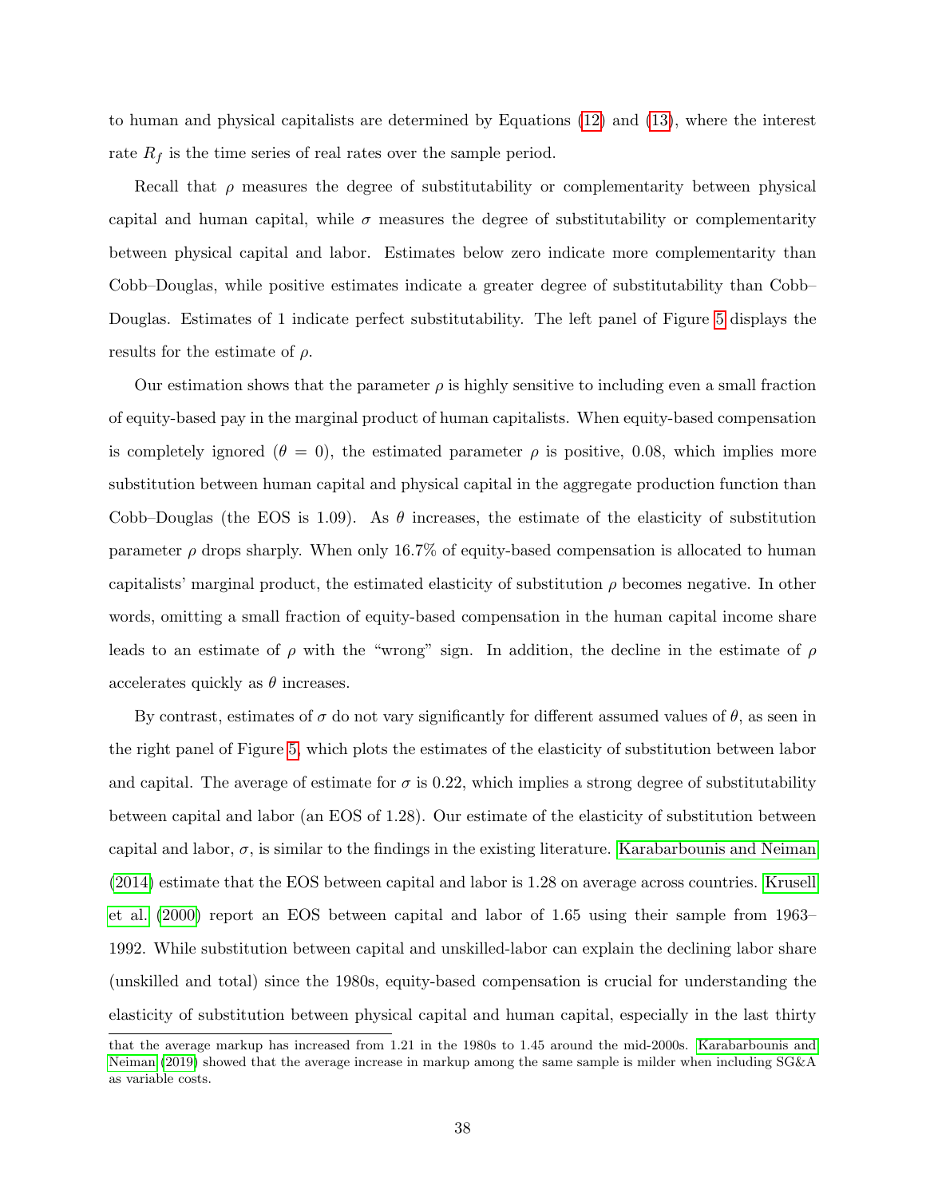to human and physical capitalists are determined by Equations (12) and (13), where the interest rate $R_f$ is the time series of real rates over the sample period.

Recall that $\rho$ measures the degree of substitutability or complementarity between physical capital and human capital, while $\sigma$ measures the degree of substitutability or complementarity between physical capital and labor. Estimates below zero indicate more complementarity than Cobb–Douglas, while positive estimates indicate a greater degree of substitutability than Cobb–Douglas. Estimates of 1 indicate perfect substitutability. The left panel of Figure 5 displays the results for the estimate of $\rho$.

Our estimation shows that the parameter $\rho$ is highly sensitive to including even a small fraction of equity-based pay in the marginal product of human capitalists. When equity-based compensation is completely ignored ($\theta = 0$), the estimated parameter $\rho$ is positive, 0.08, which implies more substitution between human capital and physical capital in the aggregate production function than Cobb–Douglas (the EOS is 1.09). As $\theta$ increases, the estimate of the elasticity of substitution parameter $\rho$ drops sharply. When only 16.7% of equity-based compensation is allocated to human capitalists' marginal product, the estimated elasticity of substitution $\rho$ becomes negative. In other words, omitting a small fraction of equity-based compensation in the human capital income share leads to an estimate of $\rho$ with the "wrong" sign. In addition, the decline in the estimate of $\rho$ accelerates quickly as $\theta$ increases.

By contrast, estimates of $\sigma$ do not vary significantly for different assumed values of $\theta$, as seen in the right panel of Figure 5, which plots the estimates of the elasticity of substitution between labor and capital. The average of estimate for $\sigma$ is 0.22, which implies a strong degree of substitutability between capital and labor (an EOS of 1.28). Our estimate of the elasticity of substitution between capital and labor, $\sigma$, is similar to the findings in the existing literature. Karabarbounis and Neiman (2014) estimate that the EOS between capital and labor is 1.28 on average across countries. Krusell et al. (2000) report an EOS between capital and labor of 1.65 using their sample from 1963–1992. While substitution between capital and unskilled-labor can explain the declining labor share (unskilled and total) since the 1980s, equity-based compensation is crucial for understanding the elasticity of substitution between physical capital and human capital, especially in the last thirty

that the average markup has increased from 1.21 in the 1980s to 1.45 around the mid-2000s. Karabarbounis and Neiman (2019) showed that the average increase in markup among the same sample is milder when including SG&A as variable costs.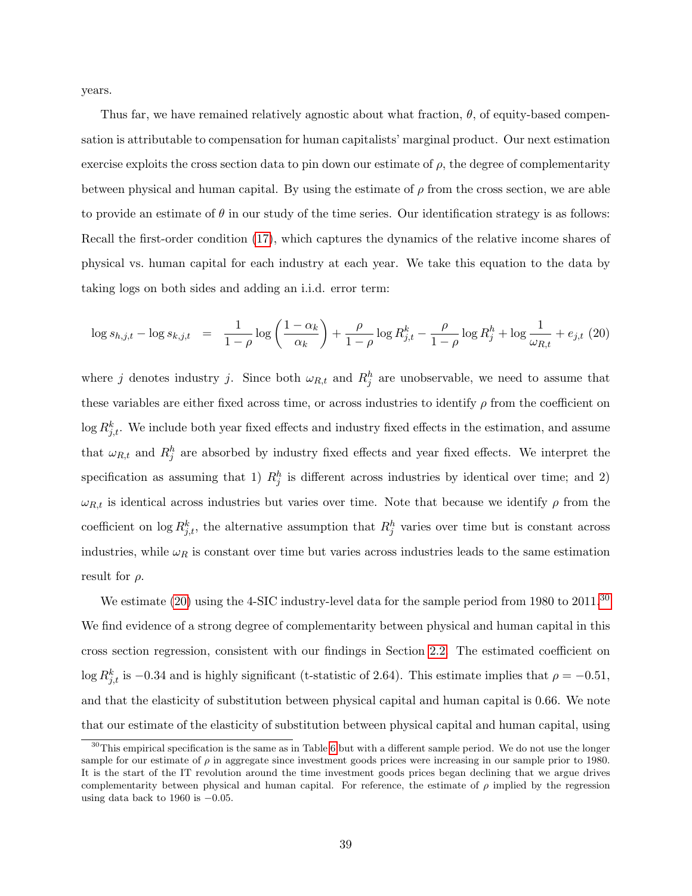years.

Thus far, we have remained relatively agnostic about what fraction, $\theta$, of equity-based compensation is attributable to compensation for human capitalists' marginal product. Our next estimation exercise exploits the cross section data to pin down our estimate of $\rho$, the degree of complementarity between physical and human capital. By using the estimate of $\rho$ from the cross section, we are able to provide an estimate of $\theta$ in our study of the time series. Our identification strategy is as follows: Recall the first-order condition (17), which captures the dynamics of the relative income shares of physical vs. human capital for each industry at each year. We take this equation to the data by taking logs on both sides and adding an i.i.d. error term:

$$\log s_{h,j,t} - \log s_{k,j,t} = \frac{1}{1-\rho} \log\left(\frac{1-\alpha_k}{\alpha_k}\right) + \frac{\rho}{1-\rho} \log R^k_{j,t} - \frac{\rho}{1-\rho} \log R^h_j + \log \frac{1}{\omega_{R,t}} + e_{j,t} \quad (20)$$

where $j$ denotes industry $j$. Since both $\omega_{R,t}$ and $R^h_j$ are unobservable, we need to assume that these variables are either fixed across time, or across industries to identify $\rho$ from the coefficient on $\log R^k_{j,t}$. We include both year fixed effects and industry fixed effects in the estimation, and assume that $\omega_{R,t}$ and $R^h_j$ are absorbed by industry fixed effects and year fixed effects. We interpret the specification as assuming that 1) $R^h_j$ is different across industries by identical over time; and 2) $\omega_{R,t}$ is identical across industries but varies over time. Note that because we identify $\rho$ from the coefficient on $\log R^k_{j,t}$, the alternative assumption that $R^h_j$ varies over time but is constant across industries, while $\omega_R$ is constant over time but varies across industries leads to the same estimation result for $\rho$.

We estimate (20) using the 4-SIC industry-level data for the sample period from 1980 to 2011.[30] We find evidence of a strong degree of complementarity between physical and human capital in this cross section regression, consistent with our findings in Section 2.2. The estimated coefficient on $\log R^k_{j,t}$ is $-0.34$ and is highly significant (t-statistic of 2.64). This estimate implies that $\rho = -0.51$, and that the elasticity of substitution between physical capital and human capital is 0.66. We note that our estimate of the elasticity of substitution between physical capital and human capital, using

[30] This empirical specification is the same as in Table 6 but with a different sample period. We do not use the longer sample for our estimate of $\rho$ in aggregate since investment goods prices were increasing in our sample prior to 1980. It is the start of the IT revolution around the time investment goods prices began declining that we argue drives complementarity between physical and human capital. For reference, the estimate of $\rho$ implied by the regression using data back to 1960 is $-0.05$.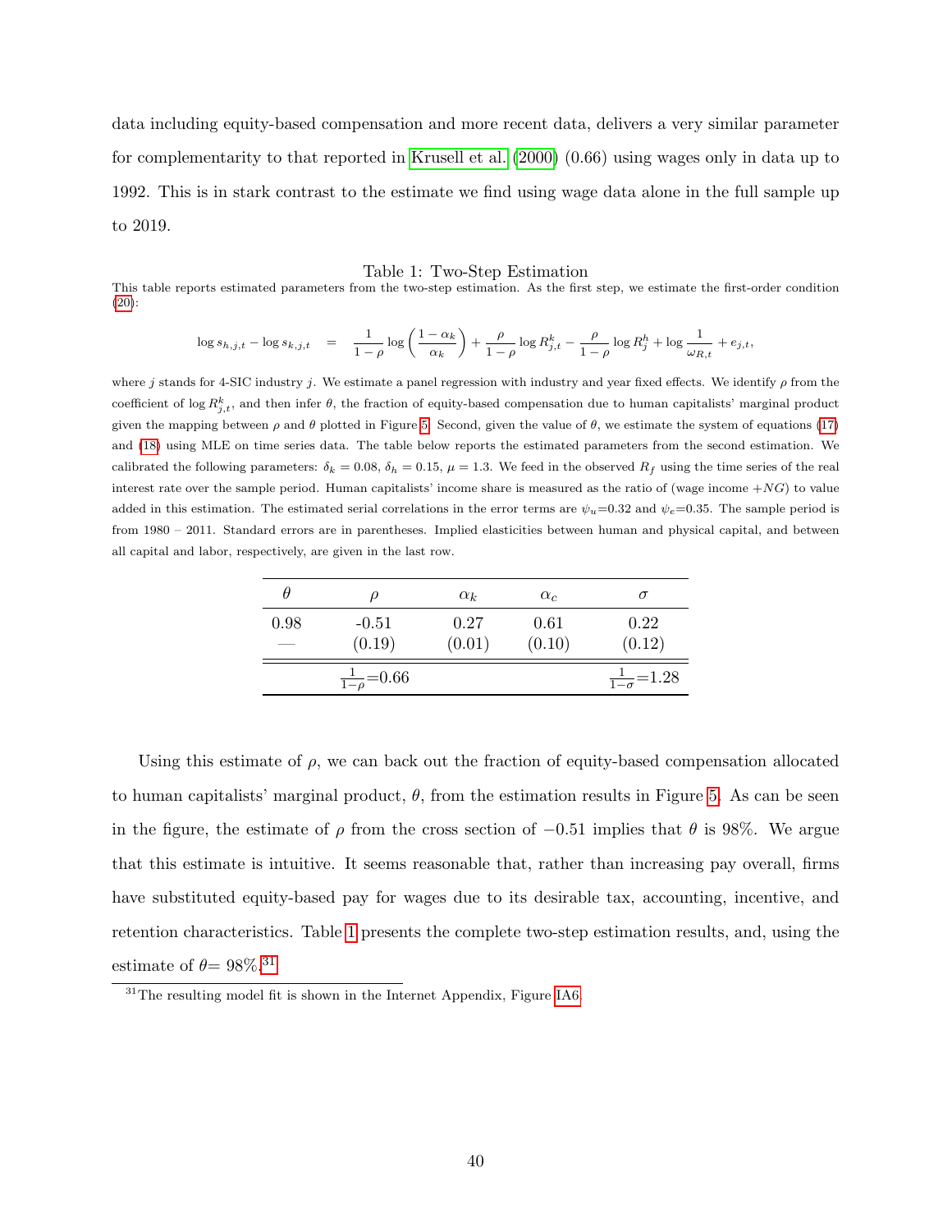data including equity-based compensation and more recent data, delivers a very similar parameter for complementarity to that reported in Krusell et al. (2000) (0.66) using wages only in data up to 1992. This is in stark contrast to the estimate we find using wage data alone in the full sample up to 2019.

Table 1: Two-Step Estimation

This table reports estimated parameters from the two-step estimation. As the first step, we estimate the first-order condition (20):

$$\log s_{h,j,t} - \log s_{k,j,t} \quad = \quad \frac{1}{1-\rho}\log\left(\frac{1-\alpha_k}{\alpha_k}\right) + \frac{\rho}{1-\rho}\log R^k_{j,t} - \frac{\rho}{1-\rho}\log R^h_j + \log\frac{1}{\omega_{R,t}} + e_{j,t},$$

where $j$ stands for 4-SIC industry $j$. We estimate a panel regression with industry and year fixed effects. We identify $\rho$ from the coefficient of $\log R^k_{j,t}$, and then infer $\theta$, the fraction of equity-based compensation due to human capitalists' marginal product given the mapping between $\rho$ and $\theta$ plotted in Figure 5. Second, given the value of $\theta$, we estimate the system of equations (17) and (18) using MLE on time series data. The table below reports the estimated parameters from the second estimation. We calibrated the following parameters: $\delta_k = 0.08$, $\delta_h = 0.15$, $\mu = 1.3$. We feed in the observed $R_f$ using the time series of the real interest rate over the sample period. Human capitalists' income share is measured as the ratio of (wage income $+NG$) to value added in this estimation. The estimated serial correlations in the error terms are $\psi_u$=0.32 and $\psi_e$=0.35. The sample period is from 1980 – 2011. Standard errors are in parentheses. Implied elasticities between human and physical capital, and between all capital and labor, respectively, are given in the last row.

| $\theta$ | $\rho$ | $\alpha_k$ | $\alpha_c$ | $\sigma$ |
|---|---|---|---|---|
| 0.98 | -0.51 | 0.27 | 0.61 | 0.22 |
| — | (0.19) | (0.01) | (0.10) | (0.12) |
| | $\frac{1}{1-\rho}$=0.66 | | | $\frac{1}{1-\sigma}$=1.28 |

Using this estimate of $\rho$, we can back out the fraction of equity-based compensation allocated to human capitalists' marginal product, $\theta$, from the estimation results in Figure 5. As can be seen in the figure, the estimate of $\rho$ from the cross section of $-0.51$ implies that $\theta$ is 98%. We argue that this estimate is intuitive. It seems reasonable that, rather than increasing pay overall, firms have substituted equity-based pay for wages due to its desirable tax, accounting, incentive, and retention characteristics. Table 1 presents the complete two-step estimation results, and, using the estimate of $\theta$= 98%.[31]

[31] The resulting model fit is shown in the Internet Appendix, Figure IA6.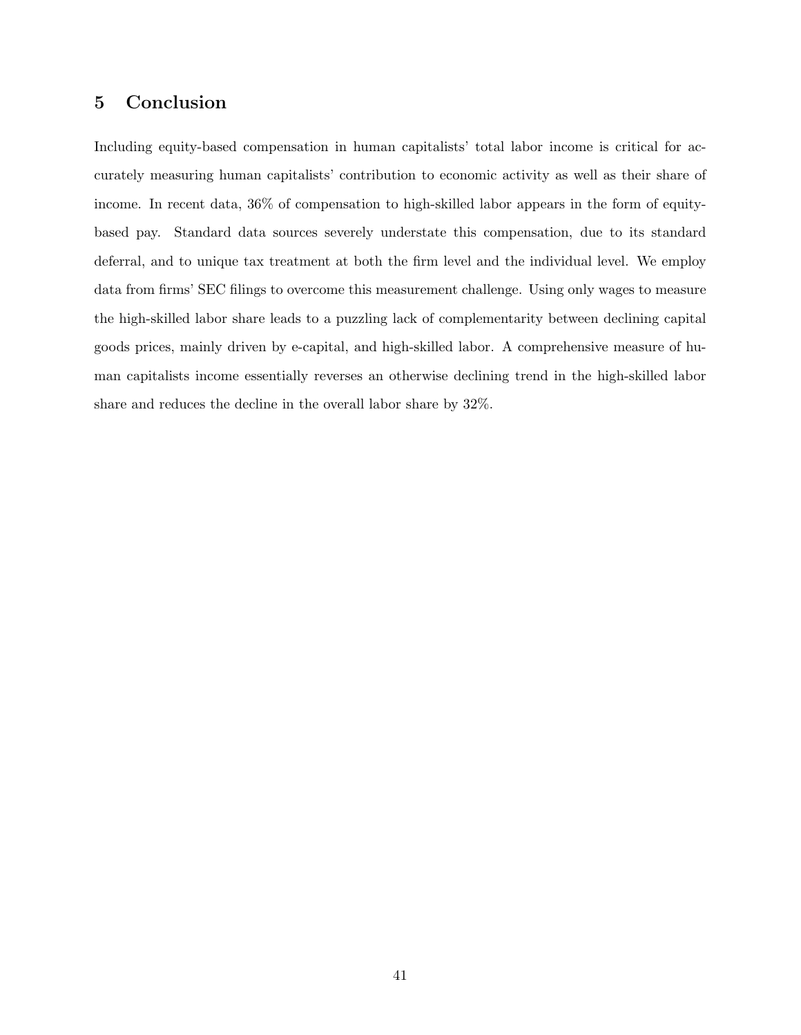## 5 Conclusion

Including equity-based compensation in human capitalists' total labor income is critical for accurately measuring human capitalists' contribution to economic activity as well as their share of income. In recent data, 36% of compensation to high-skilled labor appears in the form of equity-based pay. Standard data sources severely understate this compensation, due to its standard deferral, and to unique tax treatment at both the firm level and the individual level. We employ data from firms' SEC filings to overcome this measurement challenge. Using only wages to measure the high-skilled labor share leads to a puzzling lack of complementarity between declining capital goods prices, mainly driven by e-capital, and high-skilled labor. A comprehensive measure of human capitalists income essentially reverses an otherwise declining trend in the high-skilled labor share and reduces the decline in the overall labor share by 32%.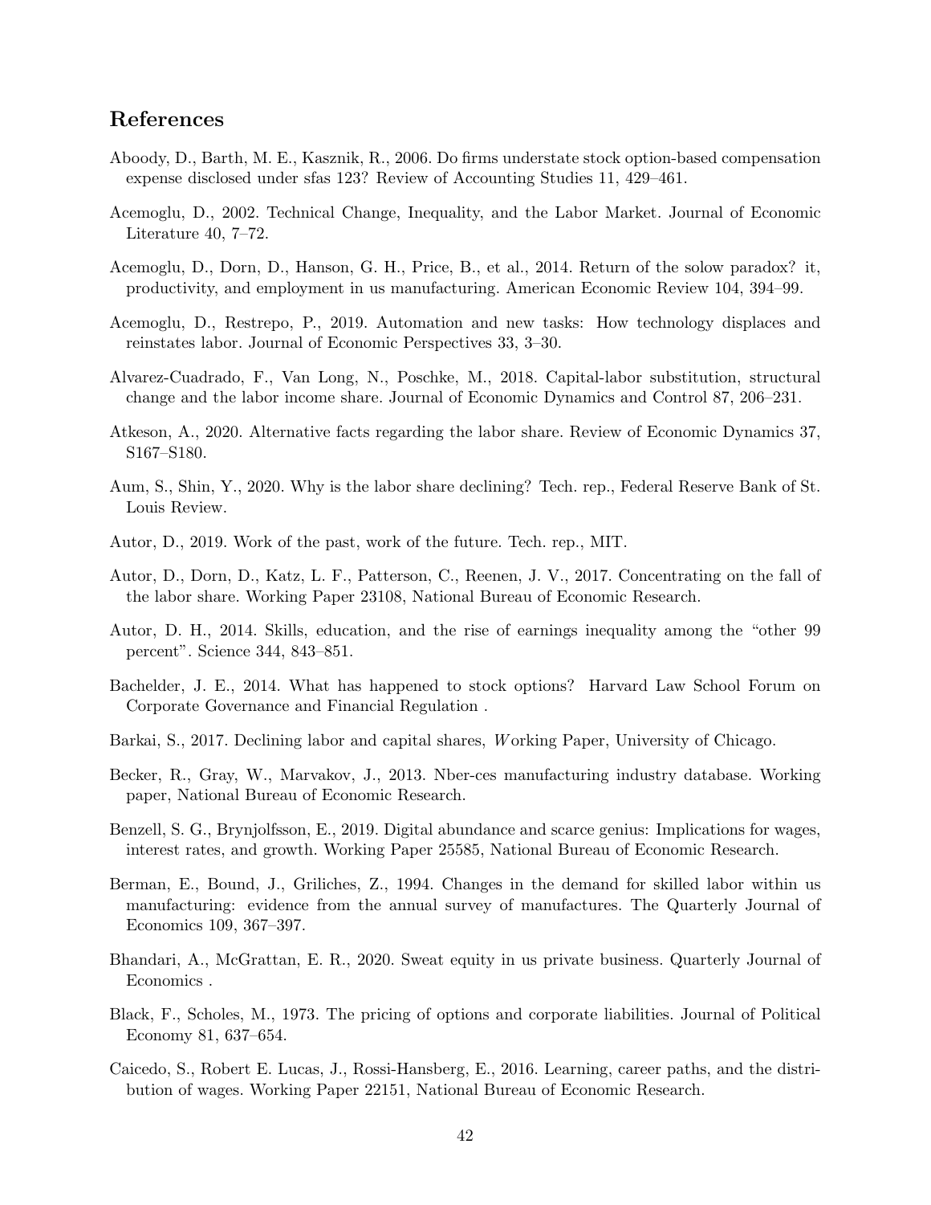## References

Aboody, D., Barth, M. E., Kasznik, R., 2006. Do firms understate stock option-based compensation expense disclosed under sfas 123? Review of Accounting Studies 11, 429–461.

Acemoglu, D., 2002. Technical Change, Inequality, and the Labor Market. Journal of Economic Literature 40, 7–72.

Acemoglu, D., Dorn, D., Hanson, G. H., Price, B., et al., 2014. Return of the solow paradox? it, productivity, and employment in us manufacturing. American Economic Review 104, 394–99.

Acemoglu, D., Restrepo, P., 2019. Automation and new tasks: How technology displaces and reinstates labor. Journal of Economic Perspectives 33, 3–30.

Alvarez-Cuadrado, F., Van Long, N., Poschke, M., 2018. Capital-labor substitution, structural change and the labor income share. Journal of Economic Dynamics and Control 87, 206–231.

Atkeson, A., 2020. Alternative facts regarding the labor share. Review of Economic Dynamics 37, S167–S180.

Aum, S., Shin, Y., 2020. Why is the labor share declining? Tech. rep., Federal Reserve Bank of St. Louis Review.

Autor, D., 2019. Work of the past, work of the future. Tech. rep., MIT.

Autor, D., Dorn, D., Katz, L. F., Patterson, C., Reenen, J. V., 2017. Concentrating on the fall of the labor share. Working Paper 23108, National Bureau of Economic Research.

Autor, D. H., 2014. Skills, education, and the rise of earnings inequality among the "other 99 percent". Science 344, 843–851.

Bachelder, J. E., 2014. What has happened to stock options? Harvard Law School Forum on Corporate Governance and Financial Regulation .

Barkai, S., 2017. Declining labor and capital shares, *W*orking Paper, University of Chicago.

Becker, R., Gray, W., Marvakov, J., 2013. Nber-ces manufacturing industry database. Working paper, National Bureau of Economic Research.

Benzell, S. G., Brynjolfsson, E., 2019. Digital abundance and scarce genius: Implications for wages, interest rates, and growth. Working Paper 25585, National Bureau of Economic Research.

Berman, E., Bound, J., Griliches, Z., 1994. Changes in the demand for skilled labor within us manufacturing: evidence from the annual survey of manufactures. The Quarterly Journal of Economics 109, 367–397.

Bhandari, A., McGrattan, E. R., 2020. Sweat equity in us private business. Quarterly Journal of Economics .

Black, F., Scholes, M., 1973. The pricing of options and corporate liabilities. Journal of Political Economy 81, 637–654.

Caicedo, S., Robert E. Lucas, J., Rossi-Hansberg, E., 2016. Learning, career paths, and the distribution of wages. Working Paper 22151, National Bureau of Economic Research.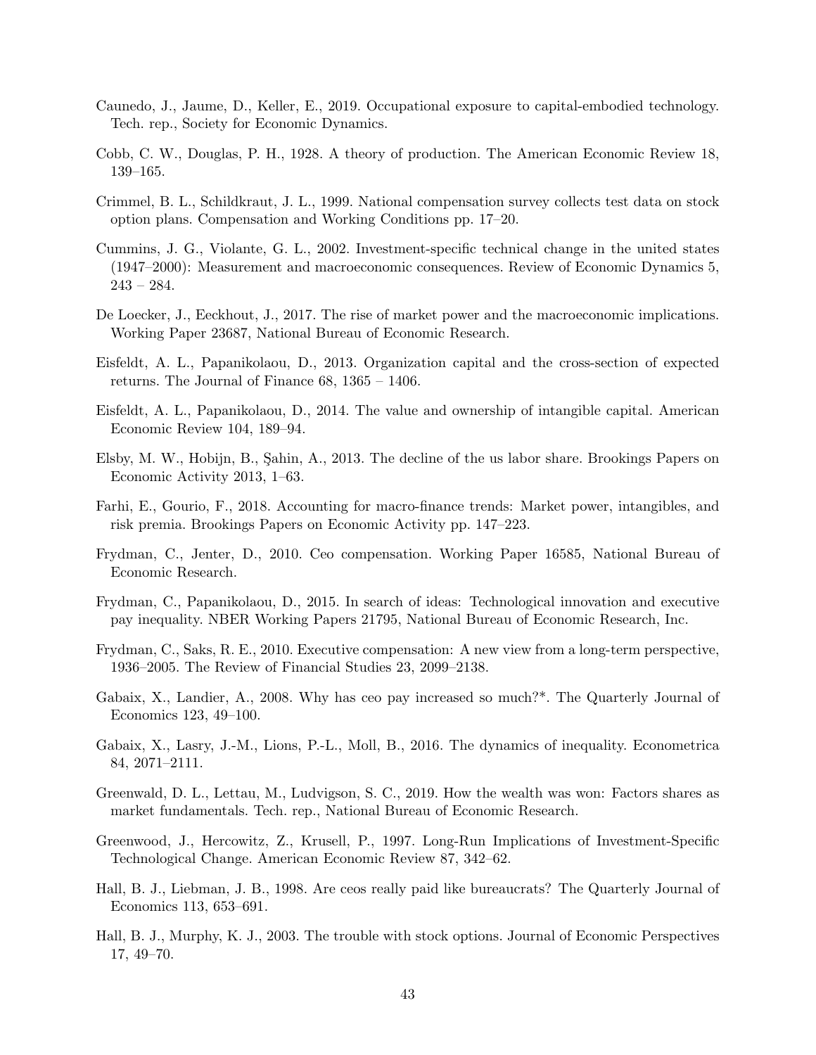Caunedo, J., Jaume, D., Keller, E., 2019. Occupational exposure to capital-embodied technology. Tech. rep., Society for Economic Dynamics.

Cobb, C. W., Douglas, P. H., 1928. A theory of production. The American Economic Review 18, 139–165.

Crimmel, B. L., Schildkraut, J. L., 1999. National compensation survey collects test data on stock option plans. Compensation and Working Conditions pp. 17–20.

Cummins, J. G., Violante, G. L., 2002. Investment-specific technical change in the united states (1947–2000): Measurement and macroeconomic consequences. Review of Economic Dynamics 5, 243 – 284.

De Loecker, J., Eeckhout, J., 2017. The rise of market power and the macroeconomic implications. Working Paper 23687, National Bureau of Economic Research.

Eisfeldt, A. L., Papanikolaou, D., 2013. Organization capital and the cross-section of expected returns. The Journal of Finance 68, 1365 – 1406.

Eisfeldt, A. L., Papanikolaou, D., 2014. The value and ownership of intangible capital. American Economic Review 104, 189–94.

Elsby, M. W., Hobijn, B., Şahin, A., 2013. The decline of the us labor share. Brookings Papers on Economic Activity 2013, 1–63.

Farhi, E., Gourio, F., 2018. Accounting for macro-finance trends: Market power, intangibles, and risk premia. Brookings Papers on Economic Activity pp. 147–223.

Frydman, C., Jenter, D., 2010. Ceo compensation. Working Paper 16585, National Bureau of Economic Research.

Frydman, C., Papanikolaou, D., 2015. In search of ideas: Technological innovation and executive pay inequality. NBER Working Papers 21795, National Bureau of Economic Research, Inc.

Frydman, C., Saks, R. E., 2010. Executive compensation: A new view from a long-term perspective, 1936–2005. The Review of Financial Studies 23, 2099–2138.

Gabaix, X., Landier, A., 2008. Why has ceo pay increased so much?*. The Quarterly Journal of Economics 123, 49–100.

Gabaix, X., Lasry, J.-M., Lions, P.-L., Moll, B., 2016. The dynamics of inequality. Econometrica 84, 2071–2111.

Greenwald, D. L., Lettau, M., Ludvigson, S. C., 2019. How the wealth was won: Factors shares as market fundamentals. Tech. rep., National Bureau of Economic Research.

Greenwood, J., Hercowitz, Z., Krusell, P., 1997. Long-Run Implications of Investment-Specific Technological Change. American Economic Review 87, 342–62.

Hall, B. J., Liebman, J. B., 1998. Are ceos really paid like bureaucrats? The Quarterly Journal of Economics 113, 653–691.

Hall, B. J., Murphy, K. J., 2003. The trouble with stock options. Journal of Economic Perspectives 17, 49–70.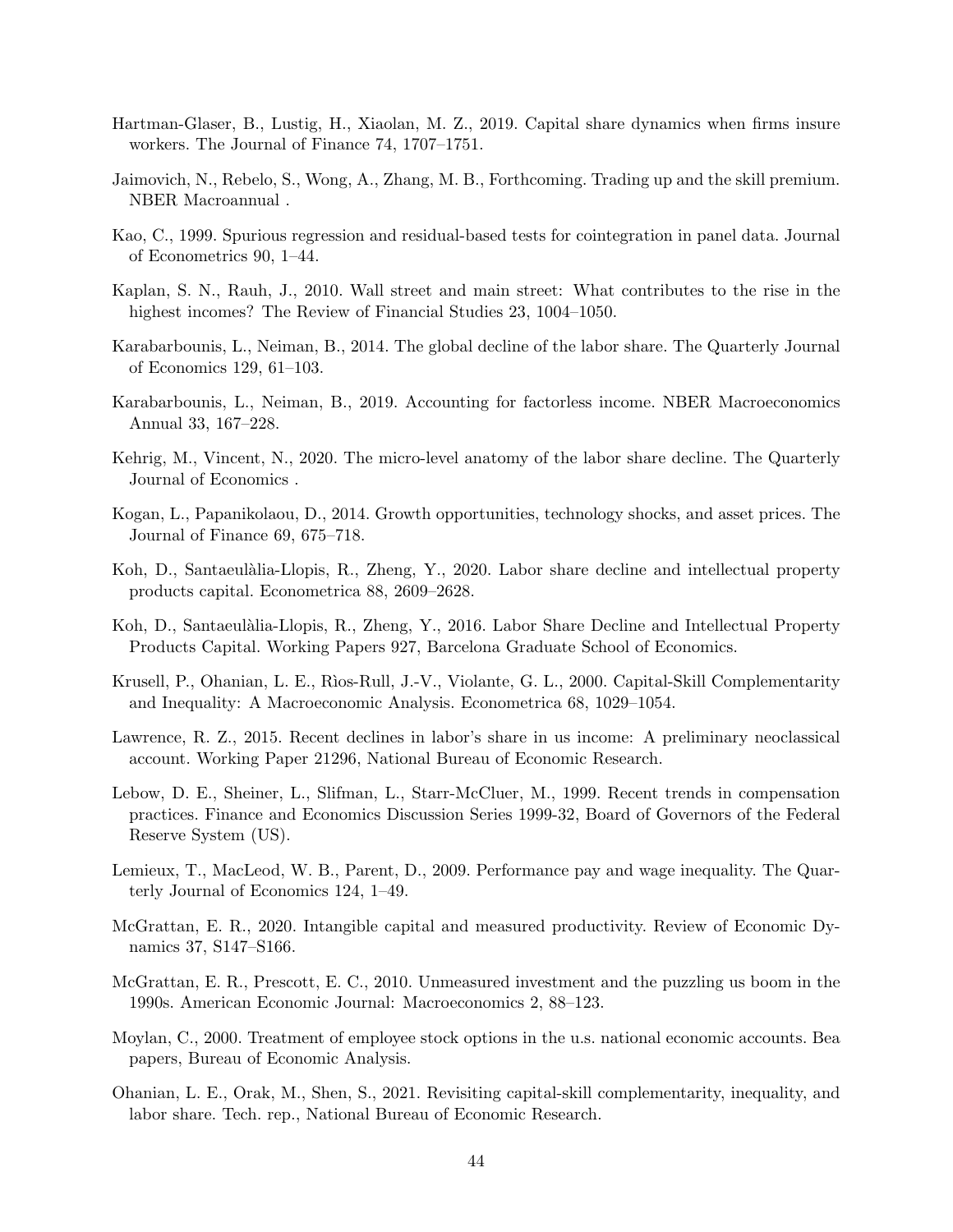Hartman-Glaser, B., Lustig, H., Xiaolan, M. Z., 2019. Capital share dynamics when firms insure workers. The Journal of Finance 74, 1707–1751.

Jaimovich, N., Rebelo, S., Wong, A., Zhang, M. B., Forthcoming. Trading up and the skill premium. NBER Macroannual .

Kao, C., 1999. Spurious regression and residual-based tests for cointegration in panel data. Journal of Econometrics 90, 1–44.

Kaplan, S. N., Rauh, J., 2010. Wall street and main street: What contributes to the rise in the highest incomes? The Review of Financial Studies 23, 1004–1050.

Karabarbounis, L., Neiman, B., 2014. The global decline of the labor share. The Quarterly Journal of Economics 129, 61–103.

Karabarbounis, L., Neiman, B., 2019. Accounting for factorless income. NBER Macroeconomics Annual 33, 167–228.

Kehrig, M., Vincent, N., 2020. The micro-level anatomy of the labor share decline. The Quarterly Journal of Economics .

Kogan, L., Papanikolaou, D., 2014. Growth opportunities, technology shocks, and asset prices. The Journal of Finance 69, 675–718.

Koh, D., Santaeulàlia-Llopis, R., Zheng, Y., 2020. Labor share decline and intellectual property products capital. Econometrica 88, 2609–2628.

Koh, D., Santaeulàlia-Llopis, R., Zheng, Y., 2016. Labor Share Decline and Intellectual Property Products Capital. Working Papers 927, Barcelona Graduate School of Economics.

Krusell, P., Ohanian, L. E., Rìos-Rull, J.-V., Violante, G. L., 2000. Capital-Skill Complementarity and Inequality: A Macroeconomic Analysis. Econometrica 68, 1029–1054.

Lawrence, R. Z., 2015. Recent declines in labor's share in us income: A preliminary neoclassical account. Working Paper 21296, National Bureau of Economic Research.

Lebow, D. E., Sheiner, L., Slifman, L., Starr-McCluer, M., 1999. Recent trends in compensation practices. Finance and Economics Discussion Series 1999-32, Board of Governors of the Federal Reserve System (US).

Lemieux, T., MacLeod, W. B., Parent, D., 2009. Performance pay and wage inequality. The Quarterly Journal of Economics 124, 1–49.

McGrattan, E. R., 2020. Intangible capital and measured productivity. Review of Economic Dynamics 37, S147–S166.

McGrattan, E. R., Prescott, E. C., 2010. Unmeasured investment and the puzzling us boom in the 1990s. American Economic Journal: Macroeconomics 2, 88–123.

Moylan, C., 2000. Treatment of employee stock options in the u.s. national economic accounts. Bea papers, Bureau of Economic Analysis.

Ohanian, L. E., Orak, M., Shen, S., 2021. Revisiting capital-skill complementarity, inequality, and labor share. Tech. rep., National Bureau of Economic Research.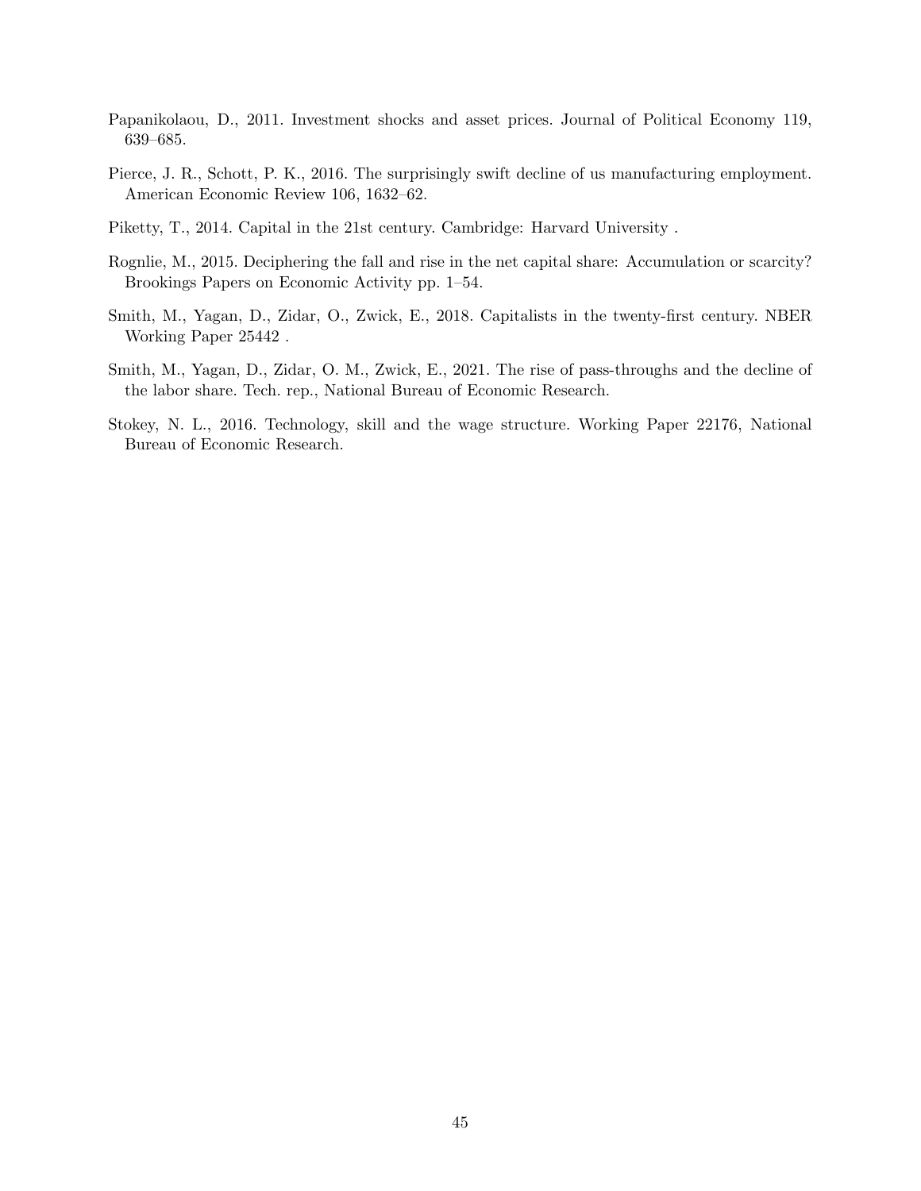Papanikolaou, D., 2011. Investment shocks and asset prices. Journal of Political Economy 119, 639–685.

Pierce, J. R., Schott, P. K., 2016. The surprisingly swift decline of us manufacturing employment. American Economic Review 106, 1632–62.

Piketty, T., 2014. Capital in the 21st century. Cambridge: Harvard University .

Rognlie, M., 2015. Deciphering the fall and rise in the net capital share: Accumulation or scarcity? Brookings Papers on Economic Activity pp. 1–54.

Smith, M., Yagan, D., Zidar, O., Zwick, E., 2018. Capitalists in the twenty-first century. NBER Working Paper 25442 .

Smith, M., Yagan, D., Zidar, O. M., Zwick, E., 2021. The rise of pass-throughs and the decline of the labor share. Tech. rep., National Bureau of Economic Research.

Stokey, N. L., 2016. Technology, skill and the wage structure. Working Paper 22176, National Bureau of Economic Research.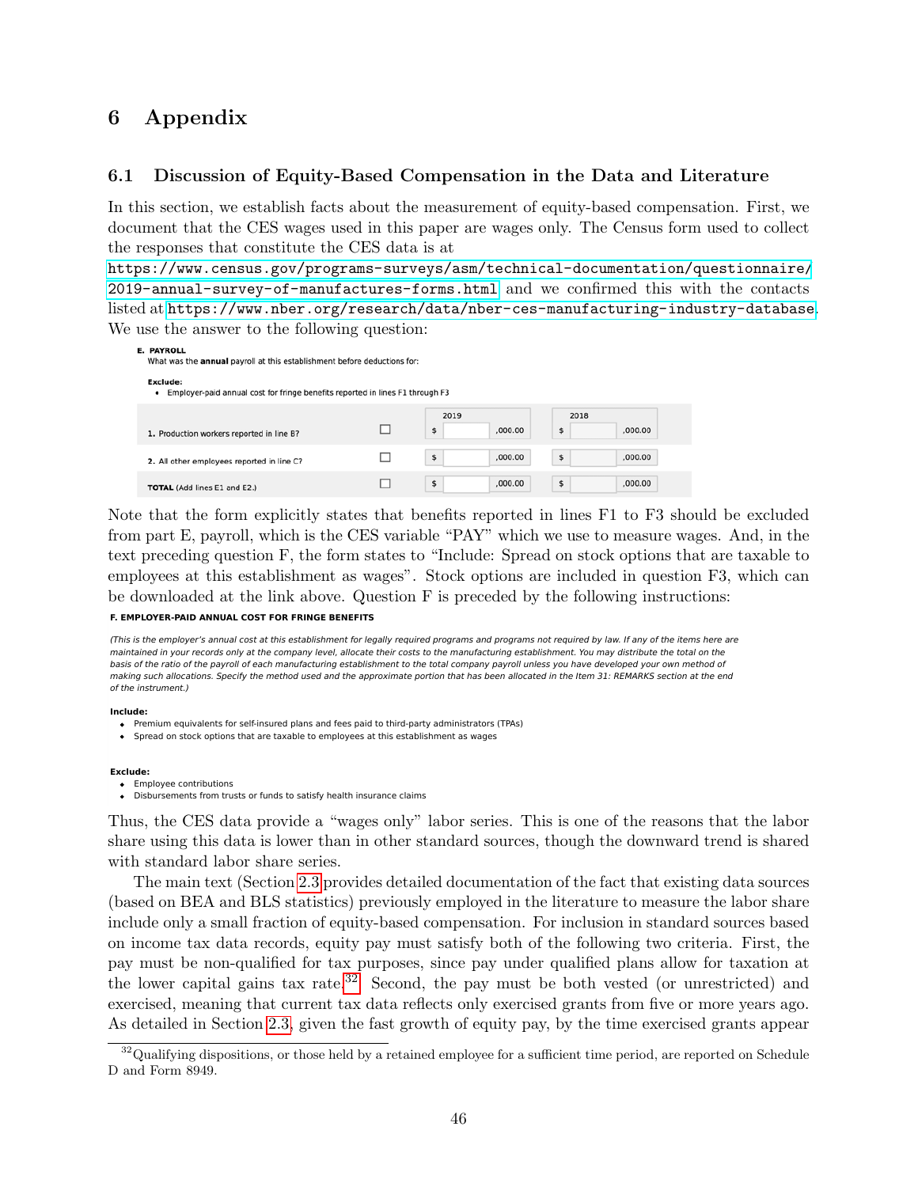# 6 Appendix

## 6.1 Discussion of Equity-Based Compensation in the Data and Literature

In this section, we establish facts about the measurement of equity-based compensation. First, we document that the CES wages used in this paper are wages only. The Census form used to collect the responses that constitute the CES data is at https://www.census.gov/programs-surveys/asm/technical-documentation/questionnaire/2019-annual-survey-of-manufactures-forms.html and we confirmed this with the contacts listed at https://www.nber.org/research/data/nber-ces-manufacturing-industry-database. We use the answer to the following question:

**E. PAYROLL**
What was the **annual** payroll at this establishment before deductions for:

**Exclude:**
- Employer-paid annual cost for fringe benefits reported in lines F1 through F3

| | | 2019 | 2018 |
|---|---|---|---|
| 1. Production workers reported in line B? | ☐ | $ ,000.00 | $ ,000.00 |
| 2. All other employees reported in line C? | ☐ | $ ,000.00 | $ ,000.00 |
| **TOTAL** (Add lines E1 and E2.) | ☐ | $ ,000.00 | $ ,000.00 |

Note that the form explicitly states that benefits reported in lines F1 to F3 should be excluded from part E, payroll, which is the CES variable "PAY" which we use to measure wages. And, in the text preceding question F, the form states to "Include: Spread on stock options that are taxable to employees at this establishment as wages". Stock options are included in question F3, which can be downloaded at the link above. Question F is preceded by the following instructions:

**F. EMPLOYER-PAID ANNUAL COST FOR FRINGE BENEFITS**

*(This is the employer's annual cost at this establishment for legally required programs and programs not required by law. If any of the items here are maintained in your records only at the company level, allocate their costs to the manufacturing establishment. You may distribute the total on the basis of the ratio of the payroll of each manufacturing establishment to the total company payroll unless you have developed your own method of making such allocations. Specify the method used and the approximate portion that has been allocated in the Item 31: REMARKS section at the end of the instrument.)*

**Include:**
- Premium equivalents for self-insured plans and fees paid to third-party administrators (TPAs)
- Spread on stock options that are taxable to employees at this establishment as wages

**Exclude:**
- Employee contributions
- Disbursements from trusts or funds to satisfy health insurance claims

Thus, the CES data provide a "wages only" labor series. This is one of the reasons that the labor share using this data is lower than in other standard sources, though the downward trend is shared with standard labor share series.

The main text (Section 2.3 provides detailed documentation of the fact that existing data sources (based on BEA and BLS statistics) previously employed in the literature to measure the labor share include only a small fraction of equity-based compensation. For inclusion in standard sources based on income tax data records, equity pay must satisfy both of the following two criteria. First, the pay must be non-qualified for tax purposes, since pay under qualified plans allow for taxation at the lower capital gains tax rate.[32] Second, the pay must be both vested (or unrestricted) and exercised, meaning that current tax data reflects only exercised grants from five or more years ago. As detailed in Section 2.3, given the fast growth of equity pay, by the time exercised grants appear

[32] Qualifying dispositions, or those held by a retained employee for a sufficient time period, are reported on Schedule D and Form 8949.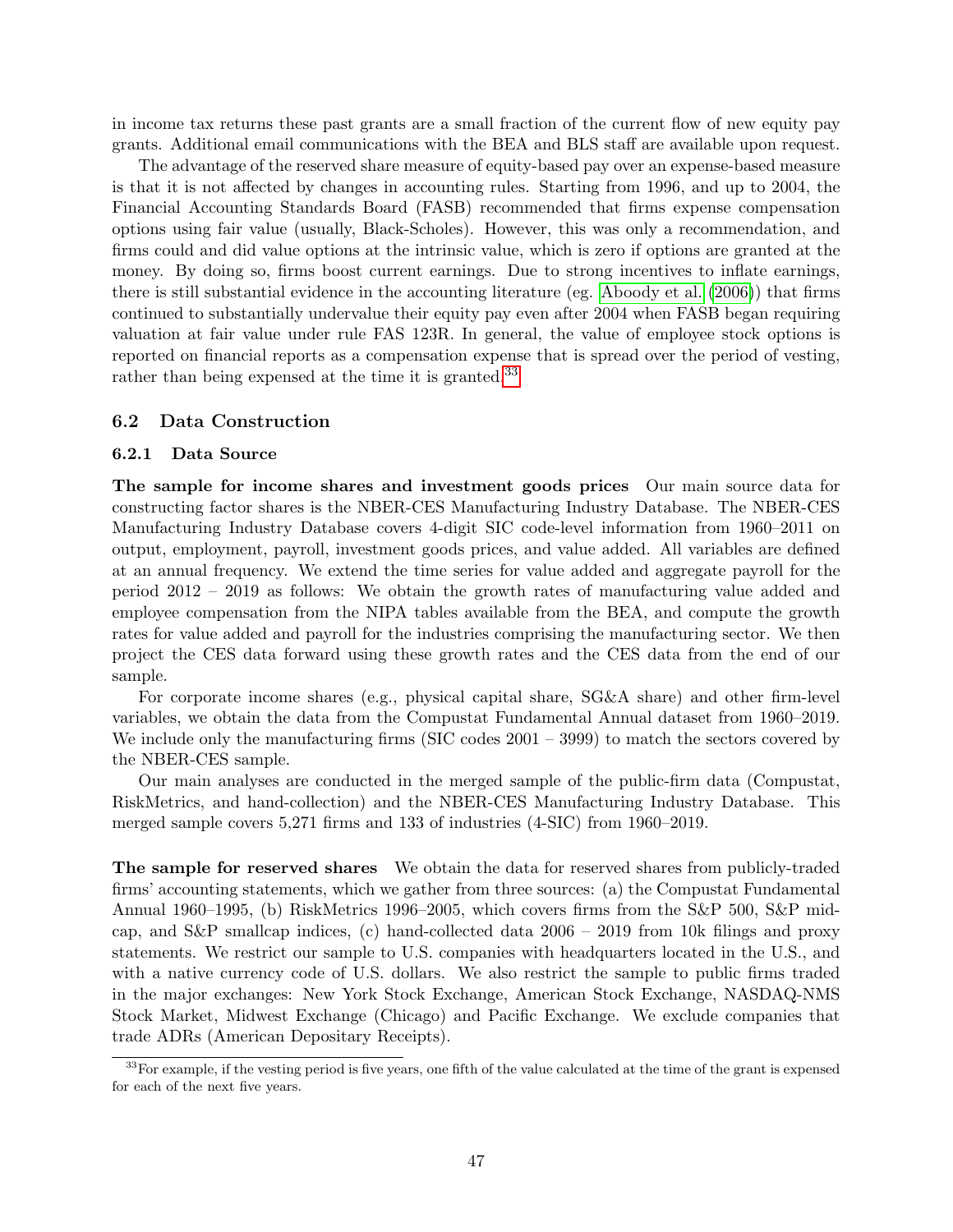in income tax returns these past grants are a small fraction of the current flow of new equity pay grants. Additional email communications with the BEA and BLS staff are available upon request.

The advantage of the reserved share measure of equity-based pay over an expense-based measure is that it is not affected by changes in accounting rules. Starting from 1996, and up to 2004, the Financial Accounting Standards Board (FASB) recommended that firms expense compensation options using fair value (usually, Black-Scholes). However, this was only a recommendation, and firms could and did value options at the intrinsic value, which is zero if options are granted at the money. By doing so, firms boost current earnings. Due to strong incentives to inflate earnings, there is still substantial evidence in the accounting literature (eg. Aboody et al. (2006)) that firms continued to substantially undervalue their equity pay even after 2004 when FASB began requiring valuation at fair value under rule FAS 123R. In general, the value of employee stock options is reported on financial reports as a compensation expense that is spread over the period of vesting, rather than being expensed at the time it is granted.[33]

## 6.2 Data Construction

### 6.2.1 Data Source

**The sample for income shares and investment goods prices** Our main source data for constructing factor shares is the NBER-CES Manufacturing Industry Database. The NBER-CES Manufacturing Industry Database covers 4-digit SIC code-level information from 1960–2011 on output, employment, payroll, investment goods prices, and value added. All variables are defined at an annual frequency. We extend the time series for value added and aggregate payroll for the period 2012 – 2019 as follows: We obtain the growth rates of manufacturing value added and employee compensation from the NIPA tables available from the BEA, and compute the growth rates for value added and payroll for the industries comprising the manufacturing sector. We then project the CES data forward using these growth rates and the CES data from the end of our sample.

For corporate income shares (e.g., physical capital share, SG&A share) and other firm-level variables, we obtain the data from the Compustat Fundamental Annual dataset from 1960–2019. We include only the manufacturing firms (SIC codes 2001 – 3999) to match the sectors covered by the NBER-CES sample.

Our main analyses are conducted in the merged sample of the public-firm data (Compustat, RiskMetrics, and hand-collection) and the NBER-CES Manufacturing Industry Database. This merged sample covers 5,271 firms and 133 of industries (4-SIC) from 1960–2019.

**The sample for reserved shares** We obtain the data for reserved shares from publicly-traded firms' accounting statements, which we gather from three sources: (a) the Compustat Fundamental Annual 1960–1995, (b) RiskMetrics 1996–2005, which covers firms from the S&P 500, S&P midcap, and S&P smallcap indices, (c) hand-collected data 2006 – 2019 from 10k filings and proxy statements. We restrict our sample to U.S. companies with headquarters located in the U.S., and with a native currency code of U.S. dollars. We also restrict the sample to public firms traded in the major exchanges: New York Stock Exchange, American Stock Exchange, NASDAQ-NMS Stock Market, Midwest Exchange (Chicago) and Pacific Exchange. We exclude companies that trade ADRs (American Depositary Receipts).

[33] For example, if the vesting period is five years, one fifth of the value calculated at the time of the grant is expensed for each of the next five years.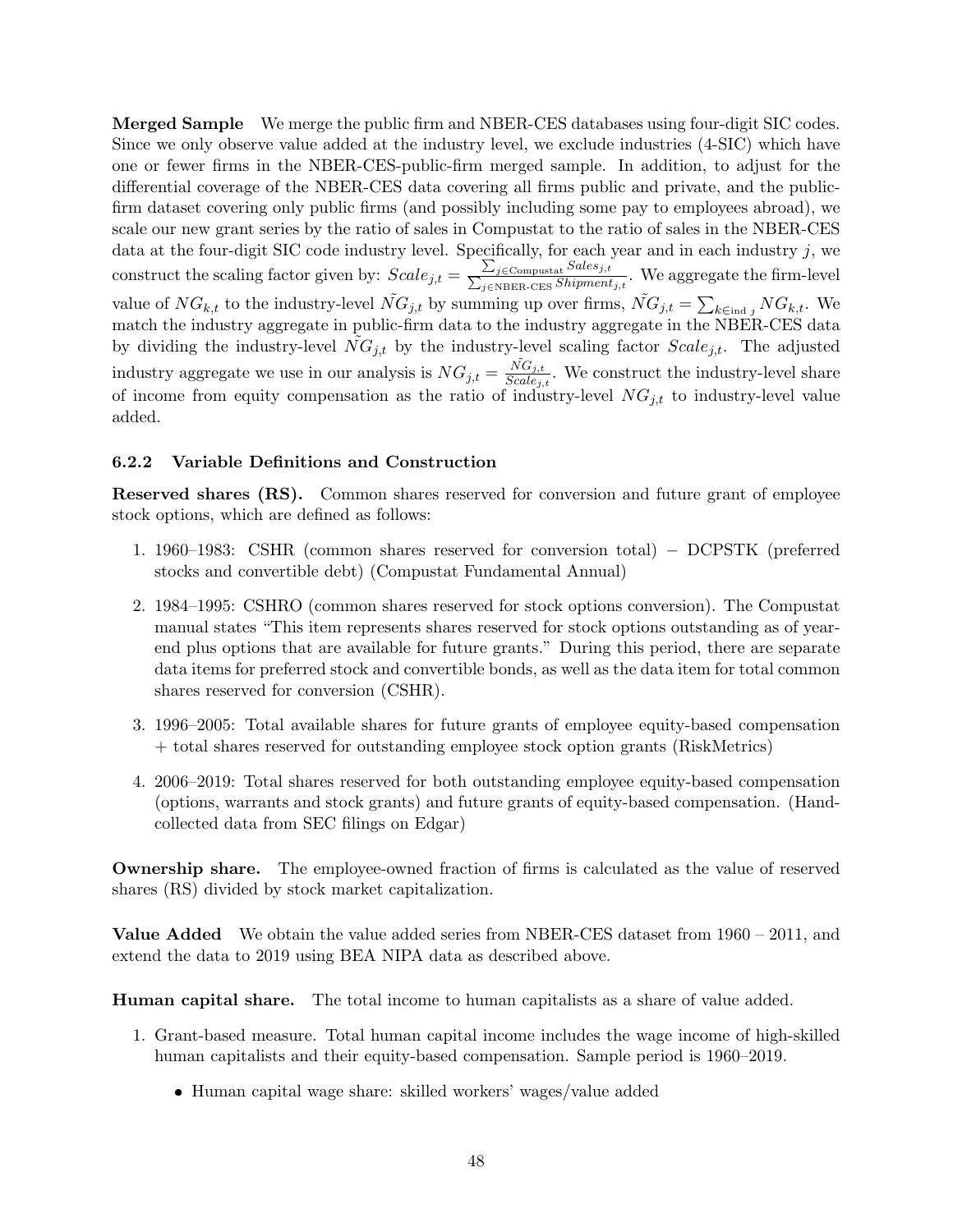**Merged Sample** We merge the public firm and NBER-CES databases using four-digit SIC codes. Since we only observe value added at the industry level, we exclude industries (4-SIC) which have one or fewer firms in the NBER-CES-public-firm merged sample. In addition, to adjust for the differential coverage of the NBER-CES data covering all firms public and private, and the public-firm dataset covering only public firms (and possibly including some pay to employees abroad), we scale our new grant series by the ratio of sales in Compustat to the ratio of sales in the NBER-CES data at the four-digit SIC code industry level. Specifically, for each year and in each industry $j$, we construct the scaling factor given by: $Scale_{j,t} = \frac{\sum_{j \in \text{Compustat}} Sales_{j,t}}{\sum_{j \in \text{NBER-CES}} Shipment_{j,t}}$. We aggregate the firm-level value of $NG_{k,t}$ to the industry-level $\tilde{NG}_{j,t}$ by summing up over firms, $\tilde{NG}_{j,t} = \sum_{k \in \text{ind } j} NG_{k,t}$. We match the industry aggregate in public-firm data to the industry aggregate in the NBER-CES data by dividing the industry-level $\tilde{NG}_{j,t}$ by the industry-level scaling factor $Scale_{j,t}$. The adjusted industry aggregate we use in our analysis is $NG_{j,t} = \frac{\tilde{NG}_{j,t}}{Scale_{j,t}}$. We construct the industry-level share of income from equity compensation as the ratio of industry-level $NG_{j,t}$ to industry-level value added.

### 6.2.2 Variable Definitions and Construction

**Reserved shares (RS).** Common shares reserved for conversion and future grant of employee stock options, which are defined as follows:

1. 1960–1983: CSHR (common shares reserved for conversion total) − DCPSTK (preferred stocks and convertible debt) (Compustat Fundamental Annual)
2. 1984–1995: CSHRO (common shares reserved for stock options conversion). The Compustat manual states "This item represents shares reserved for stock options outstanding as of year-end plus options that are available for future grants." During this period, there are separate data items for preferred stock and convertible bonds, as well as the data item for total common shares reserved for conversion (CSHR).
3. 1996–2005: Total available shares for future grants of employee equity-based compensation + total shares reserved for outstanding employee stock option grants (RiskMetrics)
4. 2006–2019: Total shares reserved for both outstanding employee equity-based compensation (options, warrants and stock grants) and future grants of equity-based compensation. (Hand-collected data from SEC filings on Edgar)

**Ownership share.** The employee-owned fraction of firms is calculated as the value of reserved shares (RS) divided by stock market capitalization.

**Value Added** We obtain the value added series from NBER-CES dataset from 1960 – 2011, and extend the data to 2019 using BEA NIPA data as described above.

**Human capital share.** The total income to human capitalists as a share of value added.

1. Grant-based measure. Total human capital income includes the wage income of high-skilled human capitalists and their equity-based compensation. Sample period is 1960–2019.
   - Human capital wage share: skilled workers' wages/value added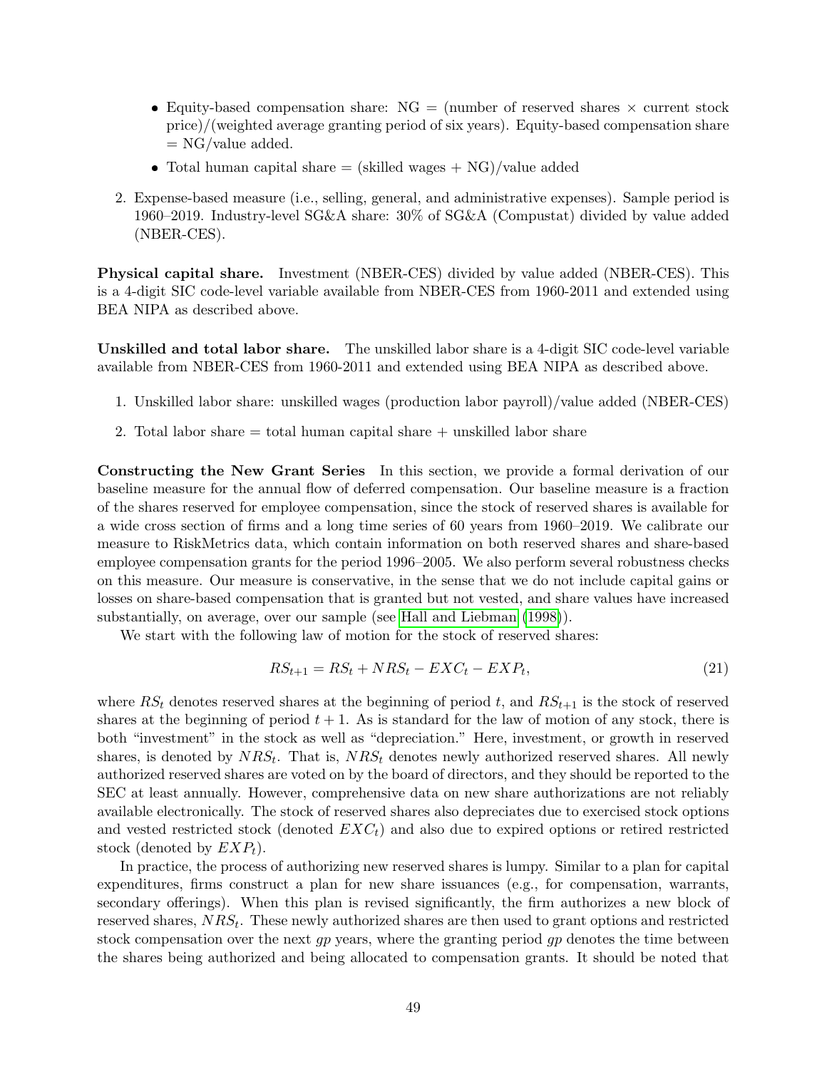- Equity-based compensation share: NG = (number of reserved shares × current stock price)/(weighted average granting period of six years). Equity-based compensation share = NG/value added.
- Total human capital share = (skilled wages + NG)/value added

2. Expense-based measure (i.e., selling, general, and administrative expenses). Sample period is 1960–2019. Industry-level SG&A share: 30% of SG&A (Compustat) divided by value added (NBER-CES).

**Physical capital share.** Investment (NBER-CES) divided by value added (NBER-CES). This is a 4-digit SIC code-level variable available from NBER-CES from 1960-2011 and extended using BEA NIPA as described above.

**Unskilled and total labor share.** The unskilled labor share is a 4-digit SIC code-level variable available from NBER-CES from 1960-2011 and extended using BEA NIPA as described above.

1. Unskilled labor share: unskilled wages (production labor payroll)/value added (NBER-CES)
2. Total labor share = total human capital share + unskilled labor share

**Constructing the New Grant Series** In this section, we provide a formal derivation of our baseline measure for the annual flow of deferred compensation. Our baseline measure is a fraction of the shares reserved for employee compensation, since the stock of reserved shares is available for a wide cross section of firms and a long time series of 60 years from 1960–2019. We calibrate our measure to RiskMetrics data, which contain information on both reserved shares and share-based employee compensation grants for the period 1996–2005. We also perform several robustness checks on this measure. Our measure is conservative, in the sense that we do not include capital gains or losses on share-based compensation that is granted but not vested, and share values have increased substantially, on average, over our sample (see Hall and Liebman (1998)).

We start with the following law of motion for the stock of reserved shares:

$$RS_{t+1} = RS_t + NRS_t - EXC_t - EXP_t, \tag{21}$$

where $RS_t$ denotes reserved shares at the beginning of period $t$, and $RS_{t+1}$ is the stock of reserved shares at the beginning of period $t+1$. As is standard for the law of motion of any stock, there is both "investment" in the stock as well as "depreciation." Here, investment, or growth in reserved shares, is denoted by $NRS_t$. That is, $NRS_t$ denotes newly authorized reserved shares. All newly authorized reserved shares are voted on by the board of directors, and they should be reported to the SEC at least annually. However, comprehensive data on new share authorizations are not reliably available electronically. The stock of reserved shares also depreciates due to exercised stock options and vested restricted stock (denoted $EXC_t$) and also due to expired options or retired restricted stock (denoted by $EXP_t$).

In practice, the process of authorizing new reserved shares is lumpy. Similar to a plan for capital expenditures, firms construct a plan for new share issuances (e.g., for compensation, warrants, secondary offerings). When this plan is revised significantly, the firm authorizes a new block of reserved shares, $NRS_t$. These newly authorized shares are then used to grant options and restricted stock compensation over the next $gp$ years, where the granting period $gp$ denotes the time between the shares being authorized and being allocated to compensation grants. It should be noted that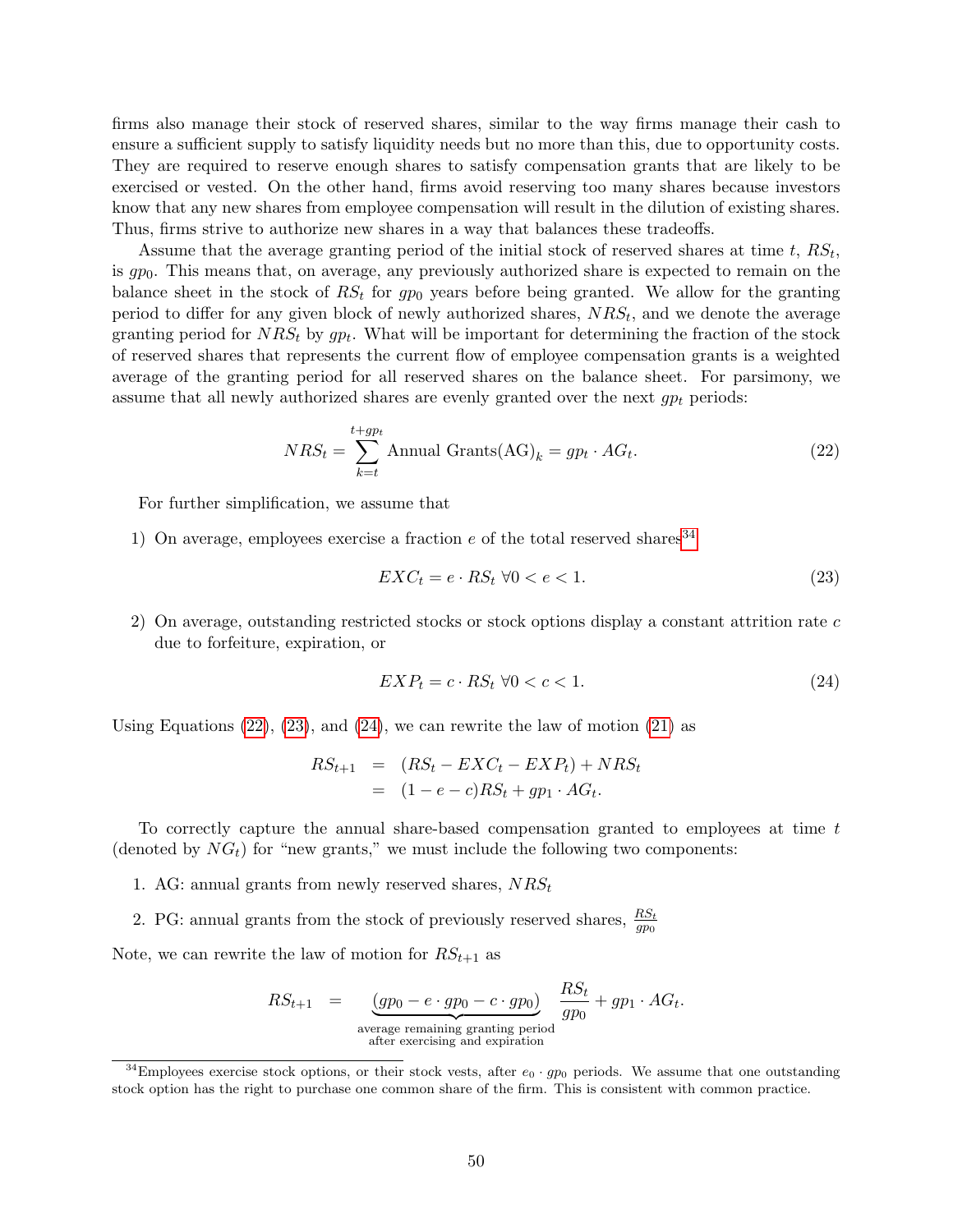firms also manage their stock of reserved shares, similar to the way firms manage their cash to ensure a sufficient supply to satisfy liquidity needs but no more than this, due to opportunity costs. They are required to reserve enough shares to satisfy compensation grants that are likely to be exercised or vested. On the other hand, firms avoid reserving too many shares because investors know that any new shares from employee compensation will result in the dilution of existing shares. Thus, firms strive to authorize new shares in a way that balances these tradeoffs.

Assume that the average granting period of the initial stock of reserved shares at time $t$, $RS_t$, is $gp_0$. This means that, on average, any previously authorized share is expected to remain on the balance sheet in the stock of $RS_t$ for $gp_0$ years before being granted. We allow for the granting period to differ for any given block of newly authorized shares, $NRS_t$, and we denote the average granting period for $NRS_t$ by $gp_t$. What will be important for determining the fraction of the stock of reserved shares that represents the current flow of employee compensation grants is a weighted average of the granting period for all reserved shares on the balance sheet. For parsimony, we assume that all newly authorized shares are evenly granted over the next $gp_t$ periods:

$$NRS_t = \sum_{k=t}^{t+gp_t} \text{Annual Grants(AG)}_k = gp_t \cdot AG_t. \tag{22}$$

For further simplification, we assume that

1) On average, employees exercise a fraction $e$ of the total reserved shares[34]

$$EXC_t = e \cdot RS_t \ \forall 0 < e < 1. \tag{23}$$

2) On average, outstanding restricted stocks or stock options display a constant attrition rate $c$ due to forfeiture, expiration, or

$$EXP_t = c \cdot RS_t \ \forall 0 < c < 1. \tag{24}$$

Using Equations (22), (23), and (24), we can rewrite the law of motion (21) as

$$\begin{aligned}
RS_{t+1} &= (RS_t - EXC_t - EXP_t) + NRS_t \\
&= (1 - e - c)RS_t + gp_1 \cdot AG_t.
\end{aligned}$$

To correctly capture the annual share-based compensation granted to employees at time $t$ (denoted by $NG_t$) for "new grants," we must include the following two components:

1. AG: annual grants from newly reserved shares, $NRS_t$
2. PG: annual grants from the stock of previously reserved shares, $\frac{RS_t}{gp_0}$

Note, we can rewrite the law of motion for $RS_{t+1}$ as

$$RS_{t+1} = \underbrace{(gp_0 - e \cdot gp_0 - c \cdot gp_0)}_{\substack{\text{average remaining granting period} \\ \text{after exercising and expiration}}} \frac{RS_t}{gp_0} + gp_1 \cdot AG_t.$$

[34] Employees exercise stock options, or their stock vests, after $e_0 \cdot gp_0$ periods. We assume that one outstanding stock option has the right to purchase one common share of the firm. This is consistent with common practice.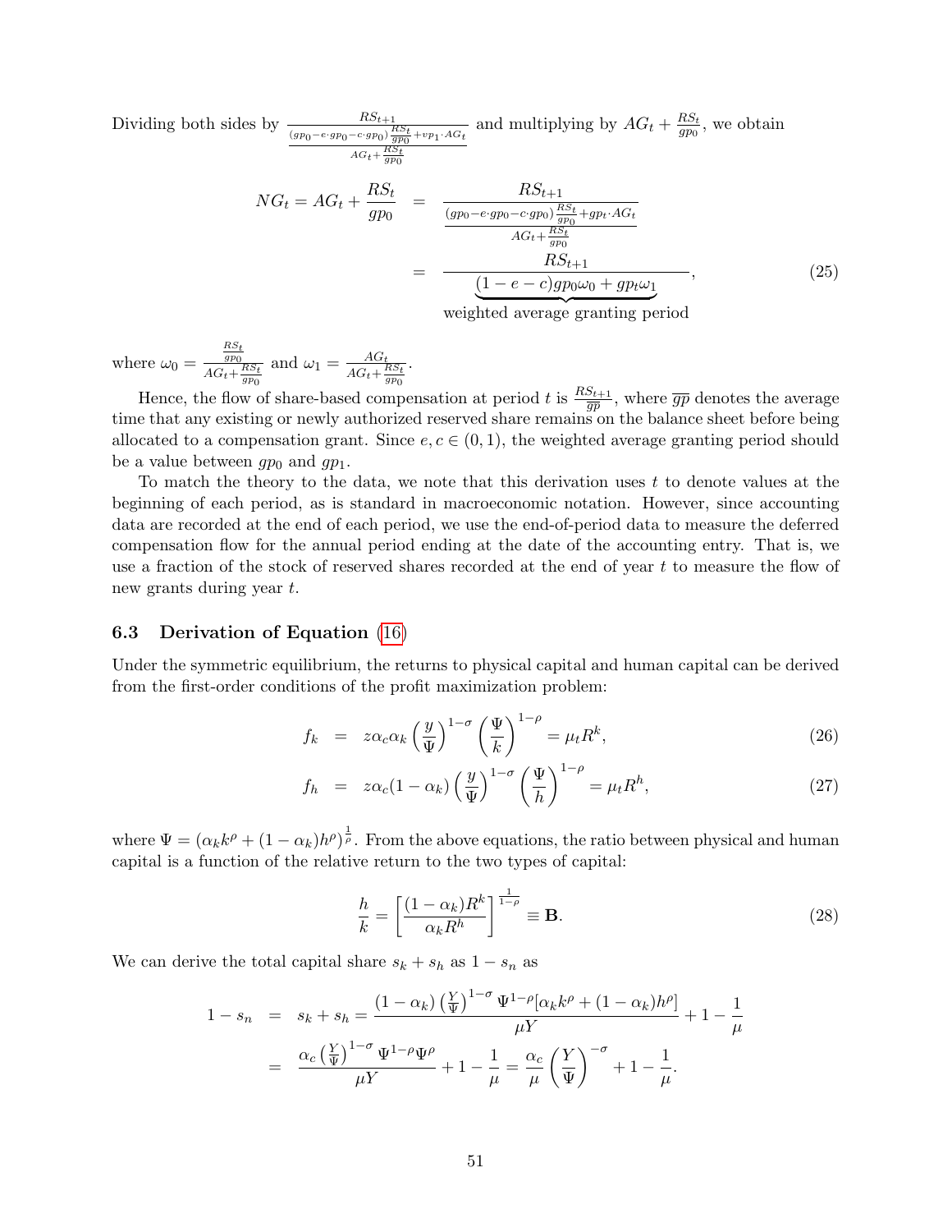Dividing both sides by $\frac{RS_{t+1}}{\frac{(gp_0 - e\cdot gp_0 - c\cdot gp_0)\frac{RS_t}{gp_0} + vp_1 \cdot AG_t}{AG_t + \frac{RS_t}{gp_0}}}$ and multiplying by $AG_t + \frac{RS_t}{gp_0}$, we obtain

$$
\begin{aligned}
NG_t = AG_t + \frac{RS_t}{gp_0} &= \frac{RS_{t+1}}{\frac{(gp_0 - e\cdot gp_0 - c\cdot gp_0)\frac{RS_t}{gp_0} + gp_t \cdot AG_t}{AG_t + \frac{RS_t}{gp_0}}} \\
&= \frac{RS_{t+1}}{\underbrace{(1-e-c)gp_0\omega_0 + gp_t\omega_1}_{\text{weighted average granting period}}},
\end{aligned}
\tag{25}
$$

where $\omega_0 = \frac{\frac{RS_t}{gp_0}}{AG_t + \frac{RS_t}{gp_0}}$ and $\omega_1 = \frac{AG_t}{AG_t + \frac{RS_t}{gp_0}}$.

Hence, the flow of share-based compensation at period $t$ is $\frac{RS_{t+1}}{\overline{gp}}$, where $\overline{gp}$ denotes the average time that any existing or newly authorized reserved share remains on the balance sheet before being allocated to a compensation grant. Since $e, c \in (0, 1)$, the weighted average granting period should be a value between $gp_0$ and $gp_1$.

To match the theory to the data, we note that this derivation uses $t$ to denote values at the beginning of each period, as is standard in macroeconomic notation. However, since accounting data are recorded at the end of each period, we use the end-of-period data to measure the deferred compensation flow for the annual period ending at the date of the accounting entry. That is, we use a fraction of the stock of reserved shares recorded at the end of year $t$ to measure the flow of new grants during year $t$.

### 6.3 Derivation of Equation (16)

Under the symmetric equilibrium, the returns to physical capital and human capital can be derived from the first-order conditions of the profit maximization problem:

$$
f_k = z\alpha_c\alpha_k\left(\frac{y}{\Psi}\right)^{1-\sigma}\left(\frac{\Psi}{k}\right)^{1-\rho} = \mu_t R^k, \tag{26}
$$

$$
f_h = z\alpha_c(1-\alpha_k)\left(\frac{y}{\Psi}\right)^{1-\sigma}\left(\frac{\Psi}{h}\right)^{1-\rho} = \mu_t R^h, \tag{27}
$$

where $\Psi = (\alpha_k k^\rho + (1-\alpha_k)h^\rho)^{\frac{1}{\rho}}$. From the above equations, the ratio between physical and human capital is a function of the relative return to the two types of capital:

$$
\frac{h}{k} = \left[\frac{(1-\alpha_k)R^k}{\alpha_k R^h}\right]^{\frac{1}{1-\rho}} \equiv \mathbf{B}. \tag{28}
$$

We can derive the total capital share $s_k + s_h$ as $1 - s_n$ as

$$
\begin{aligned}
1 - s_n &= s_k + s_h = \frac{(1-\alpha_k)\left(\frac{Y}{\Psi}\right)^{1-\sigma}\Psi^{1-\rho}[\alpha_k k^\rho + (1-\alpha_k)h^\rho]}{\mu Y} + 1 - \frac{1}{\mu} \\
&= \frac{\alpha_c\left(\frac{Y}{\Psi}\right)^{1-\sigma}\Psi^{1-\rho}\Psi^\rho}{\mu Y} + 1 - \frac{1}{\mu} = \frac{\alpha_c}{\mu}\left(\frac{Y}{\Psi}\right)^{-\sigma} + 1 - \frac{1}{\mu}.
\end{aligned}
$$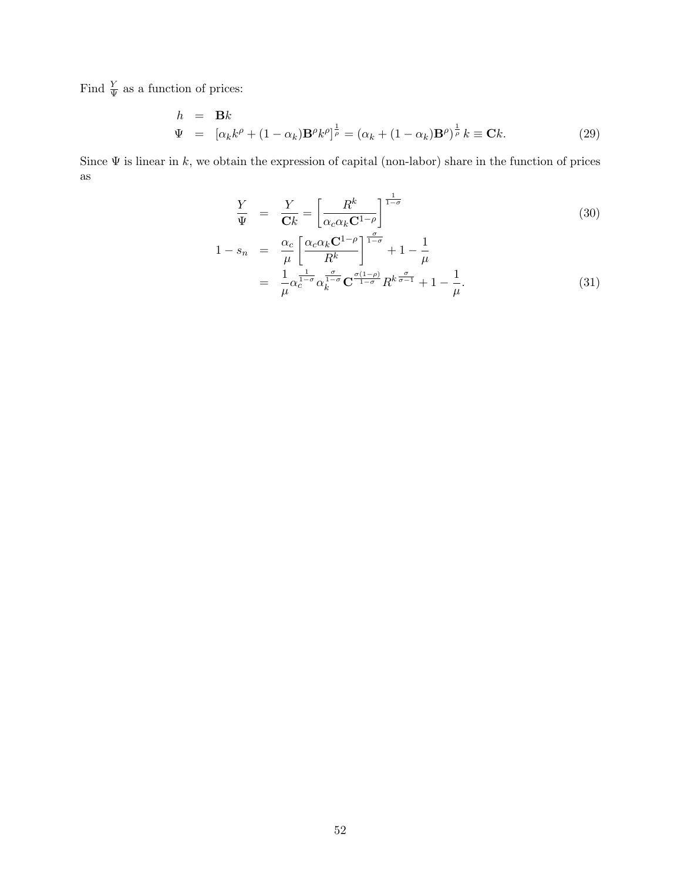Find $\frac{Y}{\Psi}$ as a function of prices:

$$
\begin{aligned}
h &= \mathbf{B}k \\
\Psi &= \left[\alpha_k k^{\rho} + (1-\alpha_k)\mathbf{B}^{\rho}k^{\rho}\right]^{\frac{1}{\rho}} = \left(\alpha_k + (1-\alpha_k)\mathbf{B}^{\rho}\right)^{\frac{1}{\rho}} k \equiv \mathbf{C}k. \qquad (29)
\end{aligned}
$$

Since $\Psi$ is linear in $k$, we obtain the expression of capital (non-labor) share in the function of prices as

$$
\frac{Y}{\Psi} = \frac{Y}{\mathbf{C}k} = \left[\frac{R^k}{\alpha_c \alpha_k \mathbf{C}^{1-\rho}}\right]^{\frac{1}{1-\sigma}} \qquad (30)
$$

$$
\begin{aligned}
1 - s_n &= \frac{\alpha_c}{\mu}\left[\frac{\alpha_c \alpha_k \mathbf{C}^{1-\rho}}{R^k}\right]^{\frac{\sigma}{1-\sigma}} + 1 - \frac{1}{\mu} \\
&= \frac{1}{\mu}\alpha_c^{\frac{1}{1-\sigma}} \alpha_k^{\frac{\sigma}{1-\sigma}} \mathbf{C}^{\frac{\sigma(1-\rho)}{1-\sigma}} R^{k\,\frac{\sigma}{\sigma-1}} + 1 - \frac{1}{\mu}. \qquad (31)
\end{aligned}
$$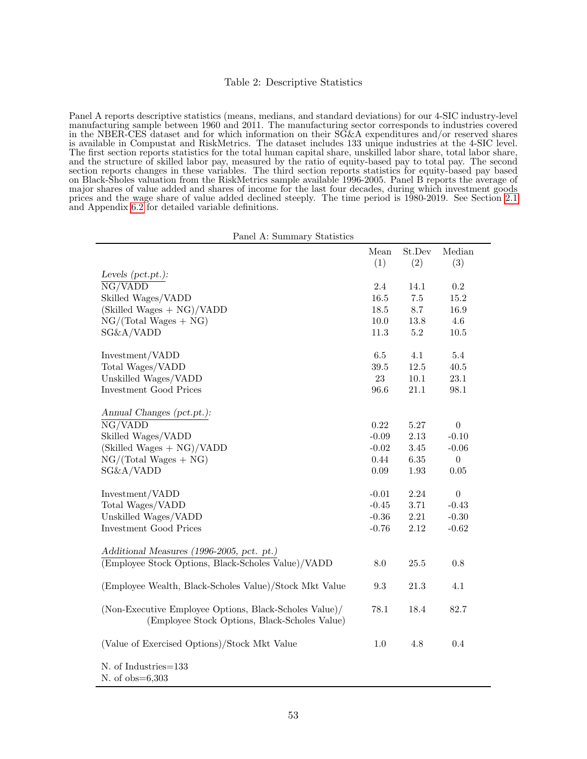Table 2: Descriptive Statistics

Panel A reports descriptive statistics (means, medians, and standard deviations) for our 4-SIC industry-level manufacturing sample between 1960 and 2011. The manufacturing sector corresponds to industries covered in the NBER-CES dataset and for which information on their SG&A expenditures and/or reserved shares is available in Compustat and RiskMetrics. The dataset includes 133 unique industries at the 4-SIC level. The first section reports statistics for the total human capital share, unskilled labor share, total labor share, and the structure of skilled labor pay, measured by the ratio of equity-based pay to total pay. The second section reports changes in these variables. The third section reports statistics for equity-based pay based on Black-Sholes valuation from the RiskMetrics sample available 1996-2005. Panel B reports the average of major shares of value added and shares of income for the last four decades, during which investment goods prices and the wage share of value added declined steeply. The time period is 1980-2019. See Section 2.1 and Appendix 6.2 for detailed variable definitions.

Panel A: Summary Statistics

| | Mean (1) | St.Dev (2) | Median (3) |
|---|---|---|---|
| *Levels (pct.pt.):* | | | |
| NG/VADD | 2.4 | 14.1 | 0.2 |
| Skilled Wages/VADD | 16.5 | 7.5 | 15.2 |
| (Skilled Wages + NG)/VADD | 18.5 | 8.7 | 16.9 |
| NG/(Total Wages + NG) | 10.0 | 13.8 | 4.6 |
| SG&A/VADD | 11.3 | 5.2 | 10.5 |
| Investment/VADD | 6.5 | 4.1 | 5.4 |
| Total Wages/VADD | 39.5 | 12.5 | 40.5 |
| Unskilled Wages/VADD | 23 | 10.1 | 23.1 |
| Investment Good Prices | 96.6 | 21.1 | 98.1 |
| *Annual Changes (pct.pt.):* | | | |
| NG/VADD | 0.22 | 5.27 | 0 |
| Skilled Wages/VADD | -0.09 | 2.13 | -0.10 |
| (Skilled Wages + NG)/VADD | -0.02 | 3.45 | -0.06 |
| NG/(Total Wages + NG) | 0.44 | 6.35 | 0 |
| SG&A/VADD | 0.09 | 1.93 | 0.05 |
| Investment/VADD | -0.01 | 2.24 | 0 |
| Total Wages/VADD | -0.45 | 3.71 | -0.43 |
| Unskilled Wages/VADD | -0.36 | 2.21 | -0.30 |
| Investment Good Prices | -0.76 | 2.12 | -0.62 |
| *Additional Measures (1996-2005, pct. pt.)* | | | |
| (Employee Stock Options, Black-Scholes Value)/VADD | 8.0 | 25.5 | 0.8 |
| (Employee Wealth, Black-Scholes Value)/Stock Mkt Value | 9.3 | 21.3 | 4.1 |
| (Non-Executive Employee Options, Black-Scholes Value)/ (Employee Stock Options, Black-Scholes Value) | 78.1 | 18.4 | 82.7 |
| (Value of Exercised Options)/Stock Mkt Value | 1.0 | 4.8 | 0.4 |
| N. of Industries=133 | | | |
| N. of obs=6,303 | | | |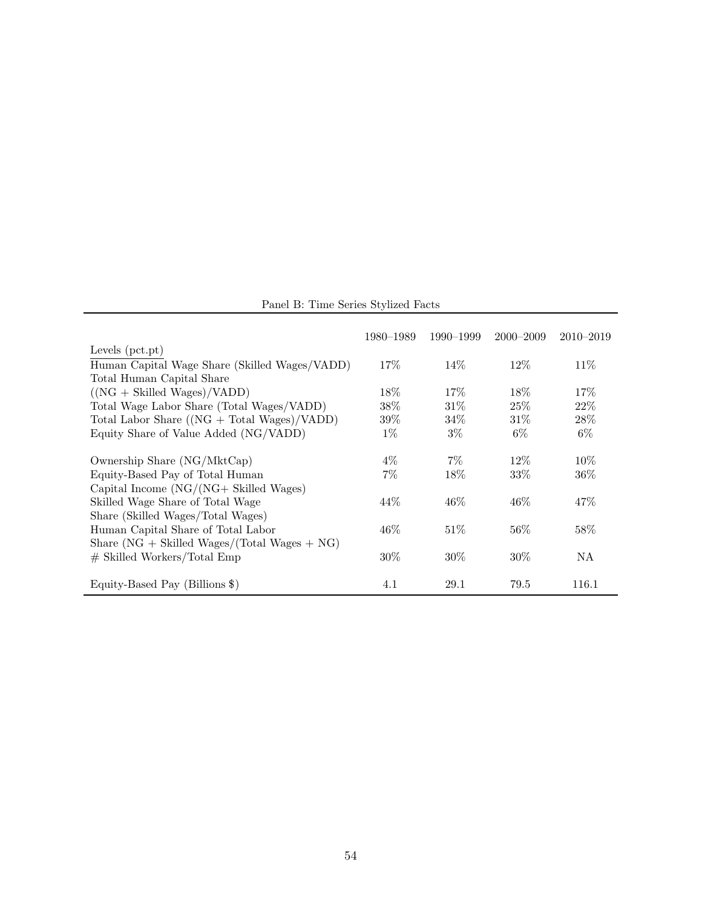Panel B: Time Series Stylized Facts

| | 1980–1989 | 1990–1999 | 2000–2009 | 2010–2019 |
|---|---|---|---|---|
| Levels (pct.pt) | | | | |
| Human Capital Wage Share (Skilled Wages/VADD) | 17% | 14% | 12% | 11% |
| Total Human Capital Share ((NG + Skilled Wages)/VADD) | 18% | 17% | 18% | 17% |
| Total Wage Labor Share (Total Wages/VADD) | 38% | 31% | 25% | 22% |
| Total Labor Share ((NG + Total Wages)/VADD) | 39% | 34% | 31% | 28% |
| Equity Share of Value Added (NG/VADD) | 1% | 3% | 6% | 6% |
| Ownership Share (NG/MktCap) | 4% | 7% | 12% | 10% |
| Equity-Based Pay of Total Human Capital Income (NG/(NG+ Skilled Wages) | 7% | 18% | 33% | 36% |
| Skilled Wage Share of Total Wage Share (Skilled Wages/Total Wages) | 44% | 46% | 46% | 47% |
| Human Capital Share of Total Labor Share (NG + Skilled Wages/(Total Wages + NG) | 46% | 51% | 56% | 58% |
| # Skilled Workers/Total Emp | 30% | 30% | 30% | NA |
| Equity-Based Pay (Billions $) | 4.1 | 29.1 | 79.5 | 116.1 |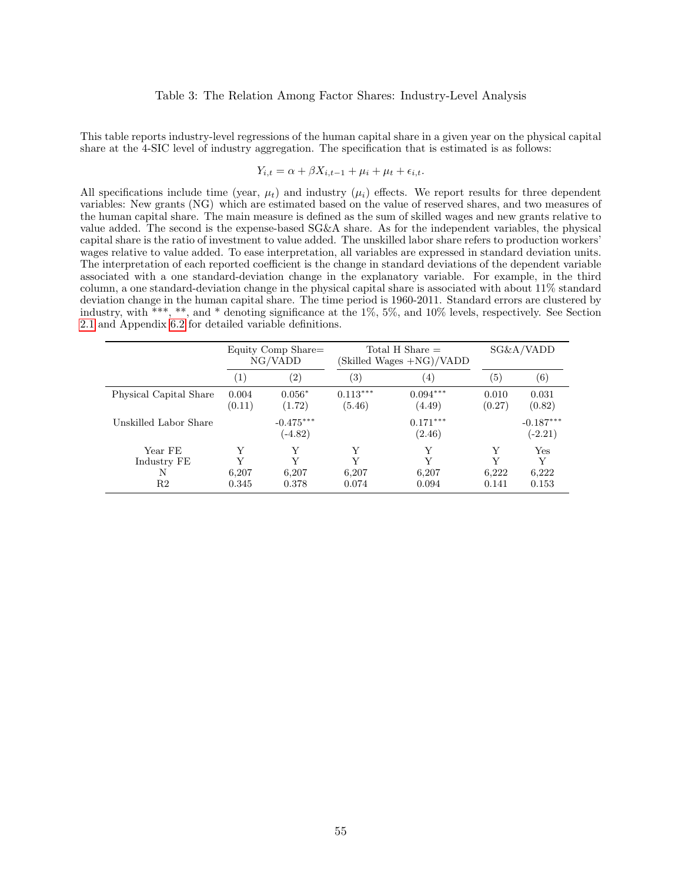Table 3: The Relation Among Factor Shares: Industry-Level Analysis

This table reports industry-level regressions of the human capital share in a given year on the physical capital share at the 4-SIC level of industry aggregation. The specification that is estimated is as follows:

$$Y_{i,t} = \alpha + \beta X_{i,t-1} + \mu_i + \mu_t + \epsilon_{i,t}.$$

All specifications include time (year, $\mu_t$) and industry ($\mu_i$) effects. We report results for three dependent variables: New grants (NG) which are estimated based on the value of reserved shares, and two measures of the human capital share. The main measure is defined as the sum of skilled wages and new grants relative to value added. The second is the expense-based SG&A share. As for the independent variables, the physical capital share is the ratio of investment to value added. The unskilled labor share refers to production workers' wages relative to value added. To ease interpretation, all variables are expressed in standard deviation units. The interpretation of each reported coefficient is the change in standard deviations of the dependent variable associated with a one standard-deviation change in the explanatory variable. For example, in the third column, a one standard-deviation change in the physical capital share is associated with about 11% standard deviation change in the human capital share. The time period is 1960-2011. Standard errors are clustered by industry, with ***, **, and * denoting significance at the 1%, 5%, and 10% levels, respectively. See Section 2.1 and Appendix 6.2 for detailed variable definitions.

| | Equity Comp Share= NG/VADD | | Total H Share = (Skilled Wages +NG)/VADD | | SG&A/VADD | |
|---|---|---|---|---|---|---|
| | (1) | (2) | (3) | (4) | (5) | (6) |
| Physical Capital Share | 0.004 | 0.056* | 0.113*** | 0.094*** | 0.010 | 0.031 |
| | (0.11) | (1.72) | (5.46) | (4.49) | (0.27) | (0.82) |
| Unskilled Labor Share | | -0.475*** | | 0.171*** | | -0.187*** |
| | | (-4.82) | | (2.46) | | (-2.21) |
| Year FE | Y | Y | Y | Y | Y | Yes |
| Industry FE | Y | Y | Y | Y | Y | Y |
| N | 6,207 | 6,207 | 6,207 | 6,207 | 6,222 | 6,222 |
| R2 | 0.345 | 0.378 | 0.074 | 0.094 | 0.141 | 0.153 |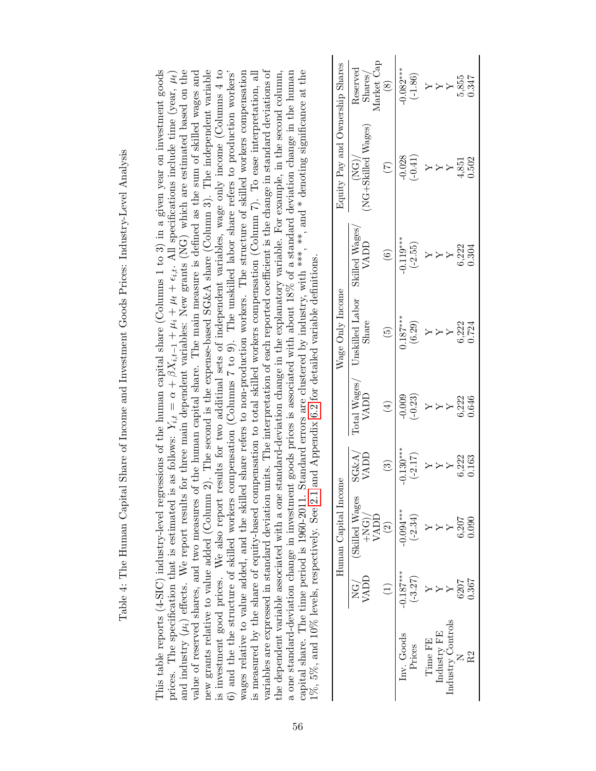# Table 4: The Human Capital Share of Income and Investment Goods Prices: Industry-Level Analysis

This table reports (4-SIC) industry-level regressions of the human capital share (Columns 1 to 3) in a given year on investment goods prices. The specification that is estimated is as follows: $Y_{i,t} = \alpha + \beta X_{i,t-1} + \mu_i + \mu_t + \epsilon_{i,t}$. All specifications include time (year, $\mu_t$) and industry ($\mu_i$) effects. We report results for three main dependent variables: New grants (NG) which are estimated based on the value of reserved shares, and two measures of the human capital share. The main measure is defined as the sum of skilled wages and new grants relative to value added (Column 2). The second is the expense-based SG&A share (Column 3). The independent variable is investment good prices. We also report results for two additinal sets of independent variables, wage only income (Columns 4 to 6) and the structure of skilled workers compensation (Columns 7 to 9). The unskilled labor share refers to production workers' wages relative to value added, and the skilled share refers to non-production workers. The structure of skilled workers compensation is measured by the share of equity-based compensation to total skilled workers compensation (Column 7). To ease interpretation, all variables are expressed in standard deviation units. The interpretation of each reported coefficient is the change in standard deviations of the dependent variable associated with a one standard-deviation change in the explanatory variable. For example, in the second column, a one standard-deviation change in investment goods prices is associated with about 18% of a standard deviation change in the human capital share. The time period is 1960-2011. Standard errors are clustered by industry, with ***, **, and * denoting significance at the 1%, 5%, and 10% levels, respectively. See 2.1 and Appendix 6.2 for detailed variable definitions.

| | Human Capital Income | | | Wage Only Income | | | Equity Pay and Ownership Shares | |
|---|---|---|---|---|---|---|---|---|
| | NG/ VADD | (Skilled Wages +NG)/ VADD | SG&A/ VADD | Total Wages/ VADD | Unskilled Labor Share | Skilled Wages/ VADD | (NG)/ (NG+Skilled Wages) | Reserved Shares/ Market Cap |
| | (1) | (2) | (3) | (4) | (5) | (6) | (7) | (8) |
| Inv. Goods Prices | -0.187*** | -0.094*** | -0.130*** | -0.009 | 0.187*** | -0.119*** | -0.028 | -0.082*** |
| | (-3.27) | (-2.34) | (-2.17) | (-0.23) | (6.29) | (-2.55) | (-0.41) | (-1.86) |
| Time FE | Y | Y | Y | Y | Y | Y | Y | Y |
| Industry FE | Y | Y | Y | Y | Y | Y | Y | Y |
| Industry Controls | Y | Y | Y | Y | Y | Y | Y | Y |
| N | 6207 | 6,207 | 6,222 | 6,222 | 6,222 | 6,222 | 4,851 | 5,855 |
| R2 | 0.367 | 0.090 | 0.163 | 0.646 | 0.724 | 0.304 | 0.502 | 0.347 |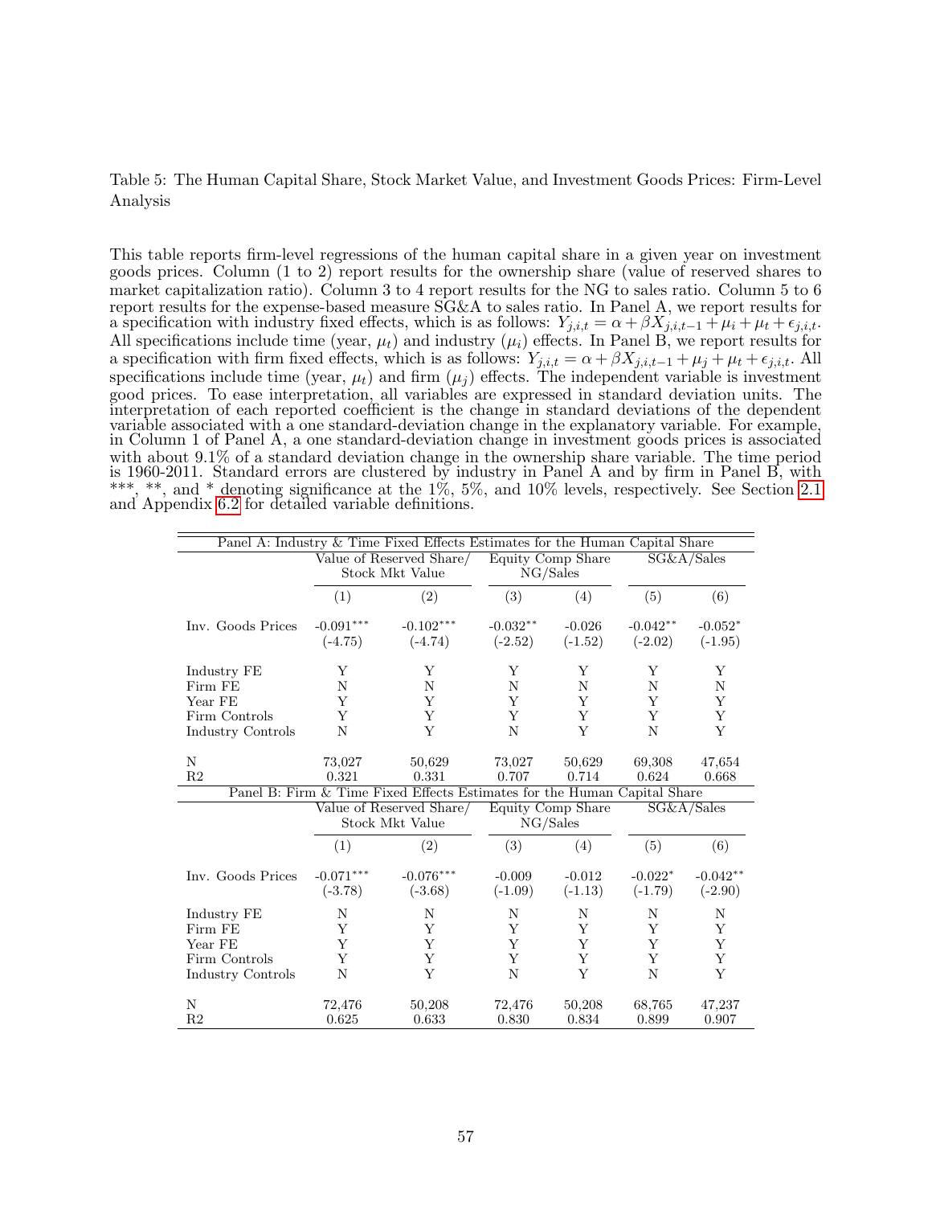Table 5: The Human Capital Share, Stock Market Value, and Investment Goods Prices: Firm-Level Analysis

This table reports firm-level regressions of the human capital share in a given year on investment goods prices. Column (1 to 2) report results for the ownership share (value of reserved shares to market capitalization ratio). Column 3 to 4 report results for the NG to sales ratio. Column 5 to 6 report results for the expense-based measure SG&A to sales ratio. In Panel A, we report results for a specification with industry fixed effects, which is as follows: $Y_{j,i,t} = \alpha + \beta X_{j,i,t-1} + \mu_i + \mu_t + \epsilon_{j,i,t}$. All specifications include time (year, $\mu_t$) and industry ($\mu_i$) effects. In Panel B, we report results for a specification with firm fixed effects, which is as follows: $Y_{j,i,t} = \alpha + \beta X_{j,i,t-1} + \mu_j + \mu_t + \epsilon_{j,i,t}$. All specifications include time (year, $\mu_t$) and firm ($\mu_j$) effects. The independent variable is investment good prices. To ease interpretation, all variables are expressed in standard deviation units. The interpretation of each reported coefficient is the change in standard deviations of the dependent variable associated with a one standard-deviation change in the explanatory variable. For example, in Column 1 of Panel A, a one standard-deviation change in investment goods prices is associated with about 9.1% of a standard deviation change in the ownership share variable. The time period is 1960-2011. Standard errors are clustered by industry in Panel A and by firm in Panel B, with ***, **, and * denoting significance at the 1%, 5%, and 10% levels, respectively. See Section 2.1 and Appendix 6.2 for detailed variable definitions.

| Panel A: Industry & Time Fixed Effects Estimates for the Human Capital Share | | | | | | |
|---|---|---|---|---|---|---|
| | Value of Reserved Share/ Stock Mkt Value | | Equity Comp Share NG/Sales | | SG&A/Sales | |
| | (1) | (2) | (3) | (4) | (5) | (6) |
| Inv. Goods Prices | -0.091*** | -0.102*** | -0.032** | -0.026 | -0.042** | -0.052* |
| | (-4.75) | (-4.74) | (-2.52) | (-1.52) | (-2.02) | (-1.95) |
| Industry FE | Y | Y | Y | Y | Y | Y |
| Firm FE | N | N | N | N | N | N |
| Year FE | Y | Y | Y | Y | Y | Y |
| Firm Controls | Y | Y | Y | Y | Y | Y |
| Industry Controls | N | Y | N | Y | N | Y |
| N | 73,027 | 50,629 | 73,027 | 50,629 | 69,308 | 47,654 |
| R2 | 0.321 | 0.331 | 0.707 | 0.714 | 0.624 | 0.668 |
| **Panel B: Firm & Time Fixed Effects Estimates for the Human Capital Share** | | | | | | |
| | Value of Reserved Share/ Stock Mkt Value | | Equity Comp Share NG/Sales | | SG&A/Sales | |
| | (1) | (2) | (3) | (4) | (5) | (6) |
| Inv. Goods Prices | -0.071*** | -0.076*** | -0.009 | -0.012 | -0.022* | -0.042** |
| | (-3.78) | (-3.68) | (-1.09) | (-1.13) | (-1.79) | (-2.90) |
| Industry FE | N | N | N | N | N | N |
| Firm FE | Y | Y | Y | Y | Y | Y |
| Year FE | Y | Y | Y | Y | Y | Y |
| Firm Controls | Y | Y | Y | Y | Y | Y |
| Industry Controls | N | Y | N | Y | N | Y |
| N | 72,476 | 50,208 | 72,476 | 50,208 | 68,765 | 47,237 |
| R2 | 0.625 | 0.633 | 0.830 | 0.834 | 0.899 | 0.907 |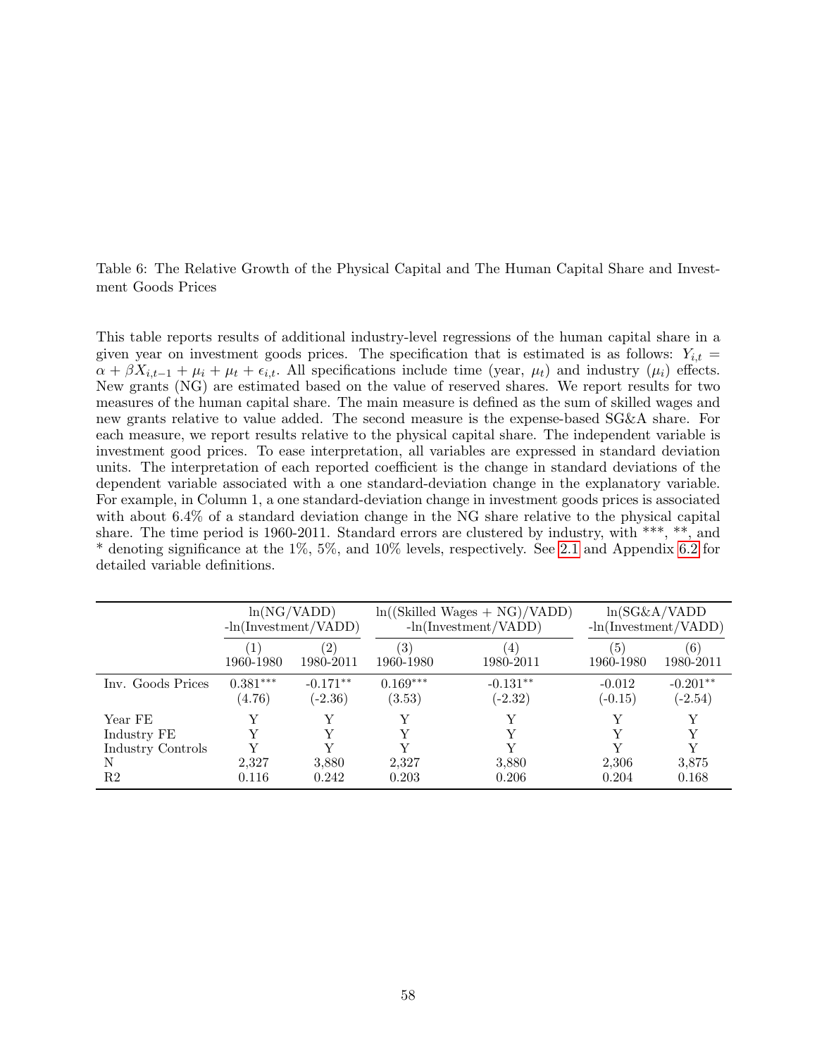Table 6: The Relative Growth of the Physical Capital and The Human Capital Share and Investment Goods Prices

This table reports results of additional industry-level regressions of the human capital share in a given year on investment goods prices. The specification that is estimated is as follows: $Y_{i,t} = \alpha + \beta X_{i,t-1} + \mu_i + \mu_t + \epsilon_{i,t}$. All specifications include time (year, $\mu_t$) and industry ($\mu_i$) effects. New grants (NG) are estimated based on the value of reserved shares. We report results for two measures of the human capital share. The main measure is defined as the sum of skilled wages and new grants relative to value added. The second measure is the expense-based SG&A share. For each measure, we report results relative to the physical capital share. The independent variable is investment good prices. To ease interpretation, all variables are expressed in standard deviation units. The interpretation of each reported coefficient is the change in standard deviations of the dependent variable associated with a one standard-deviation change in the explanatory variable. For example, in Column 1, a one standard-deviation change in investment goods prices is associated with about 6.4% of a standard deviation change in the NG share relative to the physical capital share. The time period is 1960-2011. Standard errors are clustered by industry, with ***, **, and * denoting significance at the 1%, 5%, and 10% levels, respectively. See 2.1 and Appendix 6.2 for detailed variable definitions.

| | ln(NG/VADD) -ln(Investment/VADD) | | ln((Skilled Wages + NG)/VADD) -ln(Investment/VADD) | | ln(SG&A/VADD -ln(Investment/VADD) | |
|---|---|---|---|---|---|---|
| | (1) 1960-1980 | (2) 1980-2011 | (3) 1960-1980 | (4) 1980-2011 | (5) 1960-1980 | (6) 1980-2011 |
| Inv. Goods Prices | 0.381*** | -0.171** | 0.169*** | -0.131** | -0.012 | -0.201** |
| | (4.76) | (-2.36) | (3.53) | (-2.32) | (-0.15) | (-2.54) |
| Year FE | Y | Y | Y | Y | Y | Y |
| Industry FE | Y | Y | Y | Y | Y | Y |
| Industry Controls | Y | Y | Y | Y | Y | Y |
| N | 2,327 | 3,880 | 2,327 | 3,880 | 2,306 | 3,875 |
| R2 | 0.116 | 0.242 | 0.203 | 0.206 | 0.204 | 0.168 |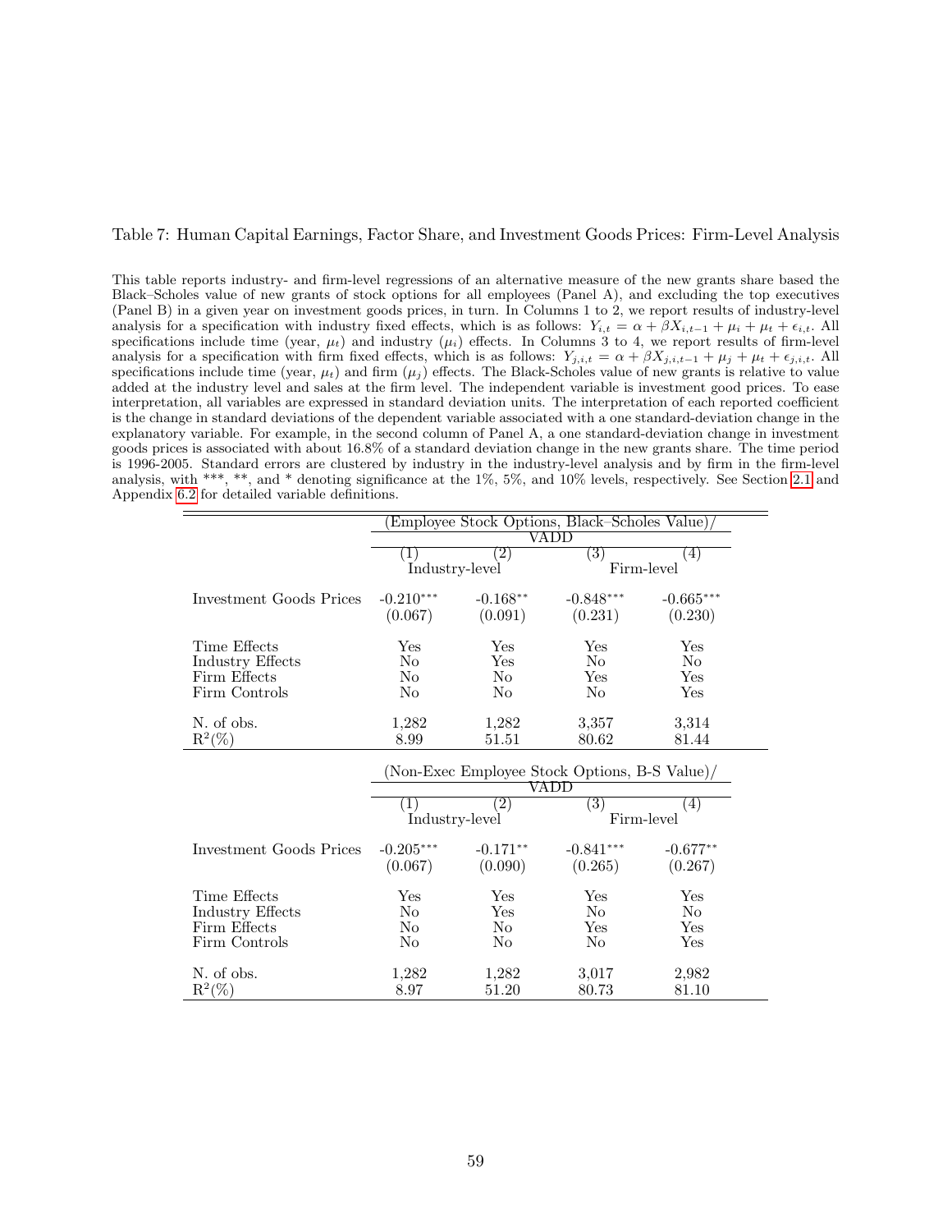Table 7: Human Capital Earnings, Factor Share, and Investment Goods Prices: Firm-Level Analysis

This table reports industry- and firm-level regressions of an alternative measure of the new grants share based the Black–Scholes value of new grants of stock options for all employees (Panel A), and excluding the top executives (Panel B) in a given year on investment goods prices, in turn. In Columns 1 to 2, we report results of industry-level analysis for a specification with industry fixed effects, which is as follows: $Y_{i,t} = \alpha + \beta X_{i,t-1} + \mu_i + \mu_t + \epsilon_{i,t}$. All specifications include time (year, $\mu_t$) and industry ($\mu_i$) effects. In Columns 3 to 4, we report results of firm-level analysis for a specification with firm fixed effects, which is as follows: $Y_{j,i,t} = \alpha + \beta X_{j,i,t-1} + \mu_j + \mu_t + \epsilon_{j,i,t}$. All specifications include time (year, $\mu_t$) and firm ($\mu_j$) effects. The Black-Scholes value of new grants is relative to value added at the industry level and sales at the firm level. The independent variable is investment good prices. To ease interpretation, all variables are expressed in standard deviation units. The interpretation of each reported coefficient is the change in standard deviations of the dependent variable associated with a one standard-deviation change in the explanatory variable. For example, in the second column of Panel A, a one standard-deviation change in investment goods prices is associated with about 16.8% of a standard deviation change in the new grants share. The time period is 1996-2005. Standard errors are clustered by industry in the industry-level analysis and by firm in the firm-level analysis, with ***, **, and * denoting significance at the 1%, 5%, and 10% levels, respectively. See Section 2.1 and Appendix 6.2 for detailed variable definitions.

| | (Employee Stock Options, Black–Scholes Value)/ VADD | | | |
|---|---|---|---|---|
| | (1) | (2) | (3) | (4) |
| | Industry-level | | Firm-level | |
| Investment Goods Prices | -0.210*** | -0.168** | -0.848*** | -0.665*** |
| | (0.067) | (0.091) | (0.231) | (0.230) |
| Time Effects | Yes | Yes | Yes | Yes |
| Industry Effects | No | Yes | No | No |
| Firm Effects | No | No | Yes | Yes |
| Firm Controls | No | No | No | Yes |
| N. of obs. | 1,282 | 1,282 | 3,357 | 3,314 |
| $R^2$(%) | 8.99 | 51.51 | 80.62 | 81.44 |

| | (Non-Exec Employee Stock Options, B-S Value)/ VADD | | | |
|---|---|---|---|---|
| | (1) | (2) | (3) | (4) |
| | Industry-level | | Firm-level | |
| Investment Goods Prices | -0.205*** | -0.171** | -0.841*** | -0.677** |
| | (0.067) | (0.090) | (0.265) | (0.267) |
| Time Effects | Yes | Yes | Yes | Yes |
| Industry Effects | No | Yes | No | No |
| Firm Effects | No | No | Yes | Yes |
| Firm Controls | No | No | No | Yes |
| N. of obs. | 1,282 | 1,282 | 3,017 | 2,982 |
| $R^2$(%) | 8.97 | 51.20 | 80.73 | 81.10 |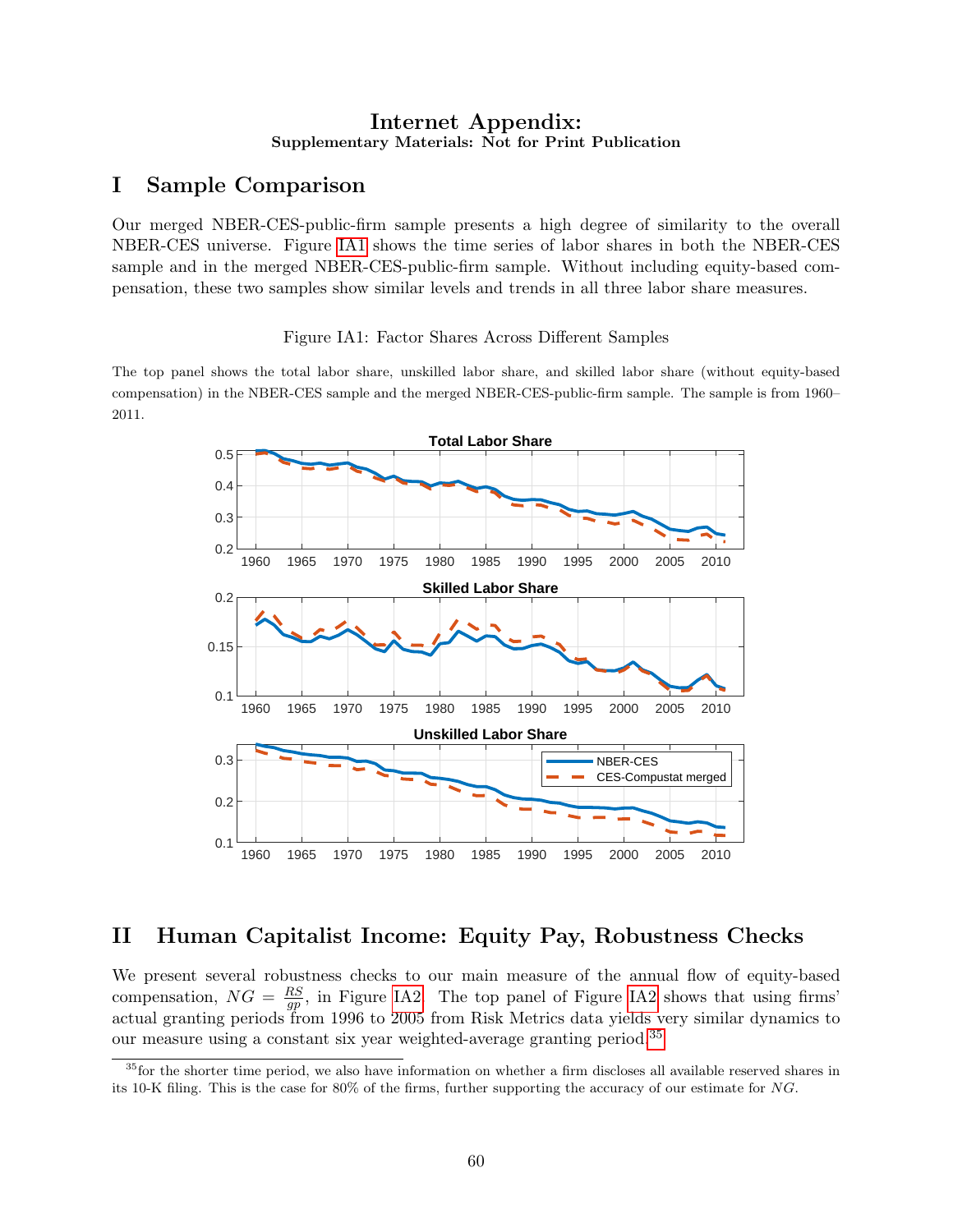# Internet Appendix:
### Supplementary Materials: Not for Print Publication

## I Sample Comparison

Our merged NBER-CES-public-firm sample presents a high degree of similarity to the overall NBER-CES universe. Figure IA1 shows the time series of labor shares in both the NBER-CES sample and in the merged NBER-CES-public-firm sample. Without including equity-based compensation, these two samples show similar levels and trends in all three labor share measures.

Figure IA1: Factor Shares Across Different Samples

The top panel shows the total labor share, unskilled labor share, and skilled labor share (without equity-based compensation) in the NBER-CES sample and the merged NBER-CES-public-firm sample. The sample is from 1960–2011.

## II Human Capitalist Income: Equity Pay, Robustness Checks

We present several robustness checks to our main measure of the annual flow of equity-based compensation, $NG = \frac{RS}{gp}$, in Figure IA2. The top panel of Figure IA2 shows that using firms' actual granting periods from 1996 to 2005 from Risk Metrics data yields very similar dynamics to our measure using a constant six year weighted-average granting period.[35]

[35] for the shorter time period, we also have information on whether a firm discloses all available reserved shares in its 10-K filing. This is the case for 80% of the firms, further supporting the accuracy of our estimate for $NG$.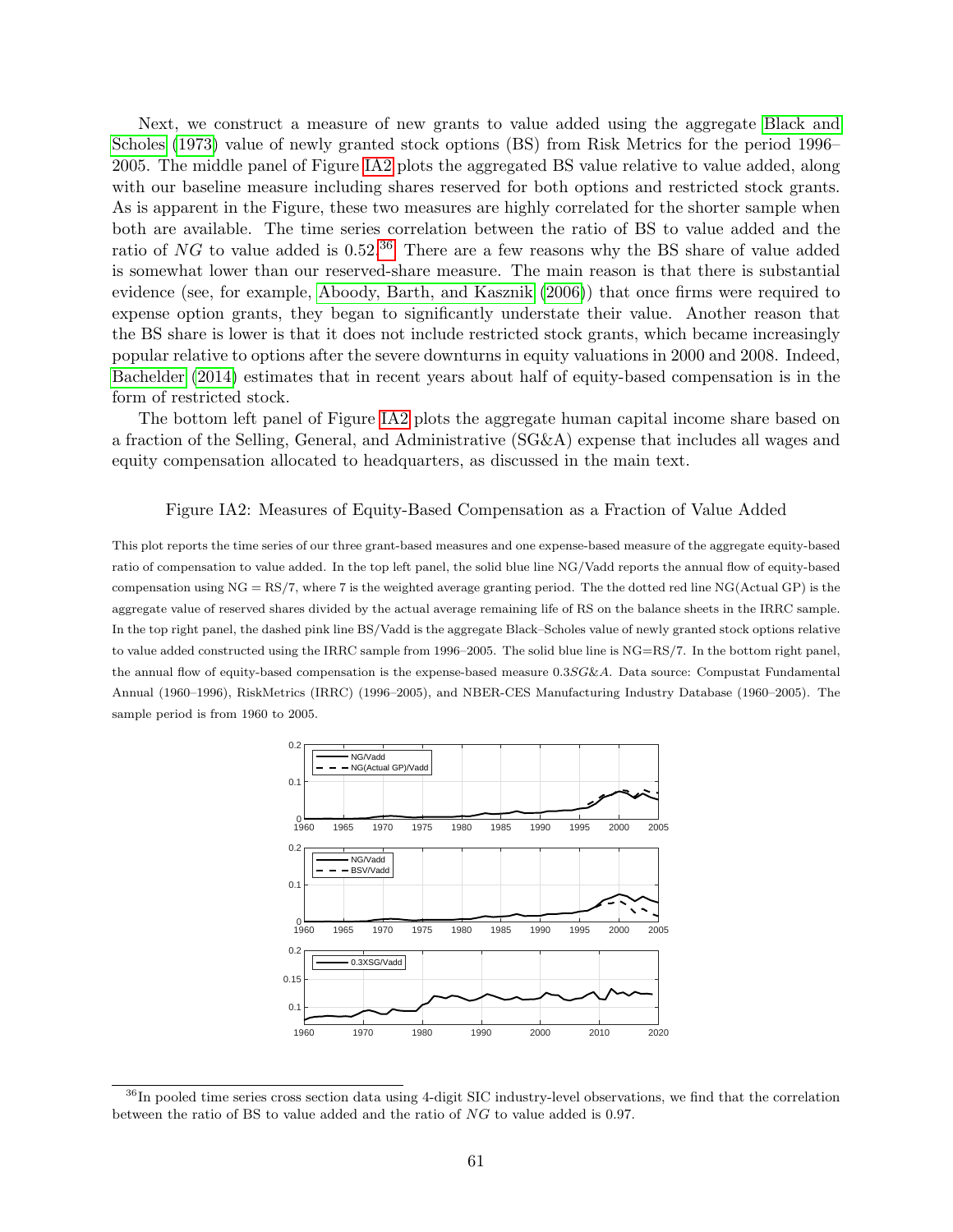Next, we construct a measure of new grants to value added using the aggregate Black and Scholes (1973) value of newly granted stock options (BS) from Risk Metrics for the period 1996–2005. The middle panel of Figure IA2 plots the aggregated BS value relative to value added, along with our baseline measure including shares reserved for both options and restricted stock grants. As is apparent in the Figure, these two measures are highly correlated for the shorter sample when both are available. The time series correlation between the ratio of BS to value added and the ratio of $NG$ to value added is 0.52.[36] There are a few reasons why the BS share of value added is somewhat lower than our reserved-share measure. The main reason is that there is substantial evidence (see, for example, Aboody, Barth, and Kasznik (2006)) that once firms were required to expense option grants, they began to significantly understate their value. Another reason that the BS share is lower is that it does not include restricted stock grants, which became increasingly popular relative to options after the severe downturns in equity valuations in 2000 and 2008. Indeed, Bachelder (2014) estimates that in recent years about half of equity-based compensation is in the form of restricted stock.

The bottom left panel of Figure IA2 plots the aggregate human capital income share based on a fraction of the Selling, General, and Administrative (SG&A) expense that includes all wages and equity compensation allocated to headquarters, as discussed in the main text.

Figure IA2: Measures of Equity-Based Compensation as a Fraction of Value Added

This plot reports the time series of our three grant-based measures and one expense-based measure of the aggregate equity-based ratio of compensation to value added. In the top left panel, the solid blue line NG/Vadd reports the annual flow of equity-based compensation using NG = RS/7, where 7 is the weighted average granting period. The the dotted red line NG(Actual GP) is the aggregate value of reserved shares divided by the actual average remaining life of RS on the balance sheets in the IRRC sample. In the top right panel, the dashed pink line BS/Vadd is the aggregate Black–Scholes value of newly granted stock options relative to value added constructed using the IRRC sample from 1996–2005. The solid blue line is NG=RS/7. In the bottom right panel, the annual flow of equity-based compensation is the expense-based measure $0.3SG\&A$. Data source: Compustat Fundamental Annual (1960–1996), RiskMetrics (IRRC) (1996–2005), and NBER-CES Manufacturing Industry Database (1960–2005). The sample period is from 1960 to 2005.

[36] In pooled time series cross section data using 4-digit SIC industry-level observations, we find that the correlation between the ratio of BS to value added and the ratio of $NG$ to value added is 0.97.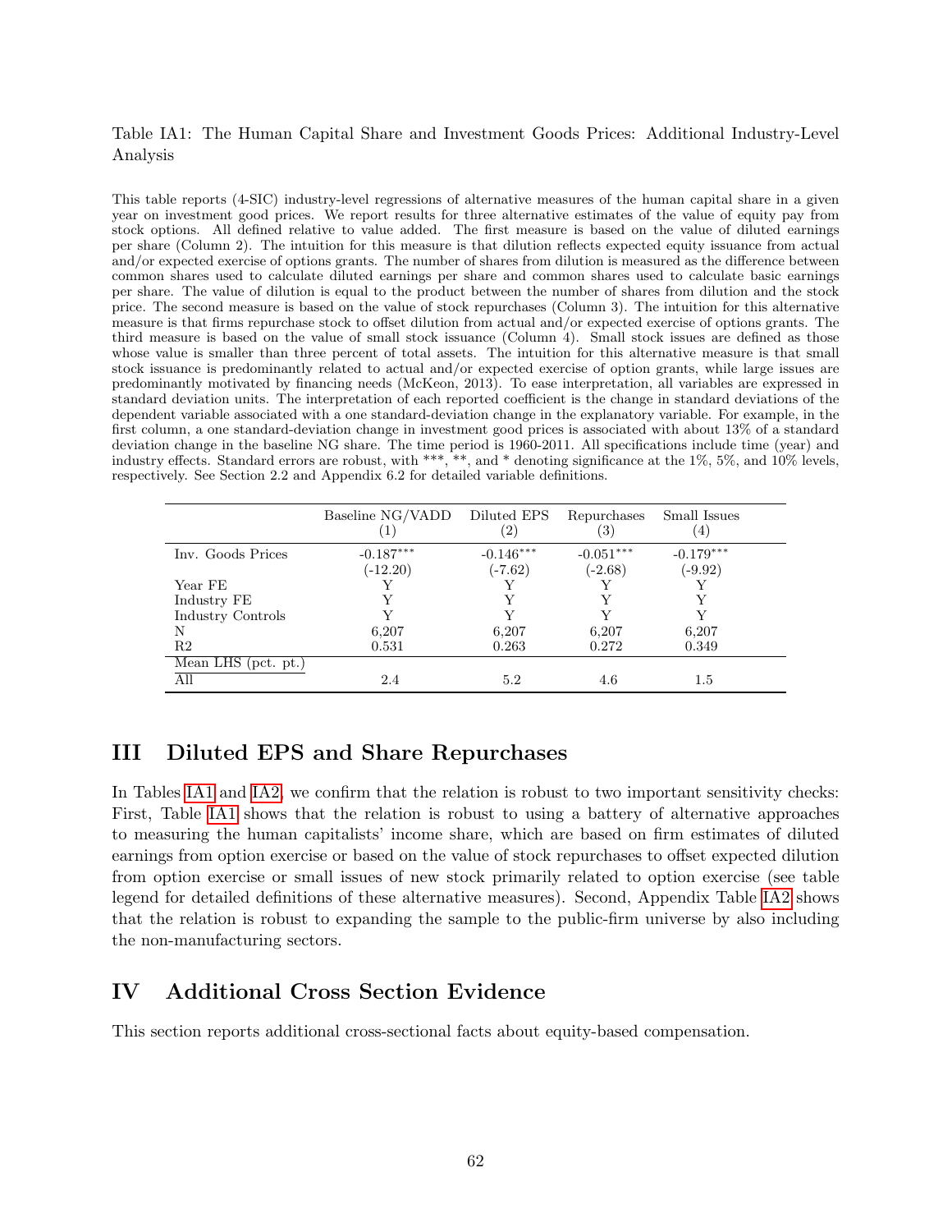Table IA1: The Human Capital Share and Investment Goods Prices: Additional Industry-Level Analysis

This table reports (4-SIC) industry-level regressions of alternative measures of the human capital share in a given year on investment good prices. We report results for three alternative estimates of the value of equity pay from stock options. All defined relative to value added. The first measure is based on the value of diluted earnings per share (Column 2). The intuition for this measure is that dilution reflects expected equity issuance from actual and/or expected exercise of options grants. The number of shares from dilution is measured as the difference between common shares used to calculate diluted earnings per share and common shares used to calculate basic earnings per share. The value of dilution is equal to the product between the number of shares from dilution and the stock price. The second measure is based on the value of stock repurchases (Column 3). The intuition for this alternative measure is that firms repurchase stock to offset dilution from actual and/or expected exercise of options grants. The third measure is based on the value of small stock issuance (Column 4). Small stock issues are defined as those whose value is smaller than three percent of total assets. The intuition for this alternative measure is that small stock issuance is predominantly related to actual and/or expected exercise of option grants, while large issues are predominantly motivated by financing needs (McKeon, 2013). To ease interpretation, all variables are expressed in standard deviation units. The interpretation of each reported coefficient is the change in standard deviations of the dependent variable associated with a one standard-deviation change in the explanatory variable. For example, in the first column, a one standard-deviation change in investment good prices is associated with about 13% of a standard deviation change in the baseline NG share. The time period is 1960-2011. All specifications include time (year) and industry effects. Standard errors are robust, with ***, **, and * denoting significance at the 1%, 5%, and 10% levels, respectively. See Section 2.2 and Appendix 6.2 for detailed variable definitions.

| | Baseline NG/VADD (1) | Diluted EPS (2) | Repurchases (3) | Small Issues (4) |
|---|---|---|---|---|
| Inv. Goods Prices | -0.187*** | -0.146*** | -0.051*** | -0.179*** |
| | (-12.20) | (-7.62) | (-2.68) | (-9.92) |
| Year FE | Y | Y | Y | Y |
| Industry FE | Y | Y | Y | Y |
| Industry Controls | Y | Y | Y | Y |
| N | 6,207 | 6,207 | 6,207 | 6,207 |
| R2 | 0.531 | 0.263 | 0.272 | 0.349 |
| Mean LHS (pct. pt.) | | | | |
| All | 2.4 | 5.2 | 4.6 | 1.5 |

## III Diluted EPS and Share Repurchases

In Tables IA1 and IA2, we confirm that the relation is robust to two important sensitivity checks: First, Table IA1 shows that the relation is robust to using a battery of alternative approaches to measuring the human capitalists' income share, which are based on firm estimates of diluted earnings from option exercise or based on the value of stock repurchases to offset expected dilution from option exercise or small issues of new stock primarily related to option exercise (see table legend for detailed definitions of these alternative measures). Second, Appendix Table IA2 shows that the relation is robust to expanding the sample to the public-firm universe by also including the non-manufacturing sectors.

## IV Additional Cross Section Evidence

This section reports additional cross-sectional facts about equity-based compensation.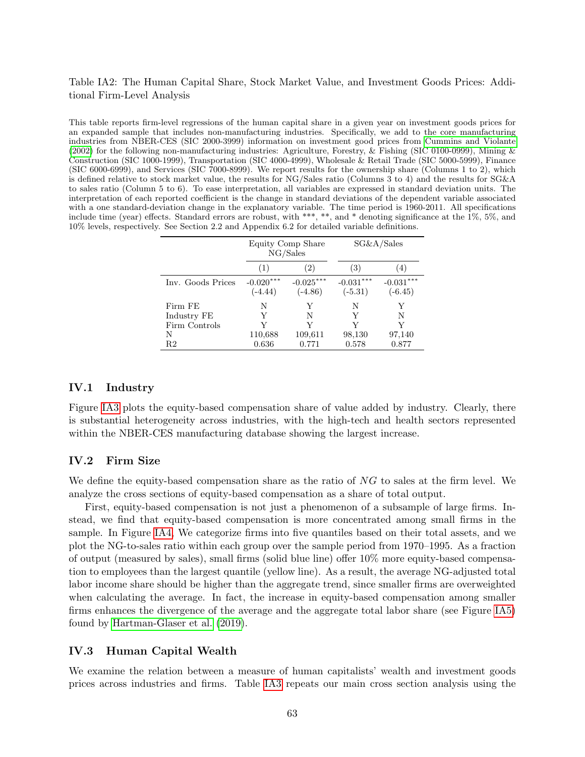Table IA2: The Human Capital Share, Stock Market Value, and Investment Goods Prices: Additional Firm-Level Analysis

This table reports firm-level regressions of the human capital share in a given year on investment goods prices for an expanded sample that includes non-manufacturing industries. Specifically, we add to the core manufacturing industries from NBER-CES (SIC 2000-3999) information on investment good prices from Cummins and Violante (2002) for the following non-manufacturing industries: Agriculture, Forestry, & Fishing (SIC 0100-0999), Mining & Construction (SIC 1000-1999), Transportation (SIC 4000-4999), Wholesale & Retail Trade (SIC 5000-5999), Finance (SIC 6000-6999), and Services (SIC 7000-8999). We report results for the ownership share (Columns 1 to 2), which is defined relative to stock market value, the results for NG/Sales ratio (Columns 3 to 4) and the results for SG&A to sales ratio (Column 5 to 6). To ease interpretation, all variables are expressed in standard deviation units. The interpretation of each reported coefficient is the change in standard deviations of the dependent variable associated with a one standard-deviation change in the explanatory variable. The time period is 1960-2011. All specifications include time (year) effects. Standard errors are robust, with \*\*\*, \*\*, and \* denoting significance at the 1%, 5%, and 10% levels, respectively. See Section 2.2 and Appendix 6.2 for detailed variable definitions.

| | Equity Comp Share NG/Sales | | SG&A/Sales | |
|---|---|---|---|---|
| | (1) | (2) | (3) | (4) |
| Inv. Goods Prices | -0.020*** | -0.025*** | -0.031*** | -0.031*** |
| | (-4.44) | (-4.86) | (-5.31) | (-6.45) |
| Firm FE | N | Y | N | Y |
| Industry FE | Y | N | Y | N |
| Firm Controls | Y | Y | Y | Y |
| N | 110,688 | 109,611 | 98,130 | 97,140 |
| R2 | 0.636 | 0.771 | 0.578 | 0.877 |

## IV.1 Industry

Figure IA3 plots the equity-based compensation share of value added by industry. Clearly, there is substantial heterogeneity across industries, with the high-tech and health sectors represented within the NBER-CES manufacturing database showing the largest increase.

## IV.2 Firm Size

We define the equity-based compensation share as the ratio of $NG$ to sales at the firm level. We analyze the cross sections of equity-based compensation as a share of total output.

First, equity-based compensation is not just a phenomenon of a subsample of large firms. Instead, we find that equity-based compensation is more concentrated among small firms in the sample. In Figure IA4. We categorize firms into five quantiles based on their total assets, and we plot the NG-to-sales ratio within each group over the sample period from 1970–1995. As a fraction of output (measured by sales), small firms (solid blue line) offer 10% more equity-based compensation to employees than the largest quantile (yellow line). As a result, the average NG-adjusted total labor income share should be higher than the aggregate trend, since smaller firms are overweighted when calculating the average. In fact, the increase in equity-based compensation among smaller firms enhances the divergence of the average and the aggregate total labor share (see Figure IA5) found by Hartman-Glaser et al. (2019).

## IV.3 Human Capital Wealth

We examine the relation between a measure of human capitalists' wealth and investment goods prices across industries and firms. Table IA3 repeats our main cross section analysis using the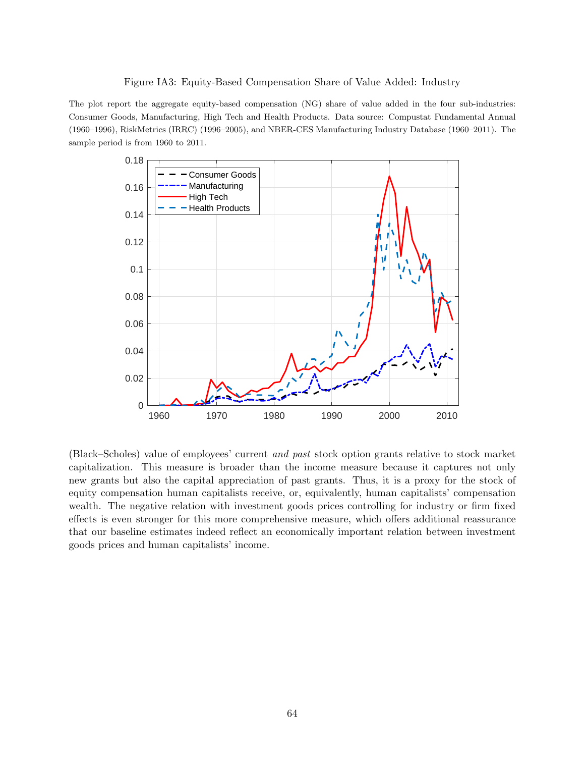Figure IA3: Equity-Based Compensation Share of Value Added: Industry

The plot report the aggregate equity-based compensation (NG) share of value added in the four sub-industries: Consumer Goods, Manufacturing, High Tech and Health Products. Data source: Compustat Fundamental Annual (1960–1996), RiskMetrics (IRRC) (1996–2005), and NBER-CES Manufacturing Industry Database (1960–2011). The sample period is from 1960 to 2011.

(Black–Scholes) value of employees' current *and past* stock option grants relative to stock market capitalization. This measure is broader than the income measure because it captures not only new grants but also the capital appreciation of past grants. Thus, it is a proxy for the stock of equity compensation human capitalists receive, or, equivalently, human capitalists' compensation wealth. The negative relation with investment goods prices controlling for industry or firm fixed effects is even stronger for this more comprehensive measure, which offers additional reassurance that our baseline estimates indeed reflect an economically important relation between investment goods prices and human capitalists' income.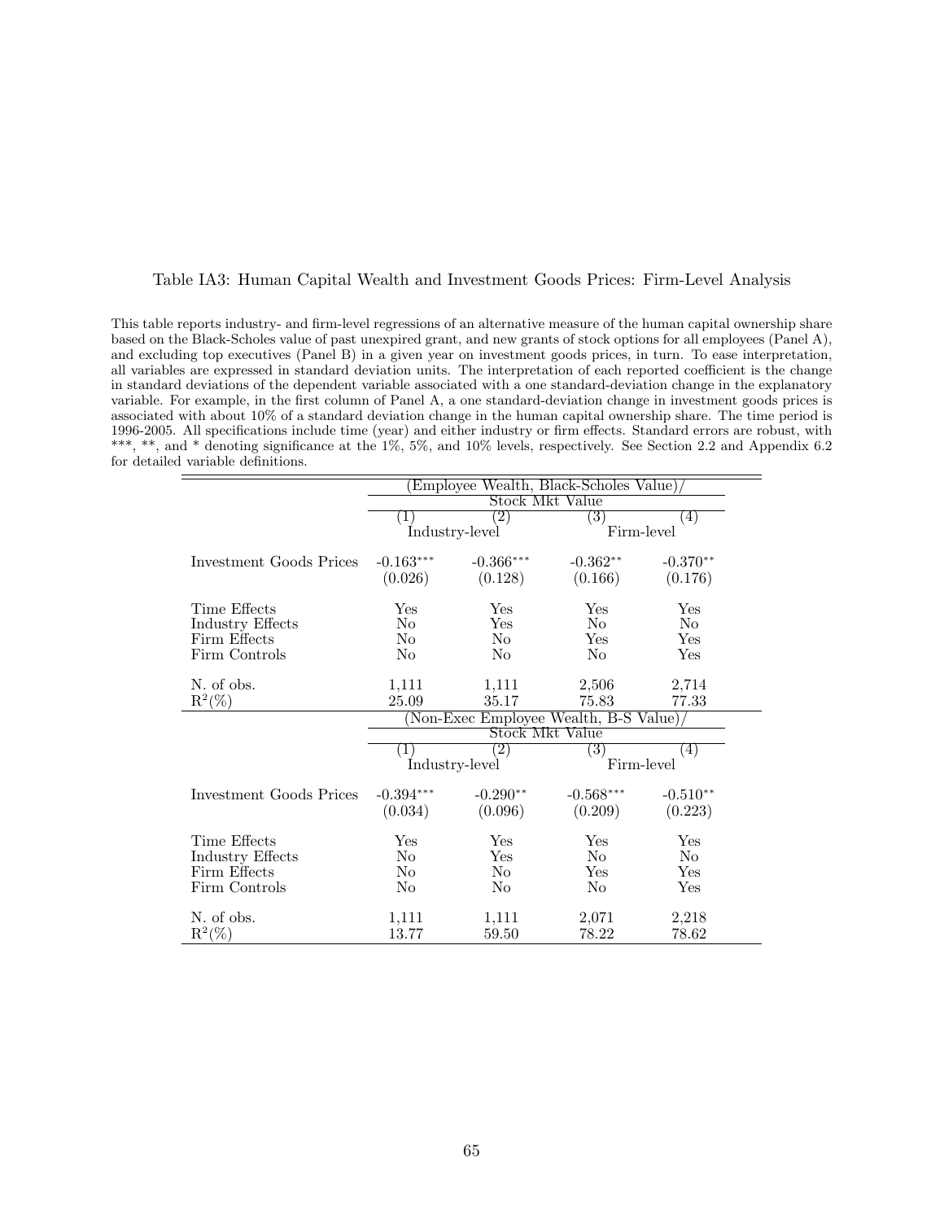Table IA3: Human Capital Wealth and Investment Goods Prices: Firm-Level Analysis

This table reports industry- and firm-level regressions of an alternative measure of the human capital ownership share based on the Black-Scholes value of past unexpired grant, and new grants of stock options for all employees (Panel A), and excluding top executives (Panel B) in a given year on investment goods prices, in turn. To ease interpretation, all variables are expressed in standard deviation units. The interpretation of each reported coefficient is the change in standard deviations of the dependent variable associated with a one standard-deviation change in the explanatory variable. For example, in the first column of Panel A, a one standard-deviation change in investment goods prices is associated with about 10% of a standard deviation change in the human capital ownership share. The time period is 1996-2005. All specifications include time (year) and either industry or firm effects. Standard errors are robust, with \*\*\*, \*\*, and \* denoting significance at the 1%, 5%, and 10% levels, respectively. See Section 2.2 and Appendix 6.2 for detailed variable definitions.

| | (Employee Wealth, Black-Scholes Value)/ Stock Mkt Value | | | |
|---|---|---|---|---|
| | (1) | (2) | (3) | (4) |
| | Industry-level | | Firm-level | |
| Investment Goods Prices | -0.163*** | -0.366*** | -0.362** | -0.370** |
| | (0.026) | (0.128) | (0.166) | (0.176) |
| Time Effects | Yes | Yes | Yes | Yes |
| Industry Effects | No | Yes | No | No |
| Firm Effects | No | No | Yes | Yes |
| Firm Controls | No | No | No | Yes |
| N. of obs. | 1,111 | 1,111 | 2,506 | 2,714 |
| $R^2(\%)$ | 25.09 | 35.17 | 75.83 | 77.33 |
| | (Non-Exec Employee Wealth, B-S Value)/ Stock Mkt Value | | | |
| | (1) | (2) | (3) | (4) |
| | Industry-level | | Firm-level | |
| Investment Goods Prices | -0.394*** | -0.290** | -0.568*** | -0.510** |
| | (0.034) | (0.096) | (0.209) | (0.223) |
| Time Effects | Yes | Yes | Yes | Yes |
| Industry Effects | No | Yes | No | No |
| Firm Effects | No | No | Yes | Yes |
| Firm Controls | No | No | No | Yes |
| N. of obs. | 1,111 | 1,111 | 2,071 | 2,218 |
| $R^2(\%)$ | 13.77 | 59.50 | 78.22 | 78.62 |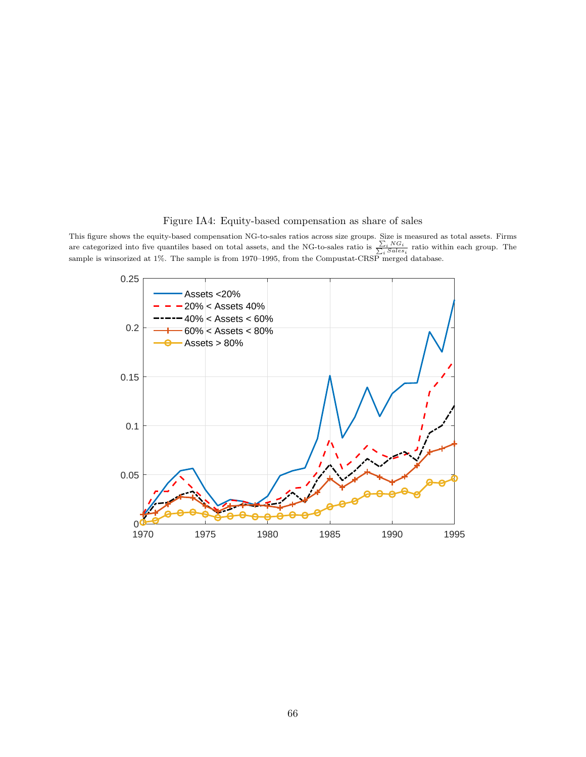Figure IA4: Equity-based compensation as share of sales

This figure shows the equity-based compensation NG-to-sales ratios across size groups. Size is measured as total assets. Firms are categorized into five quantiles based on total assets, and the NG-to-sales ratio is $\frac{\sum_i NG_i}{\sum_i Sales_i}$ ratio within each group. The sample is winsorized at 1%. The sample is from 1970–1995, from the Compustat-CRSP merged database.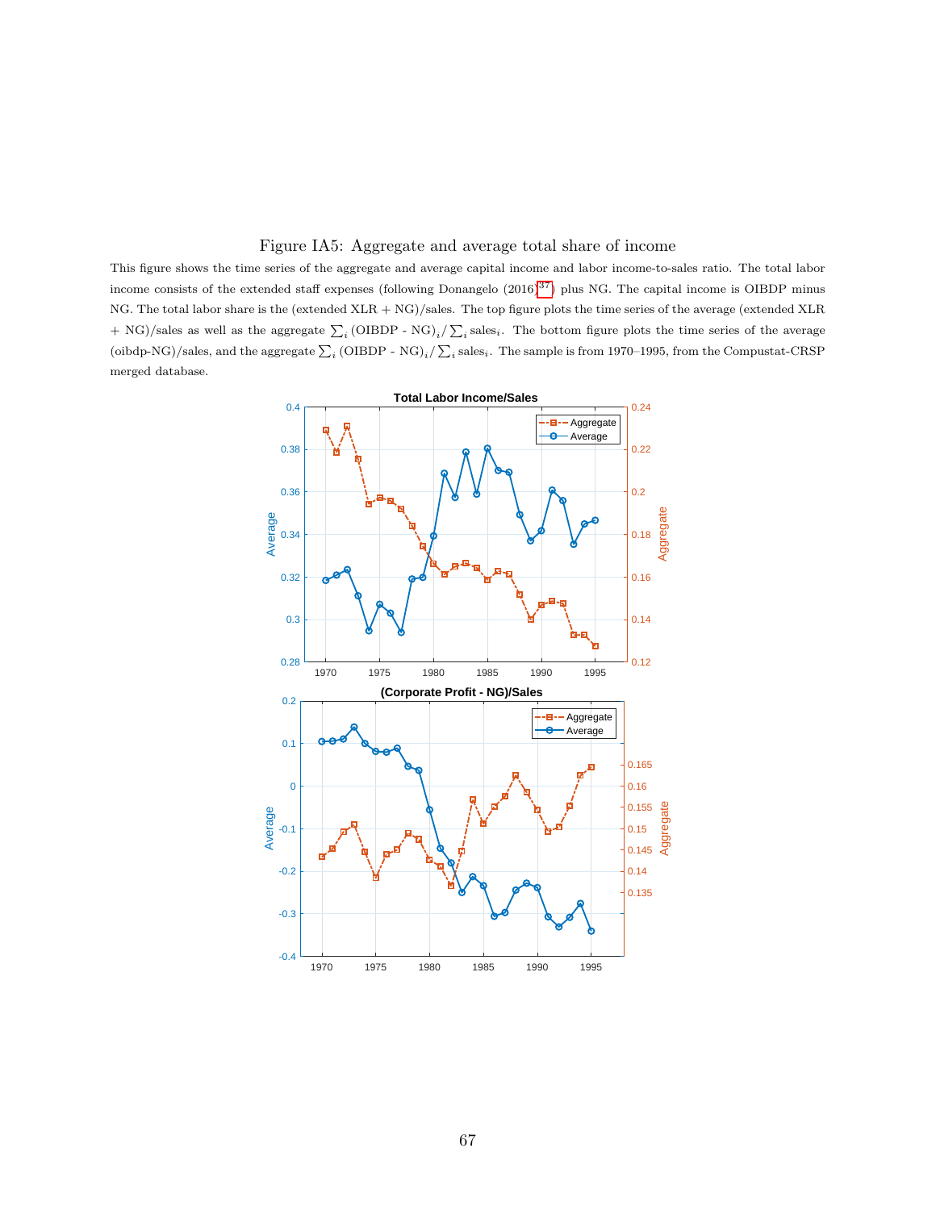Figure IA5: Aggregate and average total share of income

This figure shows the time series of the aggregate and average capital income and labor income-to-sales ratio. The total labor income consists of the extended staff expenses (following Donangelo (2016)[37]) plus NG. The capital income is OIBDP minus NG. The total labor share is the (extended XLR + NG)/sales. The top figure plots the time series of the average (extended XLR + NG)/sales as well as the aggregate $\sum_i (\text{OIBDP - NG})_i / \sum_i \text{sales}_i$. The bottom figure plots the time series of the average (oibdp-NG)/sales, and the aggregate $\sum_i (\text{OIBDP - NG})_i / \sum_i \text{sales}_i$. The sample is from 1970–1995, from the Compustat-CRSP merged database.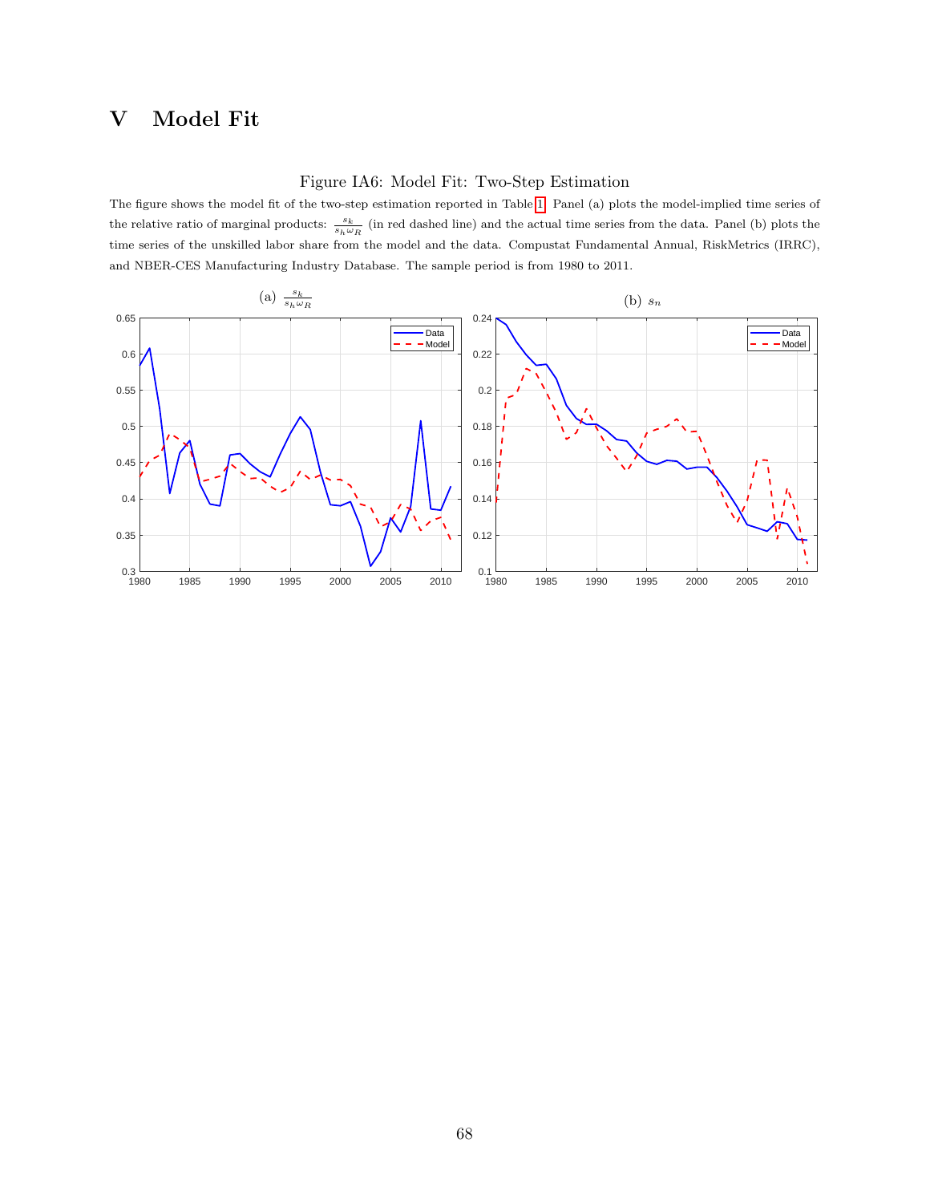# V Model Fit

Figure IA6: Model Fit: Two-Step Estimation

The figure shows the model fit of the two-step estimation reported in Table 1. Panel (a) plots the model-implied time series of the relative ratio of marginal products: $\frac{s_k}{s_h \omega_R}$ (in red dashed line) and the actual time series from the data. Panel (b) plots the time series of the unskilled labor share from the model and the data. Compustat Fundamental Annual, RiskMetrics (IRRC), and NBER-CES Manufacturing Industry Database. The sample period is from 1980 to 2011.

(a) $\frac{s_k}{s_h \omega_R}$

Data
Model

0.65
0.6
0.55
0.5
0.45
0.4
0.35
0.3

1980 1985 1990 1995 2000 2005 2010

(b) $s_n$

Data
Model

0.24
0.22
0.2
0.18
0.16
0.14
0.12
0.1

1980 1985 1990 1995 2000 2005 2010